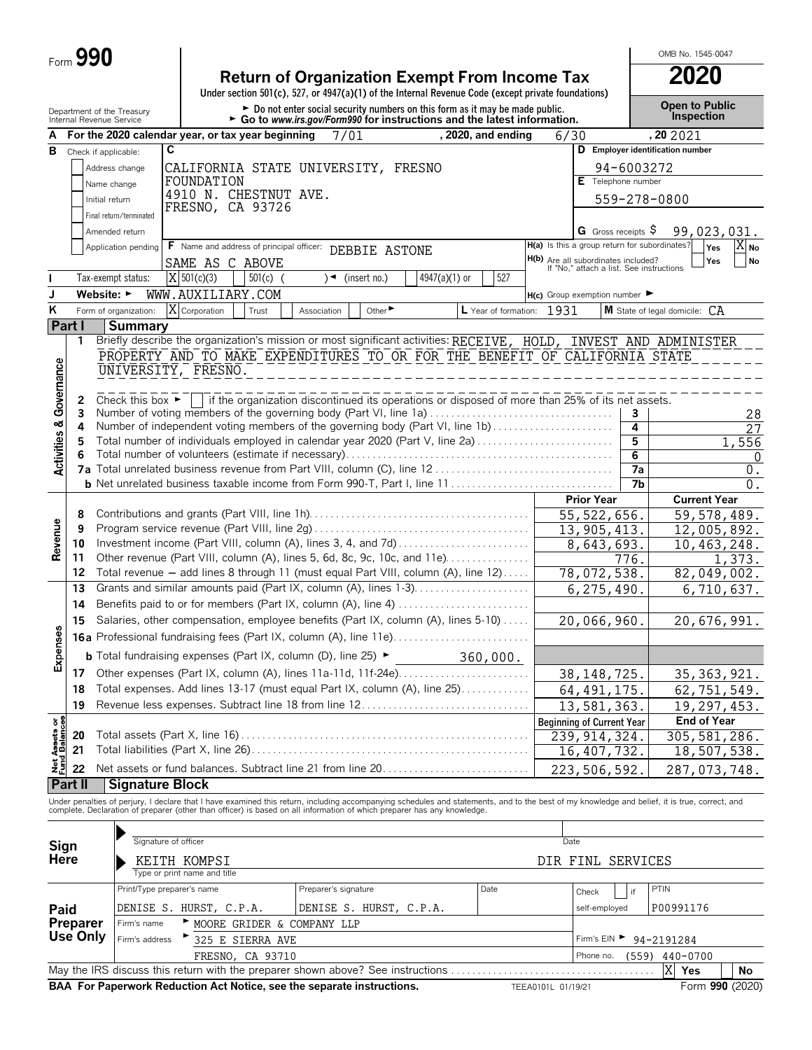Form **990**

# Return of Organization Exempt From Income Tax

**2020**

OMB No. 1545-0047

Under section 501(c), 527, or 4947(a)(1) of the Internal Revenue Code (except private foundations)

► Do not enter social security numbers on this form as it may be made public.
► Go to *www.irs.gov/Form990* for instructions and the latest information.

**Open to Public Inspection**

Department of the Treasury
Internal Revenue Service

**A** For the 2020 calendar year, or tax year beginning 7/01, 2020, and ending 6/30, 20 2021

**B** Check if applicable:
- Address change
- Name change
- Initial return
- Final return/terminated
- Amended return
- Application pending

**C** CALIFORNIA STATE UNIVERSITY, FRESNO FOUNDATION
4910 N. CHESTNUT AVE.
FRESNO, CA 93726

**D** Employer identification number: 94-6003272

**E** Telephone number: 559-278-0800

**G** Gross receipts $ 99,023,031.

**F** Name and address of principal officer: DEBBIE ASTONE
SAME AS C ABOVE

**H(a)** Is this a group return for subordinates? Yes [ ] No [X]

**H(b)** Are all subordinates included? Yes [ ] No [ ]
If "No," attach a list. See instructions

**I** Tax-exempt status: [X] 501(c)(3) [ ] 501(c) ( ) ◄ (insert no.) [ ] 4947(a)(1) or [ ] 527

**J** Website: ► WWW.AUXILIARY.COM

**H(c)** Group exemption number ►

**K** Form of organization: [X] Corporation [ ] Trust [ ] Association [ ] Other ►

**L** Year of formation: 1931

**M** State of legal domicile: CA

## Part I Summary

**Activities & Governance**

1 Briefly describe the organization's mission or most significant activities: RECEIVE, HOLD, INVEST AND ADMINISTER PROPERTY AND TO MAKE EXPENDITURES TO OR FOR THE BENEFIT OF CALIFORNIA STATE UNIVERSITY, FRESNO.

2 Check this box ► [ ] if the organization discontinued its operations or disposed of more than 25% of its net assets.

| Line | Description | | Value |
|---|---|---|---|
| 3 | Number of voting members of the governing body (Part VI, line 1a) | 3 | 28 |
| 4 | Number of independent voting members of the governing body (Part VI, line 1b) | 4 | 27 |
| 5 | Total number of individuals employed in calendar year 2020 (Part V, line 2a) | 5 | 1,556 |
| 6 | Total number of volunteers (estimate if necessary) | 6 | 0 |
| 7a | Total unrelated business revenue from Part VIII, column (C), line 12 | 7a | 0. |
| b | Net unrelated business taxable income from Form 990-T, Part I, line 11 | 7b | 0. |

| | Line | Description | Prior Year | Current Year |
|---|---|---|---|---|
| **Revenue** | 8 | Contributions and grants (Part VIII, line 1h) | 55,522,656. | 59,578,489. |
| | 9 | Program service revenue (Part VIII, line 2g) | 13,905,413. | 12,005,892. |
| | 10 | Investment income (Part VIII, column (A), lines 3, 4, and 7d) | 8,643,693. | 10,463,248. |
| | 11 | Other revenue (Part VIII, column (A), lines 5, 6d, 8c, 9c, 10c, and 11e) | 776. | 1,373. |
| | 12 | Total revenue — add lines 8 through 11 (must equal Part VIII, column (A), line 12) | 78,072,538. | 82,049,002. |
| **Expenses** | 13 | Grants and similar amounts paid (Part IX, column (A), lines 1-3) | 6,275,490. | 6,710,637. |
| | 14 | Benefits paid to or for members (Part IX, column (A), line 4) | | |
| | 15 | Salaries, other compensation, employee benefits (Part IX, column (A), lines 5-10) | 20,066,960. | 20,676,991. |
| | 16a | Professional fundraising fees (Part IX, column (A), line 11e) | | |
| | b | Total fundraising expenses (Part IX, column (D), line 25) ► 360,000. | | |
| | 17 | Other expenses (Part IX, column (A), lines 11a-11d, 11f-24e) | 38,148,725. | 35,363,921. |
| | 18 | Total expenses. Add lines 13-17 (must equal Part IX, column (A), line 25) | 64,491,175. | 62,751,549. |
| | 19 | Revenue less expenses. Subtract line 18 from line 12 | 13,581,363. | 19,297,453. |
| | | | **Beginning of Current Year** | **End of Year** |
| **Net Assets or Fund Balances** | 20 | Total assets (Part X, line 16) | 239,914,324. | 305,581,286. |
| | 21 | Total liabilities (Part X, line 26) | 16,407,732. | 18,507,538. |
| | 22 | Net assets or fund balances. Subtract line 21 from line 20 | 223,506,592. | 287,073,748. |

## Part II Signature Block

Under penalties of perjury, I declare that I have examined this return, including accompanying schedules and statements, and to the best of my knowledge and belief, it is true, correct, and complete. Declaration of preparer (other than officer) is based on all information of which preparer has any knowledge.

**Sign Here**

Signature of officer | Date

KEITH KOMPSI DIR FINL SERVICES
Type or print name and title

**Paid Preparer Use Only**

| Print/Type preparer's name | Preparer's signature | Date | Check [ ] if self-employed | PTIN |
|---|---|---|---|---|
| DENISE S. HURST, C.P.A. | DENISE S. HURST, C.P.A. | | | P00991176 |

Firm's name ► MOORE GRIDER & COMPANY LLP

Firm's EIN ► 94-2191284

Firm's address ► 325 E SIERRA AVE
FRESNO, CA 93710

Phone no. (559) 440-0700

May the IRS discuss this return with the preparer shown above? See instructions [X] Yes [ ] No

**BAA For Paperwork Reduction Act Notice, see the separate instructions.** TEEA0101L 01/19/21 Form **990** (2020)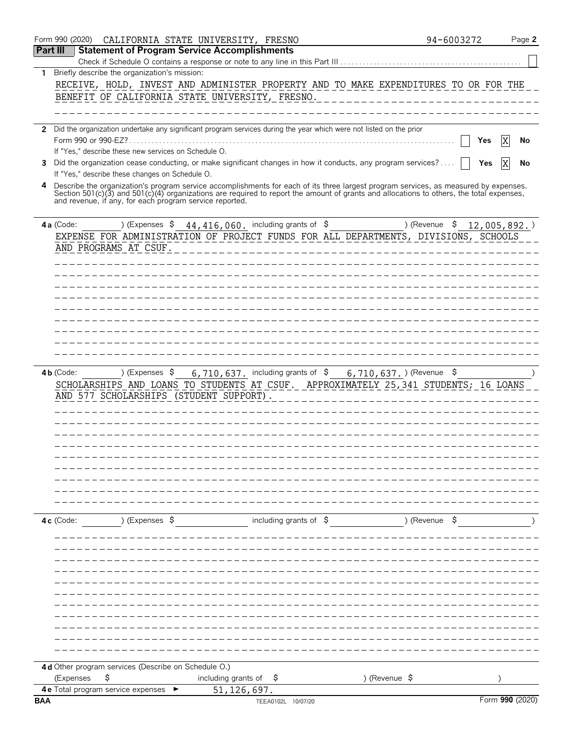Form 990 (2020) CALIFORNIA STATE UNIVERSITY, FRESNO 94-6003272 Page **2**

## Part III Statement of Program Service Accomplishments

Check if Schedule O contains a response or note to any line in this Part III ☐

**1** Briefly describe the organization's mission:

RECEIVE, HOLD, INVEST AND ADMINISTER PROPERTY AND TO MAKE EXPENDITURES TO OR FOR THE BENEFIT OF CALIFORNIA STATE UNIVERSITY, FRESNO.

**2** Did the organization undertake any significant program services during the year which were not listed on the prior Form 990 or 990-EZ? ☐ Yes ☒ No

If "Yes," describe these new services on Schedule O.

**3** Did the organization cease conducting, or make significant changes in how it conducts, any program services? ☐ Yes ☒ No

If "Yes," describe these changes on Schedule O.

**4** Describe the organization's program service accomplishments for each of its three largest program services, as measured by expenses. Section 501(c)(3) and 501(c)(4) organizations are required to report the amount of grants and allocations to others, the total expenses, and revenue, if any, for each program service reported.

**4a** (Code: ) (Expenses $ 44,416,060. including grants of $ ) (Revenue $ 12,005,892. )

EXPENSE FOR ADMINISTRATION OF PROJECT FUNDS FOR ALL DEPARTMENTS, DIVISIONS, SCHOOLS AND PROGRAMS AT CSUF.

**4b** (Code: ) (Expenses $ 6,710,637. including grants of $ 6,710,637. ) (Revenue $ )

SCHOLARSHIPS AND LOANS TO STUDENTS AT CSUF. APPROXIMATELY 25,341 STUDENTS; 16 LOANS AND 577 SCHOLARSHIPS (STUDENT SUPPORT).

**4c** (Code: ) (Expenses $ including grants of $ ) (Revenue $ )

**4d** Other program services (Describe on Schedule O.)

(Expenses $ including grants of $ ) (Revenue $ )

**4e** Total program service expenses ► 51,126,697.

BAA TEEA0102L 10/07/20 Form **990** (2020)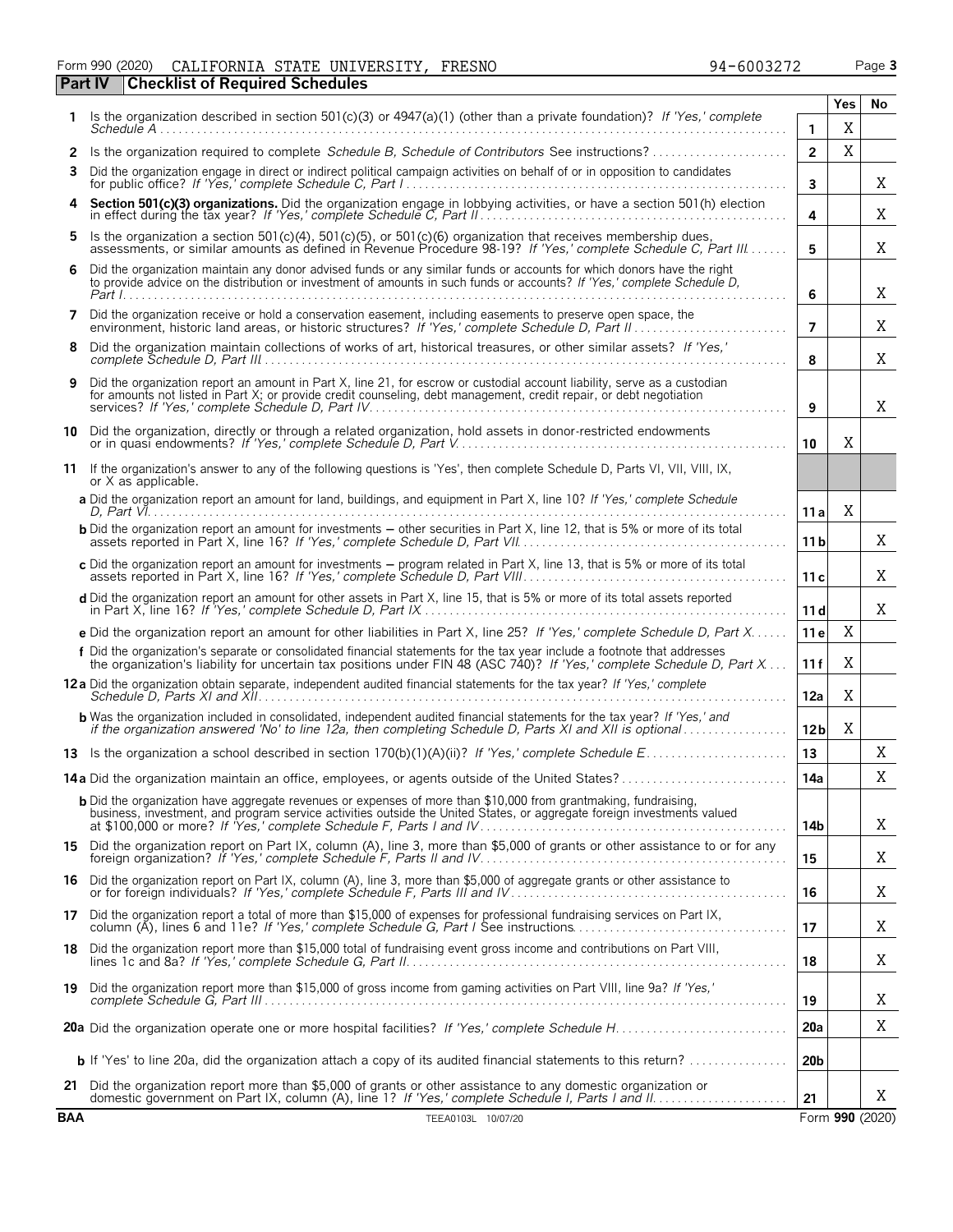Form 990 (2020) CALIFORNIA STATE UNIVERSITY, FRESNO 94-6003272

**Part IV Checklist of Required Schedules**

| | | | Yes | No |
|---|---|---|---|---|
| **1** | Is the organization described in section 501(c)(3) or 4947(a)(1) (other than a private foundation)? *If 'Yes,' complete Schedule A* | **1** | X | |
| **2** | Is the organization required to complete *Schedule B, Schedule of Contributors* See instructions? | **2** | X | |
| **3** | Did the organization engage in direct or indirect political campaign activities on behalf of or in opposition to candidates for public office? *If 'Yes,' complete Schedule C, Part I* | **3** | | X |
| **4** | **Section 501(c)(3) organizations.** Did the organization engage in lobbying activities, or have a section 501(h) election in effect during the tax year? *If 'Yes,' complete Schedule C, Part II* | **4** | | X |
| **5** | Is the organization a section 501(c)(4), 501(c)(5), or 501(c)(6) organization that receives membership dues, assessments, or similar amounts as defined in Revenue Procedure 98-19? *If 'Yes,' complete Schedule C, Part III* | **5** | | X |
| **6** | Did the organization maintain any donor advised funds or any similar funds or accounts for which donors have the right to provide advice on the distribution or investment of amounts in such funds or accounts? *If 'Yes,' complete Schedule D, Part I* | **6** | | X |
| **7** | Did the organization receive or hold a conservation easement, including easements to preserve open space, the environment, historic land areas, or historic structures? *If 'Yes,' complete Schedule D, Part II* | **7** | | X |
| **8** | Did the organization maintain collections of works of art, historical treasures, or other similar assets? *If 'Yes,' complete Schedule D, Part III* | **8** | | X |
| **9** | Did the organization report an amount in Part X, line 21, for escrow or custodial account liability, serve as a custodian for amounts not listed in Part X; or provide credit counseling, debt management, credit repair, or debt negotiation services? *If 'Yes,' complete Schedule D, Part IV* | **9** | | X |
| **10** | Did the organization, directly or through a related organization, hold assets in donor-restricted endowments or in quasi endowments? *If 'Yes,' complete Schedule D, Part V* | **10** | X | |
| **11** | If the organization's answer to any of the following questions is 'Yes', then complete Schedule D, Parts VI, VII, VIII, IX, or X as applicable. | | | |
| | **a** Did the organization report an amount for land, buildings, and equipment in Part X, line 10? *If 'Yes,' complete Schedule D, Part VI* | **11a** | X | |
| | **b** Did the organization report an amount for investments – other securities in Part X, line 12, that is 5% or more of its total assets reported in Part X, line 16? *If 'Yes,' complete Schedule D, Part VII* | **11b** | | X |
| | **c** Did the organization report an amount for investments – program related in Part X, line 13, that is 5% or more of its total assets reported in Part X, line 16? *If 'Yes,' complete Schedule D, Part VIII* | **11c** | | X |
| | **d** Did the organization report an amount for other assets in Part X, line 15, that is 5% or more of its total assets reported in Part X, line 16? *If 'Yes,' complete Schedule D, Part IX* | **11d** | | X |
| | **e** Did the organization report an amount for other liabilities in Part X, line 25? *If 'Yes,' complete Schedule D, Part X* | **11e** | X | |
| | **f** Did the organization's separate or consolidated financial statements for the tax year include a footnote that addresses the organization's liability for uncertain tax positions under FIN 48 (ASC 740)? *If 'Yes,' complete Schedule D, Part X* | **11f** | X | |
| **12a** | Did the organization obtain separate, independent audited financial statements for the tax year? *If 'Yes,' complete Schedule D, Parts XI and XII* | **12a** | X | |
| | **b** Was the organization included in consolidated, independent audited financial statements for the tax year? *If 'Yes,' and if the organization answered 'No' to line 12a, then completing Schedule D, Parts XI and XII is optional* | **12b** | X | |
| **13** | Is the organization a school described in section 170(b)(1)(A)(ii)? *If 'Yes,' complete Schedule E* | **13** | | X |
| **14a** | Did the organization maintain an office, employees, or agents outside of the United States? | **14a** | | X |
| | **b** Did the organization have aggregate revenues or expenses of more than $10,000 from grantmaking, fundraising, business, investment, and program service activities outside the United States, or aggregate foreign investments valued at $100,000 or more? *If 'Yes,' complete Schedule F, Parts I and IV* | **14b** | | X |
| **15** | Did the organization report on Part IX, column (A), line 3, more than $5,000 of grants or other assistance to or for any foreign organization? *If 'Yes,' complete Schedule F, Parts II and IV* | **15** | | X |
| **16** | Did the organization report on Part IX, column (A), line 3, more than $5,000 of aggregate grants or other assistance to or for foreign individuals? *If 'Yes,' complete Schedule F, Parts III and IV* | **16** | | X |
| **17** | Did the organization report a total of more than $15,000 of expenses for professional fundraising services on Part IX, column (A), lines 6 and 11e? *If 'Yes,' complete Schedule G, Part I* See instructions | **17** | | X |
| **18** | Did the organization report more than $15,000 total of fundraising event gross income and contributions on Part VIII, lines 1c and 8a? *If 'Yes,' complete Schedule G, Part II* | **18** | | X |
| **19** | Did the organization report more than $15,000 of gross income from gaming activities on Part VIII, line 9a? *If 'Yes,' complete Schedule G, Part III* | **19** | | X |
| **20a** | Did the organization operate one or more hospital facilities? *If 'Yes,' complete Schedule H* | **20a** | | X |
| | **b** If 'Yes' to line 20a, did the organization attach a copy of its audited financial statements to this return? | **20b** | | |
| **21** | Did the organization report more than $5,000 of grants or other assistance to any domestic organization or domestic government on Part IX, column (A), line 1? *If 'Yes,' complete Schedule I, Parts I and II* | **21** | | X |

**BAA** TEEA0103L 10/07/20 Form **990** (2020)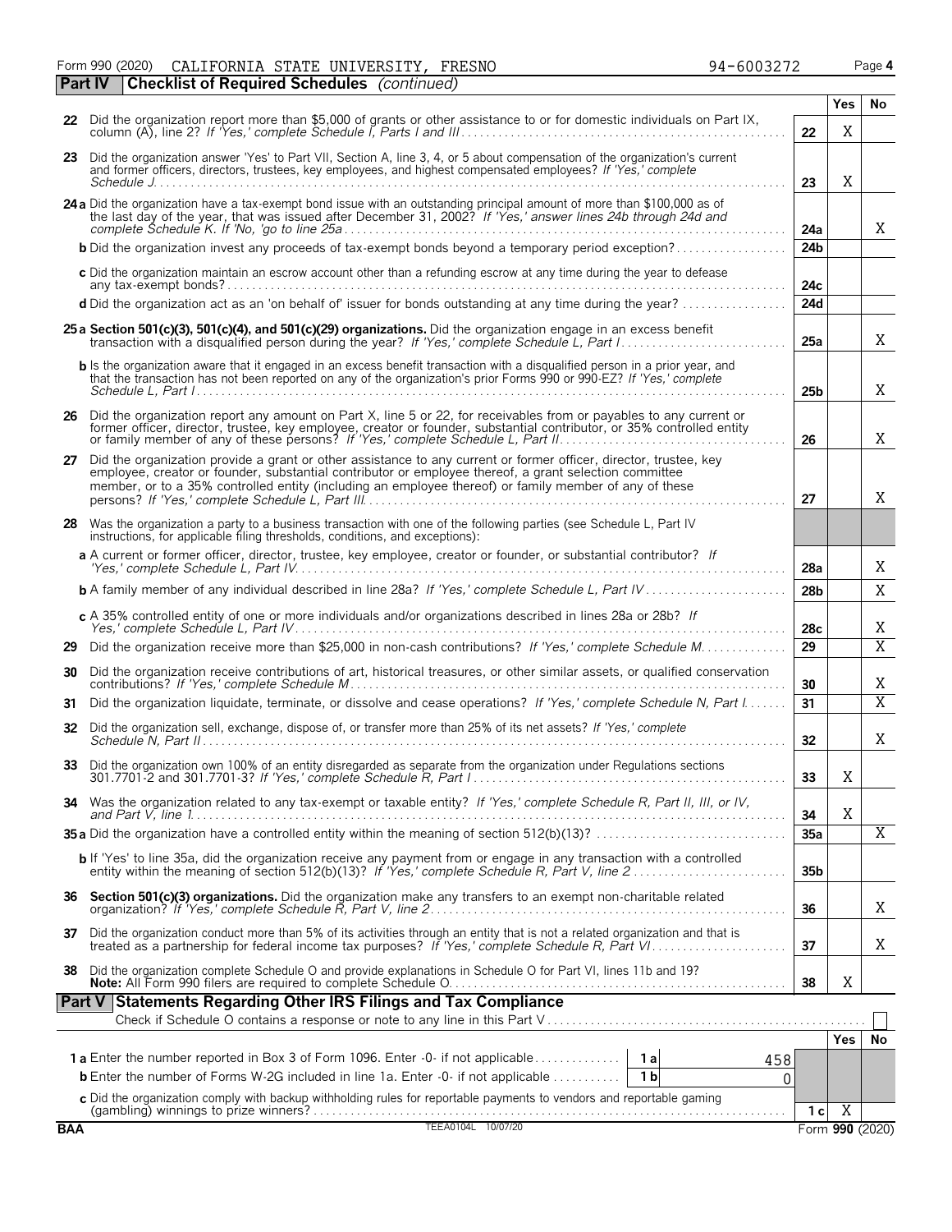Form 990 (2020) CALIFORNIA STATE UNIVERSITY, FRESNO 94-6003272

## Part IV Checklist of Required Schedules *(continued)*

| | | | Yes | No |
|---|---|---|---|---|
| **22** | Did the organization report more than $5,000 of grants or other assistance to or for domestic individuals on Part IX, column (A), line 2? *If 'Yes,' complete Schedule I, Parts I and III* | 22 | X | |
| **23** | Did the organization answer 'Yes' to Part VII, Section A, line 3, 4, or 5 about compensation of the organization's current and former officers, directors, trustees, key employees, and highest compensated employees? *If 'Yes,' complete Schedule J* | 23 | X | |
| **24a** | Did the organization have a tax-exempt bond issue with an outstanding principal amount of more than $100,000 as of the last day of the year, that was issued after December 31, 2002? *If 'Yes,' answer lines 24b through 24d and complete Schedule K. If 'No,' go to line 25a* | 24a | | X |
| **b** | Did the organization invest any proceeds of tax-exempt bonds beyond a temporary period exception? | 24b | | |
| **c** | Did the organization maintain an escrow account other than a refunding escrow at any time during the year to defease any tax-exempt bonds? | 24c | | |
| **d** | Did the organization act as an 'on behalf of' issuer for bonds outstanding at any time during the year? | 24d | | |
| **25a** | **Section 501(c)(3), 501(c)(4), and 501(c)(29) organizations.** Did the organization engage in an excess benefit transaction with a disqualified person during the year? *If 'Yes,' complete Schedule L, Part I* | 25a | | X |
| **b** | Is the organization aware that it engaged in an excess benefit transaction with a disqualified person in a prior year, and that the transaction has not been reported on any of the organization's prior Forms 990 or 990-EZ? *If 'Yes,' complete Schedule L, Part I* | 25b | | X |
| **26** | Did the organization report any amount on Part X, line 5 or 22, for receivables from or payables to any current or former officer, director, trustee, key employee, creator or founder, substantial contributor, or 35% controlled entity or family member of any of these persons? *If 'Yes,' complete Schedule L, Part II* | 26 | | X |
| **27** | Did the organization provide a grant or other assistance to any current or former officer, director, trustee, key employee, creator or founder, substantial contributor or employee thereof, a grant selection committee member, or to a 35% controlled entity (including an employee thereof) or family member of any of these persons? *If 'Yes,' complete Schedule L, Part III* | 27 | | X |
| **28** | Was the organization a party to a business transaction with one of the following parties (see Schedule L, Part IV instructions, for applicable filing thresholds, conditions, and exceptions): | | | |
| **a** | A current or former officer, director, trustee, key employee, creator or founder, or substantial contributor? *If 'Yes,' complete Schedule L, Part IV* | 28a | | X |
| **b** | A family member of any individual described in line 28a? *If 'Yes,' complete Schedule L, Part IV* | 28b | | X |
| **c** | A 35% controlled entity of one or more individuals and/or organizations described in lines 28a or 28b? *If Yes,' complete Schedule L, Part IV* | 28c | | X |
| **29** | Did the organization receive more than $25,000 in non-cash contributions? *If 'Yes,' complete Schedule M* | 29 | | X |
| **30** | Did the organization receive contributions of art, historical treasures, or other similar assets, or qualified conservation contributions? *If 'Yes,' complete Schedule M* | 30 | | X |
| **31** | Did the organization liquidate, terminate, or dissolve and cease operations? *If 'Yes,' complete Schedule N, Part I* | 31 | | X |
| **32** | Did the organization sell, exchange, dispose of, or transfer more than 25% of its net assets? *If 'Yes,' complete Schedule N, Part II* | 32 | | X |
| **33** | Did the organization own 100% of an entity disregarded as separate from the organization under Regulations sections 301.7701-2 and 301.7701-3? *If 'Yes,' complete Schedule R, Part I* | 33 | X | |
| **34** | Was the organization related to any tax-exempt or taxable entity? *If 'Yes,' complete Schedule R, Part II, III, or IV, and Part V, line 1* | 34 | X | |
| **35a** | Did the organization have a controlled entity within the meaning of section 512(b)(13)? | 35a | | X |
| **b** | If 'Yes' to line 35a, did the organization receive any payment from or engage in any transaction with a controlled entity within the meaning of section 512(b)(13)? *If 'Yes,' complete Schedule R, Part V, line 2* | 35b | | |
| **36** | **Section 501(c)(3) organizations.** Did the organization make any transfers to an exempt non-charitable related organization? *If 'Yes,' complete Schedule R, Part V, line 2* | 36 | | X |
| **37** | Did the organization conduct more than 5% of its activities through an entity that is not a related organization and that is treated as a partnership for federal income tax purposes? *If 'Yes,' complete Schedule R, Part VI* | 37 | | X |
| **38** | Did the organization complete Schedule O and provide explanations in Schedule O for Part VI, lines 11b and 19? **Note:** All Form 990 filers are required to complete Schedule O. | 38 | X | |

## Part V Statements Regarding Other IRS Filings and Tax Compliance

Check if Schedule O contains a response or note to any line in this Part V ☐

| | | | | | Yes | No |
|---|---|---|---|---|---|---|
| **1a** | Enter the number reported in Box 3 of Form 1096. Enter -0- if not applicable | 1a | 458 | | | |
| **b** | Enter the number of Forms W-2G included in line 1a. Enter -0- if not applicable | 1b | 0 | | | |
| **c** | Did the organization comply with backup withholding rules for reportable payments to vendors and reportable gaming (gambling) winnings to prize winners? | | | 1c | X | |

BAA TEEA0104L 10/07/20 Form **990** (2020)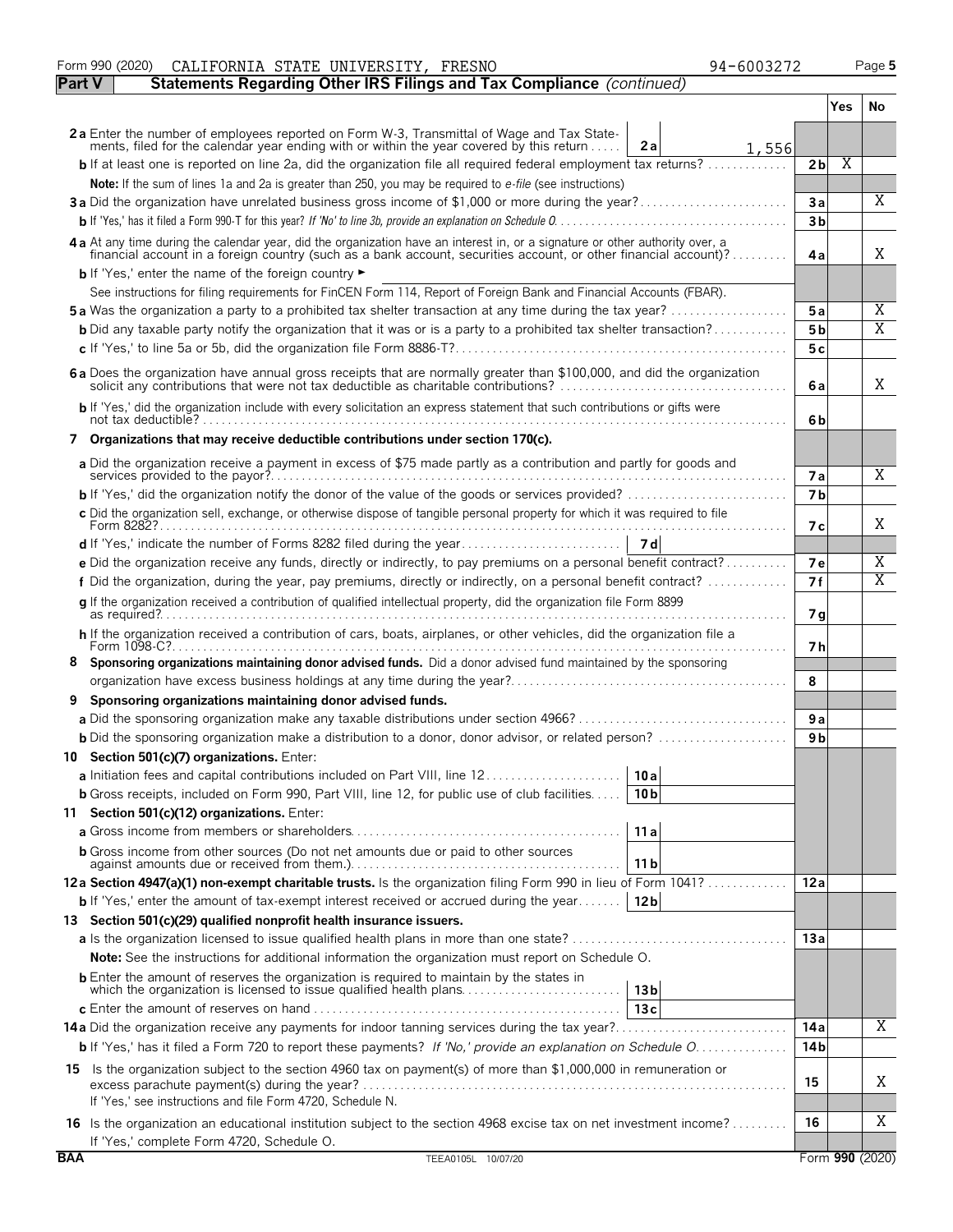Form 990 (2020) CALIFORNIA STATE UNIVERSITY, FRESNO 94-6003272

**Part V — Statements Regarding Other IRS Filings and Tax Compliance** *(continued)*

| | | | Yes | No |
|---|---|---|---|---|
| **2a** Enter the number of employees reported on Form W-3, Transmittal of Wage and Tax Statements, filed for the calendar year ending with or within the year covered by this return | 2a 1,556 | | | |
| **b** If at least one is reported on line 2a, did the organization file all required federal employment tax returns? | | 2b | X | |
| **Note:** If the sum of lines 1a and 2a is greater than 250, you may be required to *e-file* (see instructions) | | | | |
| **3a** Did the organization have unrelated business gross income of $1,000 or more during the year? | | 3a | | X |
| **b** If 'Yes,' has it filed a Form 990-T for this year? *If 'No' to line 3b, provide an explanation on Schedule O* | | 3b | | |
| **4a** At any time during the calendar year, did the organization have an interest in, or a signature or other authority over, a financial account in a foreign country (such as a bank account, securities account, or other financial account)? | | 4a | | X |
| **b** If 'Yes,' enter the name of the foreign country ► | | | | |
| See instructions for filing requirements for FinCEN Form 114, Report of Foreign Bank and Financial Accounts (FBAR). | | | | |
| **5a** Was the organization a party to a prohibited tax shelter transaction at any time during the tax year? | | 5a | | X |
| **b** Did any taxable party notify the organization that it was or is a party to a prohibited tax shelter transaction? | | 5b | | X |
| **c** If 'Yes,' to line 5a or 5b, did the organization file Form 8886-T? | | 5c | | |
| **6a** Does the organization have annual gross receipts that are normally greater than $100,000, and did the organization solicit any contributions that were not tax deductible as charitable contributions? | | 6a | | X |
| **b** If 'Yes,' did the organization include with every solicitation an express statement that such contributions or gifts were not tax deductible? | | 6b | | |
| **7 Organizations that may receive deductible contributions under section 170(c).** | | | | |
| **a** Did the organization receive a payment in excess of $75 made partly as a contribution and partly for goods and services provided to the payor? | | 7a | | X |
| **b** If 'Yes,' did the organization notify the donor of the value of the goods or services provided? | | 7b | | |
| **c** Did the organization sell, exchange, or otherwise dispose of tangible personal property for which it was required to file Form 8282? | | 7c | | X |
| **d** If 'Yes,' indicate the number of Forms 8282 filed during the year | 7d | | | |
| **e** Did the organization receive any funds, directly or indirectly, to pay premiums on a personal benefit contract? | | 7e | | X |
| **f** Did the organization, during the year, pay premiums, directly or indirectly, on a personal benefit contract? | | 7f | | X |
| **g** If the organization received a contribution of qualified intellectual property, did the organization file Form 8899 as required? | | 7g | | |
| **h** If the organization received a contribution of cars, boats, airplanes, or other vehicles, did the organization file a Form 1098-C? | | 7h | | |
| **8 Sponsoring organizations maintaining donor advised funds.** Did a donor advised fund maintained by the sponsoring organization have excess business holdings at any time during the year? | | 8 | | |
| **9 Sponsoring organizations maintaining donor advised funds.** | | | | |
| **a** Did the sponsoring organization make any taxable distributions under section 4966? | | 9a | | |
| **b** Did the sponsoring organization make a distribution to a donor, donor advisor, or related person? | | 9b | | |
| **10 Section 501(c)(7) organizations.** Enter: | | | | |
| **a** Initiation fees and capital contributions included on Part VIII, line 12 | 10a | | | |
| **b** Gross receipts, included on Form 990, Part VIII, line 12, for public use of club facilities | 10b | | | |
| **11 Section 501(c)(12) organizations.** Enter: | | | | |
| **a** Gross income from members or shareholders | 11a | | | |
| **b** Gross income from other sources (Do not net amounts due or paid to other sources against amounts due or received from them.) | 11b | | | |
| **12a Section 4947(a)(1) non-exempt charitable trusts.** Is the organization filing Form 990 in lieu of Form 1041? | | 12a | | |
| **b** If 'Yes,' enter the amount of tax-exempt interest received or accrued during the year | 12b | | | |
| **13 Section 501(c)(29) qualified nonprofit health insurance issuers.** | | | | |
| **a** Is the organization licensed to issue qualified health plans in more than one state? | | 13a | | |
| **Note:** See the instructions for additional information the organization must report on Schedule O. | | | | |
| **b** Enter the amount of reserves the organization is required to maintain by the states in which the organization is licensed to issue qualified health plans | 13b | | | |
| **c** Enter the amount of reserves on hand | 13c | | | |
| **14a** Did the organization receive any payments for indoor tanning services during the tax year? | | 14a | | X |
| **b** If 'Yes,' has it filed a Form 720 to report these payments? *If 'No,' provide an explanation on Schedule O* | | 14b | | |
| **15** Is the organization subject to the section 4960 tax on payment(s) of more than $1,000,000 in remuneration or excess parachute payment(s) during the year? If 'Yes,' see instructions and file Form 4720, Schedule N. | | 15 | | X |
| **16** Is the organization an educational institution subject to the section 4968 excise tax on net investment income? If 'Yes,' complete Form 4720, Schedule O. | | 16 | | X |

BAA TEEA0105L 10/07/20 Form **990** (2020)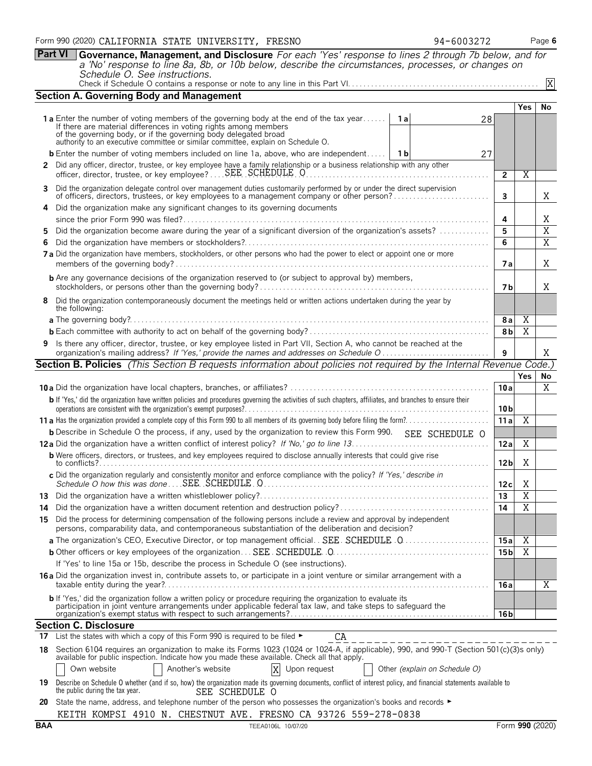Form 990 (2020) CALIFORNIA STATE UNIVERSITY, FRESNO 94-6003272 Page 6

**Part VI Governance, Management, and Disclosure** *For each 'Yes' response to lines 2 through 7b below, and for a 'No' response to line 8a, 8b, or 10b below, describe the circumstances, processes, or changes on Schedule O. See instructions.*

Check if Schedule O contains a response or note to any line in this Part VI. [X]

## Section A. Governing Body and Management

| | | | | Yes | No |
|---|---|---|---|---|---|
| **1a** Enter the number of voting members of the governing body at the end of the tax year. If there are material differences in voting rights among members of the governing body, or if the governing body delegated broad authority to an executive committee or similar committee, explain on Schedule O. | 1a | 28 | | | |
| **b** Enter the number of voting members included on line 1a, above, who are independent | 1b | 27 | | | |
| **2** Did any officer, director, trustee, or key employee have a family relationship or a business relationship with any other officer, director, trustee, or key employee? SEE SCHEDULE O | | | 2 | X | |
| **3** Did the organization delegate control over management duties customarily performed by or under the direct supervision of officers, directors, trustees, or key employees to a management company or other person? | | | 3 | | X |
| **4** Did the organization make any significant changes to its governing documents since the prior Form 990 was filed? | | | 4 | | X |
| **5** Did the organization become aware during the year of a significant diversion of the organization's assets? | | | 5 | | X |
| **6** Did the organization have members or stockholders? | | | 6 | | X |
| **7a** Did the organization have members, stockholders, or other persons who had the power to elect or appoint one or more members of the governing body? | | | 7a | | X |
| **b** Are any governance decisions of the organization reserved to (or subject to approval by) members, stockholders, or persons other than the governing body? | | | 7b | | X |
| **8** Did the organization contemporaneously document the meetings held or written actions undertaken during the year by the following: | | | | | |
| **a** The governing body? | | | 8a | X | |
| **b** Each committee with authority to act on behalf of the governing body? | | | 8b | X | |
| **9** Is there any officer, director, trustee, or key employee listed in Part VII, Section A, who cannot be reached at the organization's mailing address? *If 'Yes,' provide the names and addresses on Schedule O* | | | 9 | | X |

## Section B. Policies *(This Section B requests information about policies not required by the Internal Revenue Code.)*

| | | Yes | No |
|---|---|---|---|
| **10a** Did the organization have local chapters, branches, or affiliates? | 10a | | X |
| **b** If 'Yes,' did the organization have written policies and procedures governing the activities of such chapters, affiliates, and branches to ensure their operations are consistent with the organization's exempt purposes? | 10b | | |
| **11a** Has the organization provided a complete copy of this Form 990 to all members of its governing body before filing the form? | 11a | X | |
| **b** Describe in Schedule O the process, if any, used by the organization to review this Form 990. SEE SCHEDULE O | | | |
| **12a** Did the organization have a written conflict of interest policy? *If 'No,' go to line 13* | 12a | X | |
| **b** Were officers, directors, or trustees, and key employees required to disclose annually interests that could give rise to conflicts? | 12b | X | |
| **c** Did the organization regularly and consistently monitor and enforce compliance with the policy? *If 'Yes,' describe in Schedule O how this was done* SEE SCHEDULE O | 12c | X | |
| **13** Did the organization have a written whistleblower policy? | 13 | X | |
| **14** Did the organization have a written document retention and destruction policy? | 14 | X | |
| **15** Did the process for determining compensation of the following persons include a review and approval by independent persons, comparability data, and contemporaneous substantiation of the deliberation and decision? | | | |
| **a** The organization's CEO, Executive Director, or top management official SEE SCHEDULE O | 15a | X | |
| **b** Other officers or key employees of the organization SEE SCHEDULE O | 15b | X | |
| If 'Yes' to line 15a or 15b, describe the process in Schedule O (see instructions). | | | |
| **16a** Did the organization invest in, contribute assets to, or participate in a joint venture or similar arrangement with a taxable entity during the year? | 16a | | X |
| **b** If 'Yes,' did the organization follow a written policy or procedure requiring the organization to evaluate its participation in joint venture arrangements under applicable federal tax law, and take steps to safeguard the organization's exempt status with respect to such arrangements? | 16b | | |

## Section C. Disclosure

**17** List the states with which a copy of this Form 990 is required to be filed ► CA

**18** Section 6104 requires an organization to make its Forms 1023 (1024 or 1024-A, if applicable), 990, and 990-T (Section 501(c)(3)s only) available for public inspection. Indicate how you made these available. Check all that apply.

[ ] Own website [ ] Another's website [X] Upon request [ ] Other *(explain on Schedule O)*

**19** Describe on Schedule O whether (and if so, how) the organization made its governing documents, conflict of interest policy, and financial statements available to the public during the tax year. SEE SCHEDULE O

**20** State the name, address, and telephone number of the person who possesses the organization's books and records ►

KEITH KOMPSI 4910 N. CHESTNUT AVE. FRESNO CA 93726 559-278-0838

BAA TEEA0106L 10/07/20 Form **990** (2020)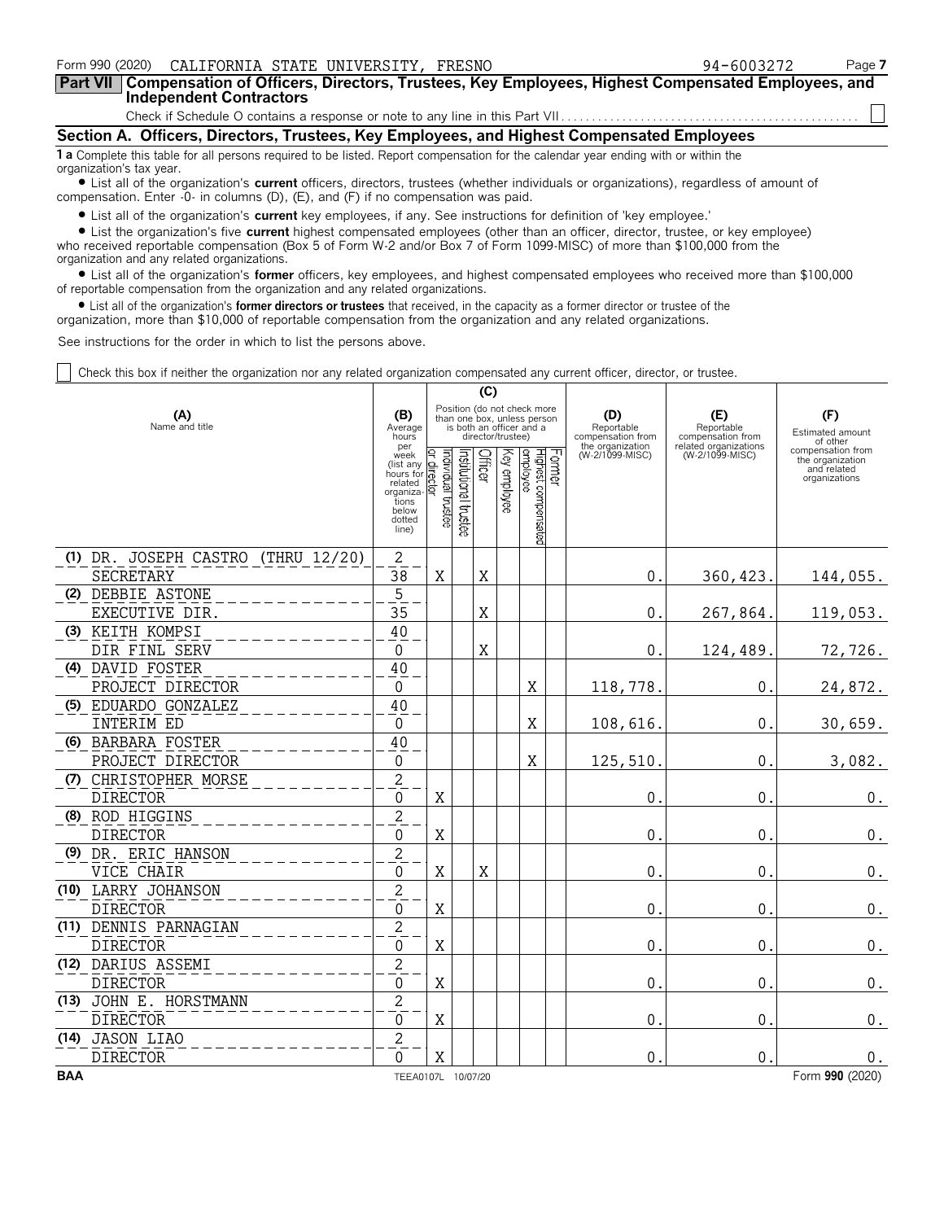Form 990 (2020) CALIFORNIA STATE UNIVERSITY, FRESNO 94-6003272 Page **7**

## Part VII Compensation of Officers, Directors, Trustees, Key Employees, Highest Compensated Employees, and Independent Contractors

Check if Schedule O contains a response or note to any line in this Part VII . . . . . . . . . . . . . . . . . . . . . . . . . . . . . . . . . . . . . . . . . . . . . . . ☐

### Section A. Officers, Directors, Trustees, Key Employees, and Highest Compensated Employees

**1 a** Complete this table for all persons required to be listed. Report compensation for the calendar year ending with or within the organization's tax year.

- List all of the organization's **current** officers, directors, trustees (whether individuals or organizations), regardless of amount of compensation. Enter -0- in columns (D), (E), and (F) if no compensation was paid.
- List all of the organization's **current** key employees, if any. See instructions for definition of 'key employee.'
- List the organization's five **current** highest compensated employees (other than an officer, director, trustee, or key employee) who received reportable compensation (Box 5 of Form W-2 and/or Box 7 of Form 1099-MISC) of more than $100,000 from the organization and any related organizations.
- List all of the organization's **former** officers, key employees, and highest compensated employees who received more than $100,000 of reportable compensation from the organization and any related organizations.
- List all of the organization's **former directors or trustees** that received, in the capacity as a former director or trustee of the organization, more than $10,000 of reportable compensation from the organization and any related organizations.

See instructions for the order in which to list the persons above.

☐ Check this box if neither the organization nor any related organization compensated any current officer, director, or trustee.

| (A) Name and title | (B) Average hours per week (list any hours for related organizations below dotted line) | (C) Position: Individual trustee or director | Institutional trustee | Officer | Key employee | Highest compensated employee | Former | (D) Reportable compensation from the organization (W-2/1099-MISC) | (E) Reportable compensation from related organizations (W-2/1099-MISC) | (F) Estimated amount of other compensation from the organization and related organizations |
|---|---|---|---|---|---|---|---|---|---|---|
| (1) DR. JOSEPH CASTRO (THRU 12/20)<br>SECRETARY | 2<br>38 | X | | X | | | | 0. | 360,423. | 144,055. |
| (2) DEBBIE ASTONE<br>EXECUTIVE DIR. | 5<br>35 | | | X | | | | 0. | 267,864. | 119,053. |
| (3) KEITH KOMPSI<br>DIR FINL SERV | 40<br>0 | | | X | | | | 0. | 124,489. | 72,726. |
| (4) DAVID FOSTER<br>PROJECT DIRECTOR | 40<br>0 | | | | | X | | 118,778. | 0. | 24,872. |
| (5) EDUARDO GONZALEZ<br>INTERIM ED | 40<br>0 | | | | | X | | 108,616. | 0. | 30,659. |
| (6) BARBARA FOSTER<br>PROJECT DIRECTOR | 40<br>0 | | | | | X | | 125,510. | 0. | 3,082. |
| (7) CHRISTOPHER MORSE<br>DIRECTOR | 2<br>0 | X | | | | | | 0. | 0. | 0. |
| (8) ROD HIGGINS<br>DIRECTOR | 2<br>0 | X | | | | | | 0. | 0. | 0. |
| (9) DR. ERIC HANSON<br>VICE CHAIR | 2<br>0 | X | | X | | | | 0. | 0. | 0. |
| (10) LARRY JOHANSON<br>DIRECTOR | 2<br>0 | X | | | | | | 0. | 0. | 0. |
| (11) DENNIS PARNAGIAN<br>DIRECTOR | 2<br>0 | X | | | | | | 0. | 0. | 0. |
| (12) DARIUS ASSEMI<br>DIRECTOR | 2<br>0 | X | | | | | | 0. | 0. | 0. |
| (13) JOHN E. HORSTMANN<br>DIRECTOR | 2<br>0 | X | | | | | | 0. | 0. | 0. |
| (14) JASON LIAO<br>DIRECTOR | 2<br>0 | X | | | | | | 0. | 0. | 0. |

BAA TEEA0107L 10/07/20 Form **990** (2020)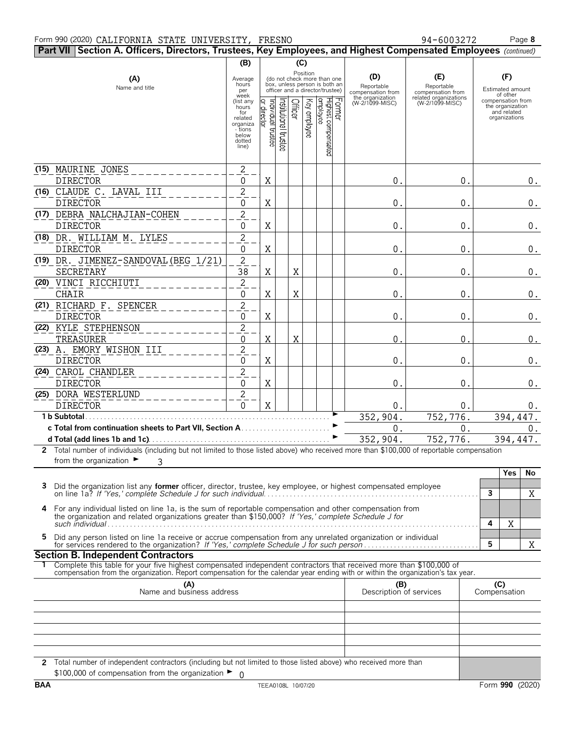Form 990 (2020) CALIFORNIA STATE UNIVERSITY, FRESNO 94-6003272

**Part VII Section A. Officers, Directors, Trustees, Key Employees, and Highest Compensated Employees** *(continued)*

| (A) Name and title | (B) Average hours per week (list any hours for related organizations below dotted line) | (C) Individual trustee or director | Institutional trustee | Officer | Key employee | Highest compensated employee | Former | (D) Reportable compensation from the organization (W-2/1099-MISC) | (E) Reportable compensation from related organizations (W-2/1099-MISC) | (F) Estimated amount of other compensation from the organization and related organizations |
|---|---|---|---|---|---|---|---|---|---|---|
| (15) MAURINE JONES | 2 | | | | | | | | | |
| DIRECTOR | 0 | X | | | | | | 0. | 0. | 0. |
| (16) CLAUDE C. LAVAL III | 2 | | | | | | | | | |
| DIRECTOR | 0 | X | | | | | | 0. | 0. | 0. |
| (17) DEBRA NALCHAJIAN-COHEN | 2 | | | | | | | | | |
| DIRECTOR | 0 | X | | | | | | 0. | 0. | 0. |
| (18) DR. WILLIAM M. LYLES | 2 | | | | | | | | | |
| DIRECTOR | 0 | X | | | | | | 0. | 0. | 0. |
| (19) DR. JIMENEZ-SANDOVAL(BEG 1/21) | 2 | | | | | | | | | |
| SECRETARY | 38 | X | | X | | | | 0. | 0. | 0. |
| (20) VINCI RICCHIUTI | 2 | | | | | | | | | |
| CHAIR | 0 | X | | X | | | | 0. | 0. | 0. |
| (21) RICHARD F. SPENCER | 2 | | | | | | | | | |
| DIRECTOR | 0 | X | | | | | | 0. | 0. | 0. |
| (22) KYLE STEPHENSON | 2 | | | | | | | | | |
| TREASURER | 0 | X | | X | | | | 0. | 0. | 0. |
| (23) A. EMORY WISHON III | 2 | | | | | | | | | |
| DIRECTOR | 0 | X | | | | | | 0. | 0. | 0. |
| (24) CAROL CHANDLER | 2 | | | | | | | | | |
| DIRECTOR | 0 | X | | | | | | 0. | 0. | 0. |
| (25) DORA WESTERLUND | 2 | | | | | | | | | |
| DIRECTOR | 0 | X | | | | | | 0. | 0. | 0. |
| **1 b Subtotal** | | | | | | | | 352,904. | 752,776. | 394,447. |
| **c Total from continuation sheets to Part VII, Section A** | | | | | | | | 0. | 0. | 0. |
| **d Total (add lines 1b and 1c)** | | | | | | | | 352,904. | 752,776. | 394,447. |

**2** Total number of individuals (including but not limited to those listed above) who received more than $100,000 of reportable compensation from the organization ► 3

| | | | Yes | No |
|---|---|---|---|---|
| **3** | Did the organization list any **former** officer, director, trustee, key employee, or highest compensated employee on line 1a? *If 'Yes,' complete Schedule J for such individual* | 3 | | X |
| **4** | For any individual listed on line 1a, is the sum of reportable compensation and other compensation from the organization and related organizations greater than $150,000? *If 'Yes,' complete Schedule J for such individual* | 4 | X | |
| **5** | Did any person listed on line 1a receive or accrue compensation from any unrelated organization or individual for services rendered to the organization? *If 'Yes,' complete Schedule J for such person* | 5 | | X |

**Section B. Independent Contractors**

**1** Complete this table for your five highest compensated independent contractors that received more than $100,000 of compensation from the organization. Report compensation for the calendar year ending with or within the organization's tax year.

| (A) Name and business address | (B) Description of services | (C) Compensation |
|---|---|---|
| | | |
| | | |
| | | |
| | | |
| | | |

**2** Total number of independent contractors (including but not limited to those listed above) who received more than $100,000 of compensation from the organization ► 0

BAA TEEA0108L 10/07/20 Form **990** (2020)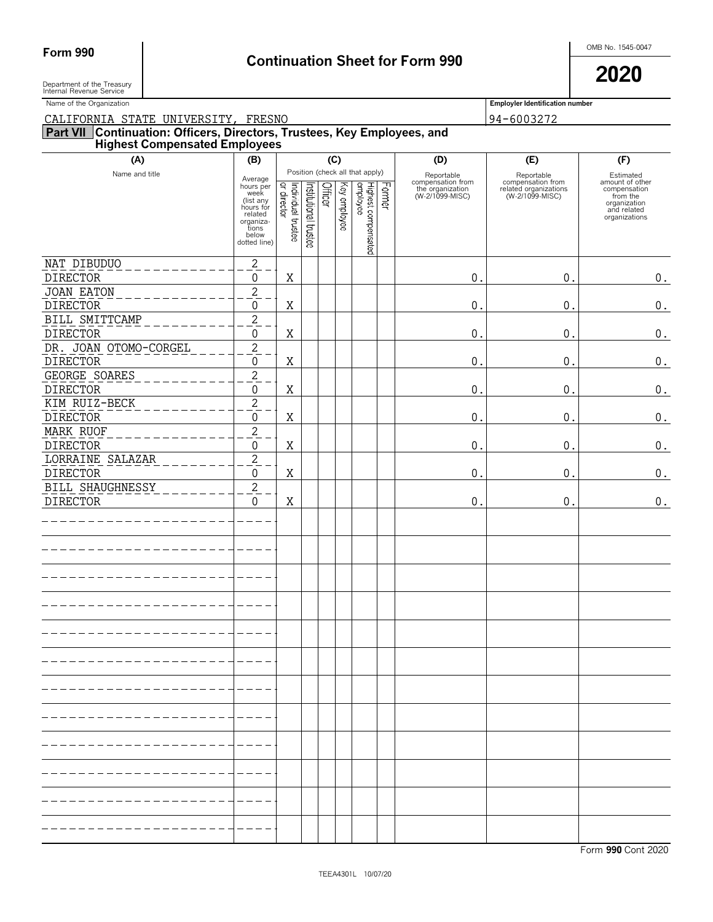**Form 990**

# Continuation Sheet for Form 990

OMB No. 1545-0047

**2020**

Department of the Treasury
Internal Revenue Service

Name of the Organization: CALIFORNIA STATE UNIVERSITY, FRESNO

**Employer Identification number:** 94-6003272

## Part VII Continuation: Officers, Directors, Trustees, Key Employees, and Highest Compensated Employees

| (A) Name and title | (B) Average hours per week (list any hours for related organizations below dotted line) | (C) Individual trustee or director | (C) Institutional trustee | (C) Officer | (C) Key employee | (C) Highest compensated employee | (C) Former | (D) Reportable compensation from the organization (W-2/1099-MISC) | (E) Reportable compensation from related organizations (W-2/1099-MISC) | (F) Estimated amount of other compensation from the organization and related organizations |
|---|---|---|---|---|---|---|---|---|---|---|
| NAT DIBUDUO<br>DIRECTOR | 2<br>0 | X | | | | | | 0. | 0. | 0. |
| JOAN EATON<br>DIRECTOR | 2<br>0 | X | | | | | | 0. | 0. | 0. |
| BILL SMITTCAMP<br>DIRECTOR | 2<br>0 | X | | | | | | 0. | 0. | 0. |
| DR. JOAN OTOMO-CORGEL<br>DIRECTOR | 2<br>0 | X | | | | | | 0. | 0. | 0. |
| GEORGE SOARES<br>DIRECTOR | 2<br>0 | X | | | | | | 0. | 0. | 0. |
| KIM RUIZ-BECK<br>DIRECTOR | 2<br>0 | X | | | | | | 0. | 0. | 0. |
| MARK RUOF<br>DIRECTOR | 2<br>0 | X | | | | | | 0. | 0. | 0. |
| LORRAINE SALAZAR<br>DIRECTOR | 2<br>0 | X | | | | | | 0. | 0. | 0. |
| BILL SHAUGHNESSY<br>DIRECTOR | 2<br>0 | X | | | | | | 0. | 0. | 0. |

Form **990** Cont 2020

TEEA4301L 10/07/20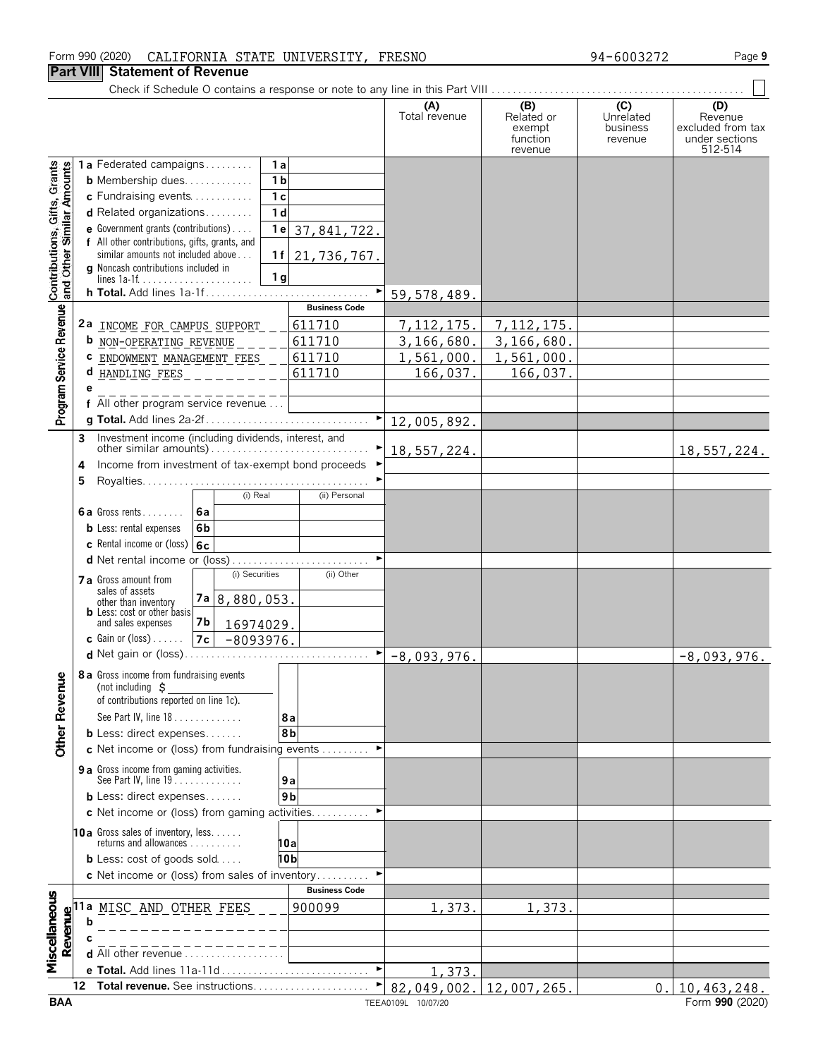Form 990 (2020) CALIFORNIA STATE UNIVERSITY, FRESNO 94-6003272 Page 9

## Part VIII Statement of Revenue

Check if Schedule O contains a response or note to any line in this Part VIII . . . . . . . . . . ☐

| | | | | (A) Total revenue | (B) Related or exempt function revenue | (C) Unrelated business revenue | (D) Revenue excluded from tax under sections 512-514 |
|---|---|---|---|---|---|---|---|
| **Contributions, Gifts, Grants and Other Similar Amounts** | **1a** Federated campaigns | 1a | | | | | |
| | **b** Membership dues | 1b | | | | | |
| | **c** Fundraising events | 1c | | | | | |
| | **d** Related organizations | 1d | | | | | |
| | **e** Government grants (contributions) | 1e | 37,841,722. | | | | |
| | **f** All other contributions, gifts, grants, and similar amounts not included above | 1f | 21,736,767. | | | | |
| | **g** Noncash contributions included in lines 1a-1f | 1g | | | | | |
| | **h Total.** Add lines 1a-1f | | | 59,578,489. | | | |
| **Program Service Revenue** | | | **Business Code** | | | | |
| | **2a** INCOME FOR CAMPUS SUPPORT | | 611710 | 7,112,175. | 7,112,175. | | |
| | **b** NON-OPERATING REVENUE | | 611710 | 3,166,680. | 3,166,680. | | |
| | **c** ENDOWMENT MANAGEMENT FEES | | 611710 | 1,561,000. | 1,561,000. | | |
| | **d** HANDLING FEES | | 611710 | 166,037. | 166,037. | | |
| | **e** | | | | | | |
| | **f** All other program service revenue | | | | | | |
| | **g Total.** Add lines 2a-2f | | | 12,005,892. | | | |
| **Other Revenue** | **3** Investment income (including dividends, interest, and other similar amounts) | | | 18,557,224. | | | 18,557,224. |
| | **4** Income from investment of tax-exempt bond proceeds | | | | | | |
| | **5** Royalties | | | | | | |
| | | | (i) Real / (ii) Personal | | | | |
| | **6a** Gross rents | 6a | | | | | |
| | **b** Less: rental expenses | 6b | | | | | |
| | **c** Rental income or (loss) | 6c | | | | | |
| | **d** Net rental income or (loss) | | | | | | |
| | | | (i) Securities / (ii) Other | | | | |
| | **7a** Gross amount from sales of assets other than inventory | 7a | (i) 8,880,053. | | | | |
| | **b** Less: cost or other basis and sales expenses | 7b | (i) 16974029. | | | | |
| | **c** Gain or (loss) | 7c | (i) -8093976. | | | | |
| | **d** Net gain or (loss) | | | -8,093,976. | | | -8,093,976. |
| | **8a** Gross income from fundraising events (not including $ of contributions reported on line 1c). See Part IV, line 18 | 8a | | | | | |
| | **b** Less: direct expenses | 8b | | | | | |
| | **c** Net income or (loss) from fundraising events | | | | | | |
| | **9a** Gross income from gaming activities. See Part IV, line 19 | 9a | | | | | |
| | **b** Less: direct expenses | 9b | | | | | |
| | **c** Net income or (loss) from gaming activities | | | | | | |
| | **10a** Gross sales of inventory, less returns and allowances | 10a | | | | | |
| | **b** Less: cost of goods sold | 10b | | | | | |
| | **c** Net income or (loss) from sales of inventory | | | | | | |
| **Miscellaneous Revenue** | | | **Business Code** | | | | |
| | **11a** MISC AND OTHER FEES | | 900099 | 1,373. | 1,373. | | |
| | **b** | | | | | | |
| | **c** | | | | | | |
| | **d** All other revenue | | | | | | |
| | **e Total.** Add lines 11a-11d | | | 1,373. | | | |
| | **12 Total revenue.** See instructions | | | 82,049,002. | 12,007,265. | 0. | 10,463,248. |

BAA TEEA0109L 10/07/20 Form **990** (2020)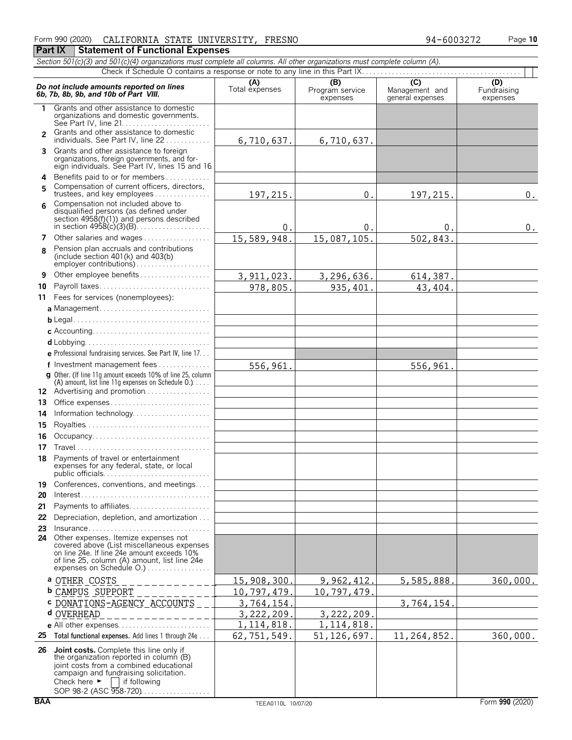Form 990 (2020) CALIFORNIA STATE UNIVERSITY, FRESNO 94-6003272 Page **10**

## Part IX Statement of Functional Expenses

*Section 501(c)(3) and 501(c)(4) organizations must complete all columns. All other organizations must complete column (A).*

Check if Schedule O contains a response or note to any line in this Part IX

| ***Do not include amounts reported on lines 6b, 7b, 8b, 9b, and 10b of Part VIII.*** | (A) Total expenses | (B) Program service expenses | (C) Management and general expenses | (D) Fundraising expenses |
|---|---|---|---|---|
| 1 Grants and other assistance to domestic organizations and domestic governments. See Part IV, line 21 | | | | |
| 2 Grants and other assistance to domestic individuals. See Part IV, line 22 | 6,710,637. | 6,710,637. | | |
| 3 Grants and other assistance to foreign organizations, foreign governments, and foreign individuals. See Part IV, lines 15 and 16 | | | | |
| 4 Benefits paid to or for members | | | | |
| 5 Compensation of current officers, directors, trustees, and key employees | 197,215. | 0. | 197,215. | 0. |
| 6 Compensation not included above to disqualified persons (as defined under section 4958(f)(1)) and persons described in section 4958(c)(3)(B) | 0. | 0. | 0. | 0. |
| 7 Other salaries and wages | 15,589,948. | 15,087,105. | 502,843. | |
| 8 Pension plan accruals and contributions (include section 401(k) and 403(b) employer contributions) | | | | |
| 9 Other employee benefits | 3,911,023. | 3,296,636. | 614,387. | |
| 10 Payroll taxes | 978,805. | 935,401. | 43,404. | |
| 11 Fees for services (nonemployees): | | | | |
| a Management | | | | |
| b Legal | | | | |
| c Accounting | | | | |
| d Lobbying | | | | |
| e Professional fundraising services. See Part IV, line 17 | | | | |
| f Investment management fees | 556,961. | | 556,961. | |
| g Other. (If line 11g amount exceeds 10% of line 25, column (A) amount, list line 11g expenses on Schedule O.) | | | | |
| 12 Advertising and promotion | | | | |
| 13 Office expenses | | | | |
| 14 Information technology | | | | |
| 15 Royalties | | | | |
| 16 Occupancy | | | | |
| 17 Travel | | | | |
| 18 Payments of travel or entertainment expenses for any federal, state, or local public officials | | | | |
| 19 Conferences, conventions, and meetings | | | | |
| 20 Interest | | | | |
| 21 Payments to affiliates | | | | |
| 22 Depreciation, depletion, and amortization | | | | |
| 23 Insurance | | | | |
| 24 Other expenses. Itemize expenses not covered above (List miscellaneous expenses on line 24e. If line 24e amount exceeds 10% of line 25, column (A) amount, list line 24e expenses on Schedule O.) | | | | |
| a OTHER COSTS | 15,908,300. | 9,962,412. | 5,585,888. | 360,000. |
| b CAMPUS SUPPORT | 10,797,479. | 10,797,479. | | |
| c DONATIONS-AGENCY ACCOUNTS | 3,764,154. | | 3,764,154. | |
| d OVERHEAD | 3,222,209. | 3,222,209. | | |
| e All other expenses | 1,114,818. | 1,114,818. | | |
| 25 **Total functional expenses.** Add lines 1 through 24e | 62,751,549. | 51,126,697. | 11,264,852. | 360,000. |
| 26 **Joint costs.** Complete this line only if the organization reported in column (B) joint costs from a combined educational campaign and fundraising solicitation. Check here ► ☐ if following SOP 98-2 (ASC 958-720) | | | | |

BAA TEEA0110L 10/07/20 Form **990** (2020)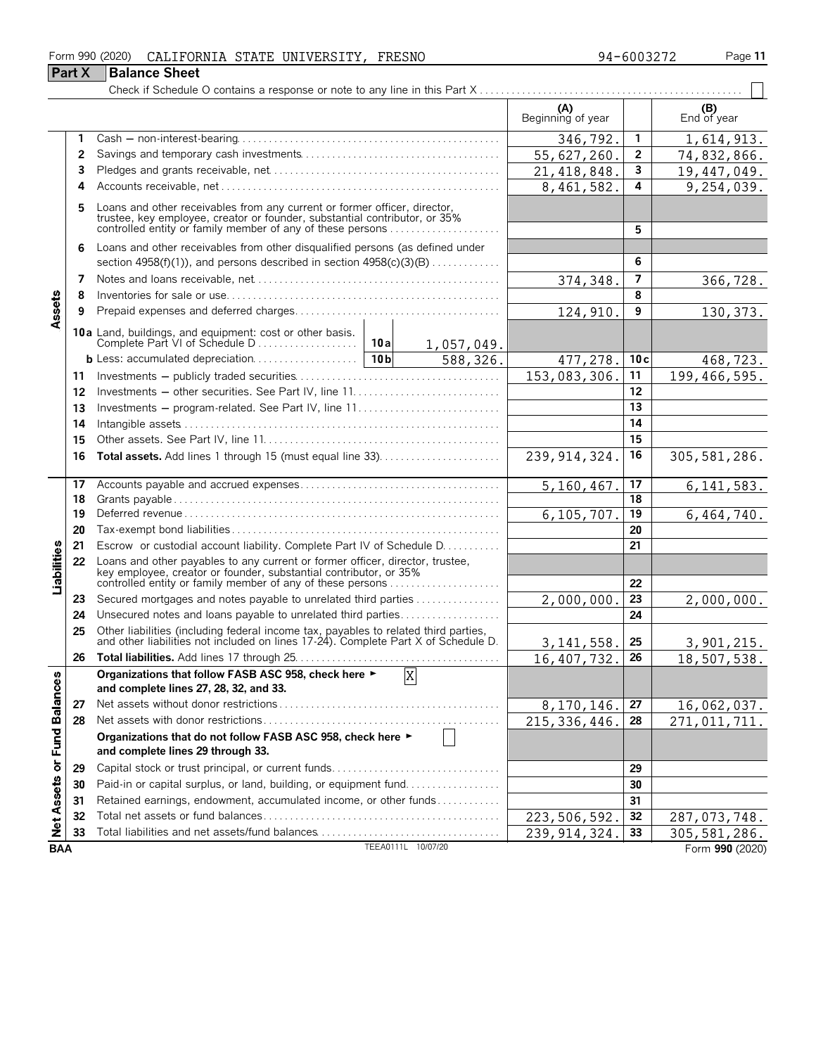Form 990 (2020) CALIFORNIA STATE UNIVERSITY, FRESNO 94-6003272

## Part X Balance Sheet

Check if Schedule O contains a response or note to any line in this Part X . . . . . ☐

| | | | (A) Beginning of year | | (B) End of year |
|---|---|---|---|---|---|
| **Assets** | 1 | Cash — non-interest-bearing | 346,792. | 1 | 1,614,913. |
| | 2 | Savings and temporary cash investments | 55,627,260. | 2 | 74,832,866. |
| | 3 | Pledges and grants receivable, net | 21,418,848. | 3 | 19,447,049. |
| | 4 | Accounts receivable, net | 8,461,582. | 4 | 9,254,039. |
| | 5 | Loans and other receivables from any current or former officer, director, trustee, key employee, creator or founder, substantial contributor, or 35% controlled entity or family member of any of these persons | | 5 | |
| | 6 | Loans and other receivables from other disqualified persons (as defined under section 4958(f)(1)), and persons described in section 4958(c)(3)(B) | | 6 | |
| | 7 | Notes and loans receivable, net | 374,348. | 7 | 366,728. |
| | 8 | Inventories for sale or use | | 8 | |
| | 9 | Prepaid expenses and deferred charges | 124,910. | 9 | 130,373. |
| | 10a | Land, buildings, and equipment: cost or other basis. Complete Part VI of Schedule D . . . 10a 1,057,049. | | | |
| | b | Less: accumulated depreciation . . . 10b 588,326. | 477,278. | 10c | 468,723. |
| | 11 | Investments — publicly traded securities | 153,083,306. | 11 | 199,466,595. |
| | 12 | Investments — other securities. See Part IV, line 11 | | 12 | |
| | 13 | Investments — program-related. See Part IV, line 11 | | 13 | |
| | 14 | Intangible assets | | 14 | |
| | 15 | Other assets. See Part IV, line 11 | | 15 | |
| | 16 | **Total assets.** Add lines 1 through 15 (must equal line 33) | 239,914,324. | 16 | 305,581,286. |
| **Liabilities** | 17 | Accounts payable and accrued expenses | 5,160,467. | 17 | 6,141,583. |
| | 18 | Grants payable | | 18 | |
| | 19 | Deferred revenue | 6,105,707. | 19 | 6,464,740. |
| | 20 | Tax-exempt bond liabilities | | 20 | |
| | 21 | Escrow or custodial account liability. Complete Part IV of Schedule D | | 21 | |
| | 22 | Loans and other payables to any current or former officer, director, trustee, key employee, creator or founder, substantial contributor, or 35% controlled entity or family member of any of these persons | | 22 | |
| | 23 | Secured mortgages and notes payable to unrelated third parties | 2,000,000. | 23 | 2,000,000. |
| | 24 | Unsecured notes and loans payable to unrelated third parties | | 24 | |
| | 25 | Other liabilities (including federal income tax, payables to related third parties, and other liabilities not included on lines 17-24). Complete Part X of Schedule D | 3,141,558. | 25 | 3,901,215. |
| | 26 | **Total liabilities.** Add lines 17 through 25 | 16,407,732. | 26 | 18,507,538. |
| **Net Assets or Fund Balances** | | **Organizations that follow FASB ASC 958, check here ► [X] and complete lines 27, 28, 32, and 33.** | | | |
| | 27 | Net assets without donor restrictions | 8,170,146. | 27 | 16,062,037. |
| | 28 | Net assets with donor restrictions | 215,336,446. | 28 | 271,011,711. |
| | | **Organizations that do not follow FASB ASC 958, check here ► [ ] and complete lines 29 through 33.** | | | |
| | 29 | Capital stock or trust principal, or current funds | | 29 | |
| | 30 | Paid-in or capital surplus, or land, building, or equipment fund | | 30 | |
| | 31 | Retained earnings, endowment, accumulated income, or other funds | | 31 | |
| | 32 | Total net assets or fund balances | 223,506,592. | 32 | 287,073,748. |
| | 33 | Total liabilities and net assets/fund balances | 239,914,324. | 33 | 305,581,286. |

BAA TEEA0111L 10/07/20 Form **990** (2020)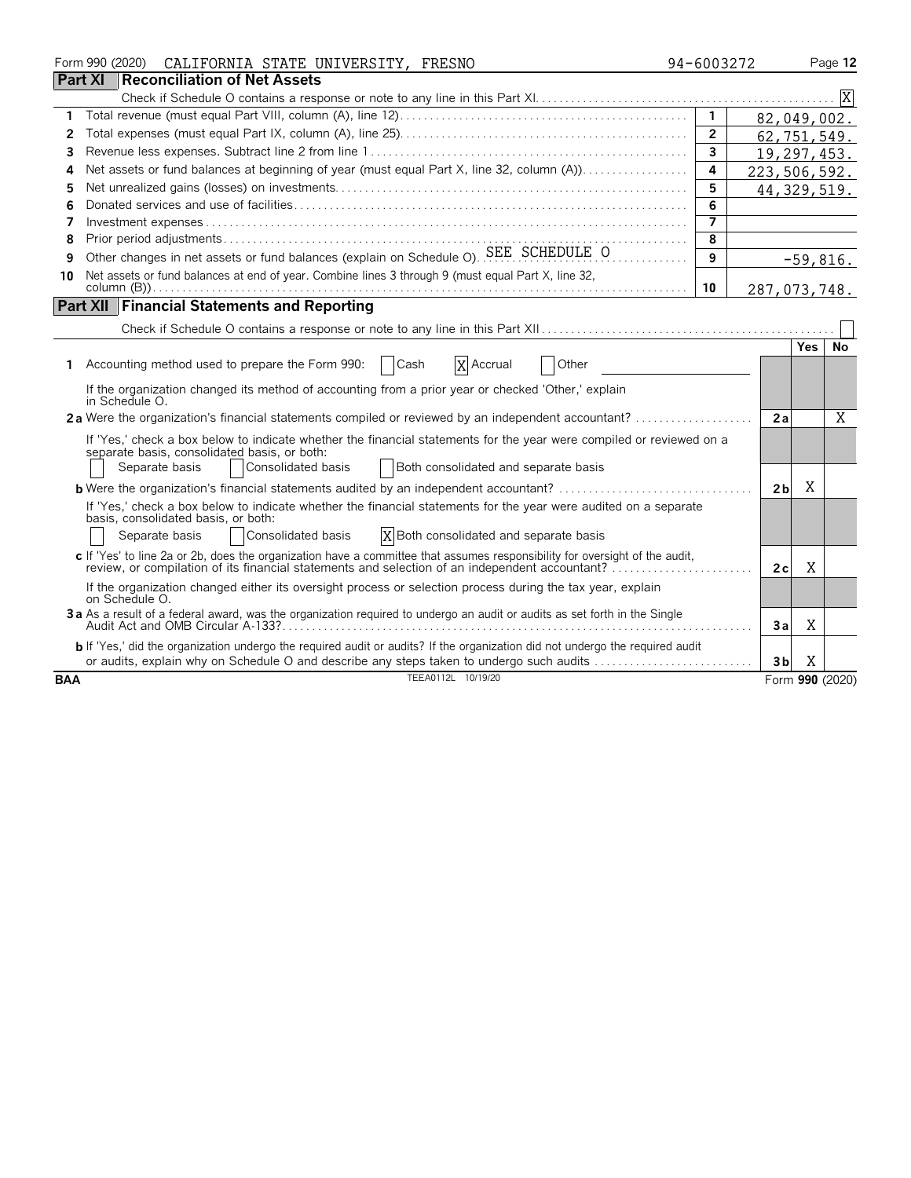Form 990 (2020) CALIFORNIA STATE UNIVERSITY, FRESNO 94-6003272

## Part XI Reconciliation of Net Assets

Check if Schedule O contains a response or note to any line in this Part XI. [X]

| | | | |
|---|---|---|---|
| 1 | Total revenue (must equal Part VIII, column (A), line 12) | 1 | 82,049,002. |
| 2 | Total expenses (must equal Part IX, column (A), line 25) | 2 | 62,751,549. |
| 3 | Revenue less expenses. Subtract line 2 from line 1 | 3 | 19,297,453. |
| 4 | Net assets or fund balances at beginning of year (must equal Part X, line 32, column (A)) | 4 | 223,506,592. |
| 5 | Net unrealized gains (losses) on investments | 5 | 44,329,519. |
| 6 | Donated services and use of facilities | 6 | |
| 7 | Investment expenses | 7 | |
| 8 | Prior period adjustments | 8 | |
| 9 | Other changes in net assets or fund balances (explain on Schedule O). SEE SCHEDULE O | 9 | -59,816. |
| 10 | Net assets or fund balances at end of year. Combine lines 3 through 9 (must equal Part X, line 32, column (B)) | 10 | 287,073,748. |

## Part XII Financial Statements and Reporting

Check if Schedule O contains a response or note to any line in this Part XII [ ]

| | | | Yes | No |
|---|---|---|---|---|
| 1 | Accounting method used to prepare the Form 990: [ ] Cash [X] Accrual [ ] Other | | | |
| | If the organization changed its method of accounting from a prior year or checked 'Other,' explain in Schedule O. | | | |
| 2a | Were the organization's financial statements compiled or reviewed by an independent accountant? | 2a | | X |
| | If 'Yes,' check a box below to indicate whether the financial statements for the year were compiled or reviewed on a separate basis, consolidated basis, or both: [ ] Separate basis [ ] Consolidated basis [ ] Both consolidated and separate basis | | | |
| b | Were the organization's financial statements audited by an independent accountant? | 2b | X | |
| | If 'Yes,' check a box below to indicate whether the financial statements for the year were audited on a separate basis, consolidated basis, or both: [ ] Separate basis [ ] Consolidated basis [X] Both consolidated and separate basis | | | |
| c | If 'Yes' to line 2a or 2b, does the organization have a committee that assumes responsibility for oversight of the audit, review, or compilation of its financial statements and selection of an independent accountant? | 2c | X | |
| | If the organization changed either its oversight process or selection process during the tax year, explain on Schedule O. | | | |
| 3a | As a result of a federal award, was the organization required to undergo an audit or audits as set forth in the Single Audit Act and OMB Circular A-133? | 3a | X | |
| b | If 'Yes,' did the organization undergo the required audit or audits? If the organization did not undergo the required audit or audits, explain why on Schedule O and describe any steps taken to undergo such audits | 3b | X | |

BAA TEEA0112L 10/19/20 Form **990** (2020)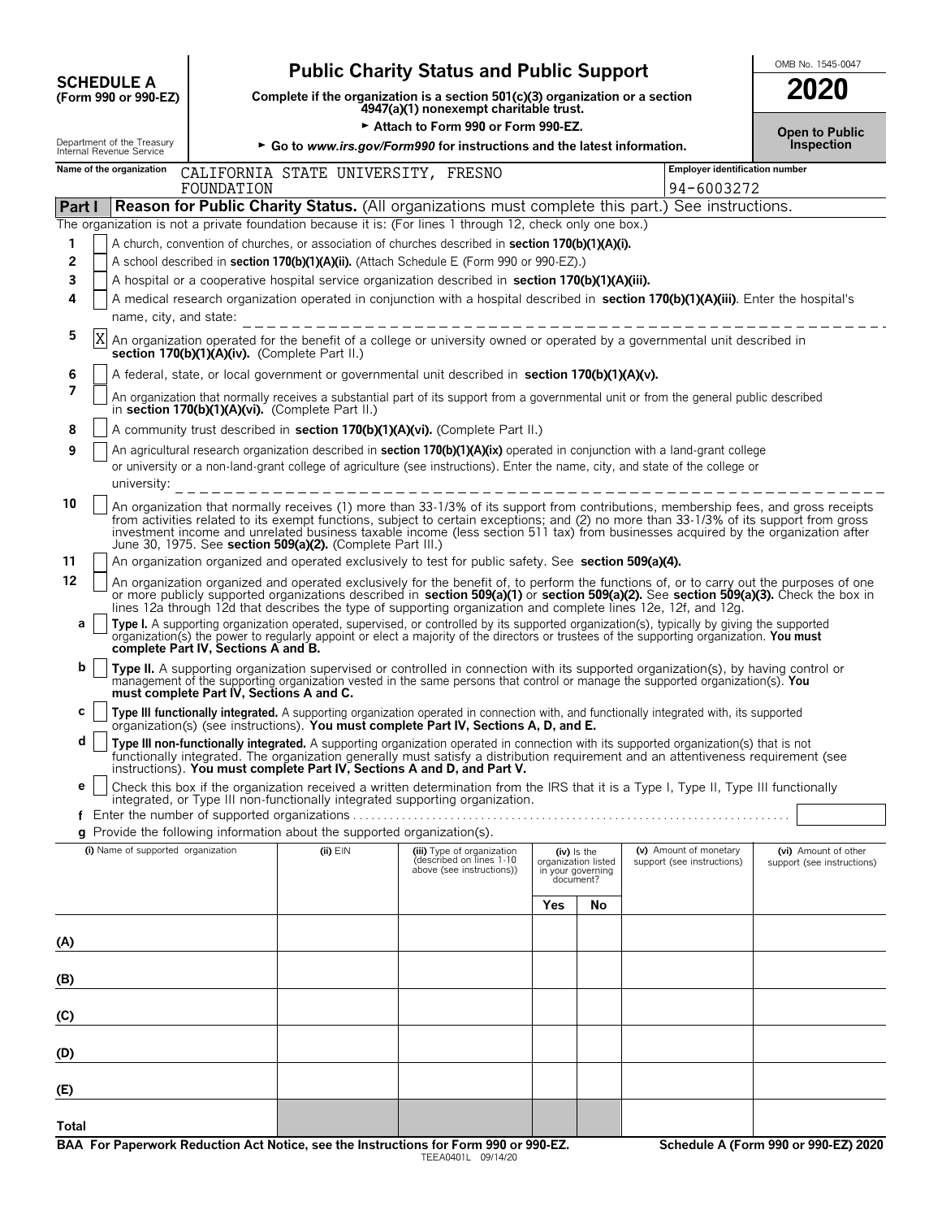**SCHEDULE A** **(Form 990 or 990-EZ)**

Department of the Treasury Internal Revenue Service

# Public Charity Status and Public Support

**Complete if the organization is a section 501(c)(3) organization or a section 4947(a)(1) nonexempt charitable trust.**

► **Attach to Form 990 or Form 990-EZ.**

► **Go to *www.irs.gov/Form990* for instructions and the latest information.**

OMB No. 1545-0047

**2020**

**Open to Public Inspection**

**Name of the organization** CALIFORNIA STATE UNIVERSITY, FRESNO FOUNDATION

**Employer identification number** 94-6003272

## Part I Reason for Public Charity Status. (All organizations must complete this part.) See instructions.

The organization is not a private foundation because it is: (For lines 1 through 12, check only one box.)

1 [ ] A church, convention of churches, or association of churches described in **section 170(b)(1)(A)(i).**

2 [ ] A school described in **section 170(b)(1)(A)(ii).** (Attach Schedule E (Form 990 or 990-EZ).)

3 [ ] A hospital or a cooperative hospital service organization described in **section 170(b)(1)(A)(iii).**

4 [ ] A medical research organization operated in conjunction with a hospital described in **section 170(b)(1)(A)(iii)**. Enter the hospital's name, city, and state:

5 [X] An organization operated for the benefit of a college or university owned or operated by a governmental unit described in **section 170(b)(1)(A)(iv).** (Complete Part II.)

6 [ ] A federal, state, or local government or governmental unit described in **section 170(b)(1)(A)(v).**

7 [ ] An organization that normally receives a substantial part of its support from a governmental unit or from the general public described in **section 170(b)(1)(A)(vi).** (Complete Part II.)

8 [ ] A community trust described in **section 170(b)(1)(A)(vi).** (Complete Part II.)

9 [ ] An agricultural research organization described in **section 170(b)(1)(A)(ix)** operated in conjunction with a land-grant college or university or a non-land-grant college of agriculture (see instructions). Enter the name, city, and state of the college or university:

10 [ ] An organization that normally receives (1) more than 33-1/3% of its support from contributions, membership fees, and gross receipts from activities related to its exempt functions, subject to certain exceptions; and (2) no more than 33-1/3% of its support from gross investment income and unrelated business taxable income (less section 511 tax) from businesses acquired by the organization after June 30, 1975. See **section 509(a)(2).** (Complete Part III.)

11 [ ] An organization organized and operated exclusively to test for public safety. See **section 509(a)(4).**

12 [ ] An organization organized and operated exclusively for the benefit of, to perform the functions of, or to carry out the purposes of one or more publicly supported organizations described in **section 509(a)(1)** or **section 509(a)(2).** See **section 509(a)(3).** Check the box in lines 12a through 12d that describes the type of supporting organization and complete lines 12e, 12f, and 12g.

**a** [ ] **Type I.** A supporting organization operated, supervised, or controlled by its supported organization(s), typically by giving the supported organization(s) the power to regularly appoint or elect a majority of the directors or trustees of the supporting organization. **You must complete Part IV, Sections A and B.**

**b** [ ] **Type II.** A supporting organization supervised or controlled in connection with its supported organization(s), by having control or management of the supporting organization vested in the same persons that control or manage the supported organization(s). **You must complete Part IV, Sections A and C.**

**c** [ ] **Type III functionally integrated.** A supporting organization operated in connection with, and functionally integrated with, its supported organization(s) (see instructions). **You must complete Part IV, Sections A, D, and E.**

**d** [ ] **Type III non-functionally integrated.** A supporting organization operated in connection with its supported organization(s) that is not functionally integrated. The organization generally must satisfy a distribution requirement and an attentiveness requirement (see instructions). **You must complete Part IV, Sections A and D, and Part V.**

**e** [ ] Check this box if the organization received a written determination from the IRS that it is a Type I, Type II, Type III functionally integrated, or Type III non-functionally integrated supporting organization.

**f** Enter the number of supported organizations

**g** Provide the following information about the supported organization(s).

| (i) Name of supported organization | (ii) EIN | (iii) Type of organization (described on lines 1-10 above (see instructions)) | (iv) Is the organization listed in your governing document? | | (v) Amount of monetary support (see instructions) | (vi) Amount of other support (see instructions) |
|---|---|---|---|---|---|---|
| | | | Yes | No | | |
| (A) | | | | | | |
| (B) | | | | | | |
| (C) | | | | | | |
| (D) | | | | | | |
| (E) | | | | | | |
| Total | | | | | | |

**BAA For Paperwork Reduction Act Notice, see the Instructions for Form 990 or 990-EZ.** TEEA0401L 09/14/20 **Schedule A (Form 990 or 990-EZ) 2020**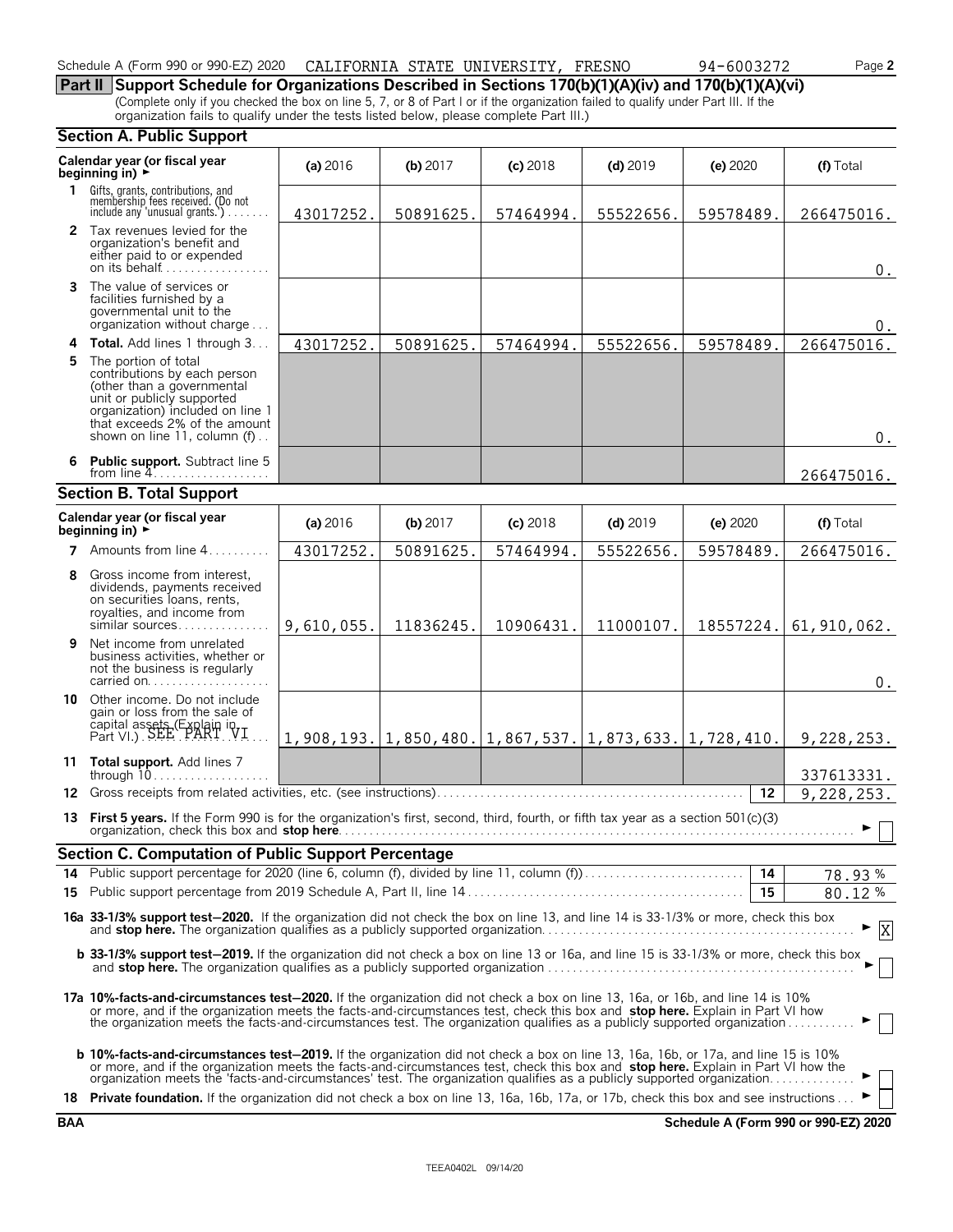Schedule A (Form 990 or 990-EZ) 2020 CALIFORNIA STATE UNIVERSITY, FRESNO 94-6003272 Page **2**

## Part II Support Schedule for Organizations Described in Sections 170(b)(1)(A)(iv) and 170(b)(1)(A)(vi)

(Complete only if you checked the box on line 5, 7, or 8 of Part I or if the organization failed to qualify under Part III. If the organization fails to qualify under the tests listed below, please complete Part III.)

### Section A. Public Support

| Calendar year (or fiscal year beginning in) ► | (a) 2016 | (b) 2017 | (c) 2018 | (d) 2019 | (e) 2020 | (f) Total |
|---|---|---|---|---|---|---|
| **1** Gifts, grants, contributions, and membership fees received. (Do not include any 'unusual grants.') | 43017252. | 50891625. | 57464994. | 55522656. | 59578489. | 266475016. |
| **2** Tax revenues levied for the organization's benefit and either paid to or expended on its behalf | | | | | | 0. |
| **3** The value of services or facilities furnished by a governmental unit to the organization without charge | | | | | | 0. |
| **4 Total.** Add lines 1 through 3 | 43017252. | 50891625. | 57464994. | 55522656. | 59578489. | 266475016. |
| **5** The portion of total contributions by each person (other than a governmental unit or publicly supported organization) included on line 1 that exceeds 2% of the amount shown on line 11, column (f) | | | | | | 0. |
| **6 Public support.** Subtract line 5 from line 4 | | | | | | 266475016. |

### Section B. Total Support

| Calendar year (or fiscal year beginning in) ► | (a) 2016 | (b) 2017 | (c) 2018 | (d) 2019 | (e) 2020 | (f) Total |
|---|---|---|---|---|---|---|
| **7** Amounts from line 4 | 43017252. | 50891625. | 57464994. | 55522656. | 59578489. | 266475016. |
| **8** Gross income from interest, dividends, payments received on securities loans, rents, royalties, and income from similar sources | 9,610,055. | 11836245. | 10906431. | 11000107. | 18557224. | 61,910,062. |
| **9** Net income from unrelated business activities, whether or not the business is regularly carried on | | | | | | 0. |
| **10** Other income. Do not include gain or loss from the sale of capital assets (Explain in Part VI.) SEE PART VI | 1,908,193. | 1,850,480. | 1,867,537. | 1,873,633. | 1,728,410. | 9,228,253. |
| **11 Total support.** Add lines 7 through 10 | | | | | | 337613331. |

**12** Gross receipts from related activities, etc. (see instructions) **12** 9,228,253.

**13 First 5 years.** If the Form 990 is for the organization's first, second, third, fourth, or fifth tax year as a section 501(c)(3) organization, check this box and **stop here** ► ☐

### Section C. Computation of Public Support Percentage

**14** Public support percentage for 2020 (line 6, column (f), divided by line 11, column (f)) **14** 78.93 %

**15** Public support percentage from 2019 Schedule A, Part II, line 14 **15** 80.12 %

**16a 33-1/3% support test–2020.** If the organization did not check the box on line 13, and line 14 is 33-1/3% or more, check this box and **stop here.** The organization qualifies as a publicly supported organization ► ☒

**b 33-1/3% support test–2019.** If the organization did not check a box on line 13 or 16a, and line 15 is 33-1/3% or more, check this box and **stop here.** The organization qualifies as a publicly supported organization ► ☐

**17a 10%-facts-and-circumstances test–2020.** If the organization did not check a box on line 13, 16a, or 16b, and line 14 is 10% or more, and if the organization meets the facts-and-circumstances test, check this box and **stop here.** Explain in Part VI how the organization meets the facts-and-circumstances test. The organization qualifies as a publicly supported organization ► ☐

**b 10%-facts-and-circumstances test–2019.** If the organization did not check a box on line 13, 16a, 16b, or 17a, and line 15 is 10% or more, and if the organization meets the facts-and-circumstances test, check this box and **stop here.** Explain in Part VI how the organization meets the 'facts-and-circumstances' test. The organization qualifies as a publicly supported organization ► ☐

**18 Private foundation.** If the organization did not check a box on line 13, 16a, 16b, 17a, or 17b, check this box and see instructions ► ☐

**BAA** **Schedule A (Form 990 or 990-EZ) 2020**

TEEA0402L 09/14/20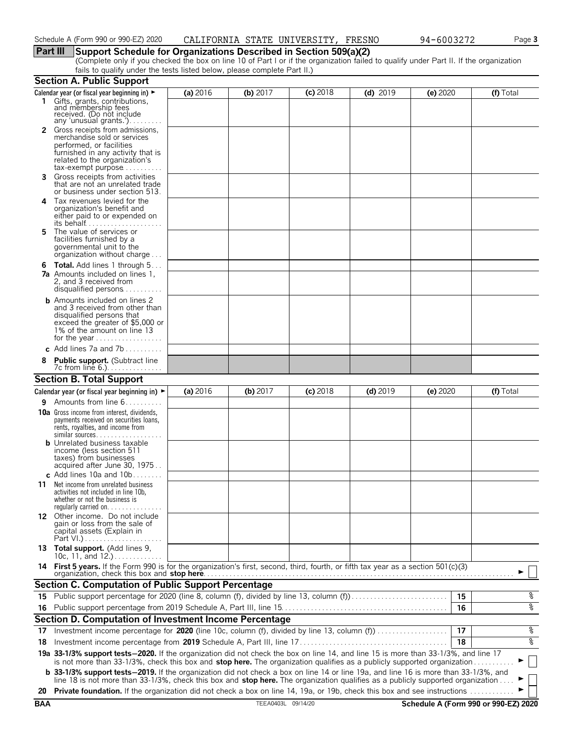Schedule A (Form 990 or 990-EZ) 2020 CALIFORNIA STATE UNIVERSITY, FRESNO 94-6003272 Page 3

## Part III Support Schedule for Organizations Described in Section 509(a)(2)

(Complete only if you checked the box on line 10 of Part I or if the organization failed to qualify under Part II. If the organization fails to qualify under the tests listed below, please complete Part II.)

### Section A. Public Support

| Calendar year (or fiscal year beginning in) ► | (a) 2016 | (b) 2017 | (c) 2018 | (d) 2019 | (e) 2020 | (f) Total |
|---|---|---|---|---|---|---|
| **1** Gifts, grants, contributions, and membership fees received. (Do not include any 'unusual grants.') | | | | | | |
| **2** Gross receipts from admissions, merchandise sold or services performed, or facilities furnished in any activity that is related to the organization's tax-exempt purpose | | | | | | |
| **3** Gross receipts from activities that are not an unrelated trade or business under section 513 | | | | | | |
| **4** Tax revenues levied for the organization's benefit and either paid to or expended on its behalf | | | | | | |
| **5** The value of services or facilities furnished by a governmental unit to the organization without charge | | | | | | |
| **6 Total.** Add lines 1 through 5 | | | | | | |
| **7a** Amounts included on lines 1, 2, and 3 received from disqualified persons | | | | | | |
| **b** Amounts included on lines 2 and 3 received from other than disqualified persons that exceed the greater of $5,000 or 1% of the amount on line 13 for the year | | | | | | |
| **c** Add lines 7a and 7b | | | | | | |
| **8 Public support.** (Subtract line 7c from line 6.) | | | | | | |

### Section B. Total Support

| Calendar year (or fiscal year beginning in) ► | (a) 2016 | (b) 2017 | (c) 2018 | (d) 2019 | (e) 2020 | (f) Total |
|---|---|---|---|---|---|---|
| **9** Amounts from line 6 | | | | | | |
| **10a** Gross income from interest, dividends, payments received on securities loans, rents, royalties, and income from similar sources | | | | | | |
| **b** Unrelated business taxable income (less section 511 taxes) from businesses acquired after June 30, 1975 | | | | | | |
| **c** Add lines 10a and 10b | | | | | | |
| **11** Net income from unrelated business activities not included in line 10b, whether or not the business is regularly carried on | | | | | | |
| **12** Other income. Do not include gain or loss from the sale of capital assets (Explain in Part VI.) | | | | | | |
| **13 Total support.** (Add lines 9, 10c, 11, and 12.) | | | | | | |

**14 First 5 years.** If the Form 990 is for the organization's first, second, third, fourth, or fifth tax year as a section 501(c)(3) organization, check this box and **stop here** ► ☐

### Section C. Computation of Public Support Percentage

| | | | |
|---|---|---|---|
| **15** | Public support percentage for 2020 (line 8, column (f), divided by line 13, column (f)) | 15 | % |
| **16** | Public support percentage from 2019 Schedule A, Part III, line 15 | 16 | % |

### Section D. Computation of Investment Income Percentage

| | | | |
|---|---|---|---|
| **17** | Investment income percentage for **2020** (line 10c, column (f), divided by line 13, column (f)) | 17 | % |
| **18** | Investment income percentage from **2019** Schedule A, Part III, line 17 | 18 | % |

**19a 33-1/3% support tests—2020.** If the organization did not check the box on line 14, and line 15 is more than 33-1/3%, and line 17 is not more than 33-1/3%, check this box and **stop here.** The organization qualifies as a publicly supported organization ► ☐

**b 33-1/3% support tests—2019.** If the organization did not check a box on line 14 or line 19a, and line 16 is more than 33-1/3%, and line 18 is not more than 33-1/3%, check this box and **stop here.** The organization qualifies as a publicly supported organization ► ☐

**20 Private foundation.** If the organization did not check a box on line 14, 19a, or 19b, check this box and see instructions ► ☐

BAA TEEA0403L 09/14/20 **Schedule A (Form 990 or 990-EZ) 2020**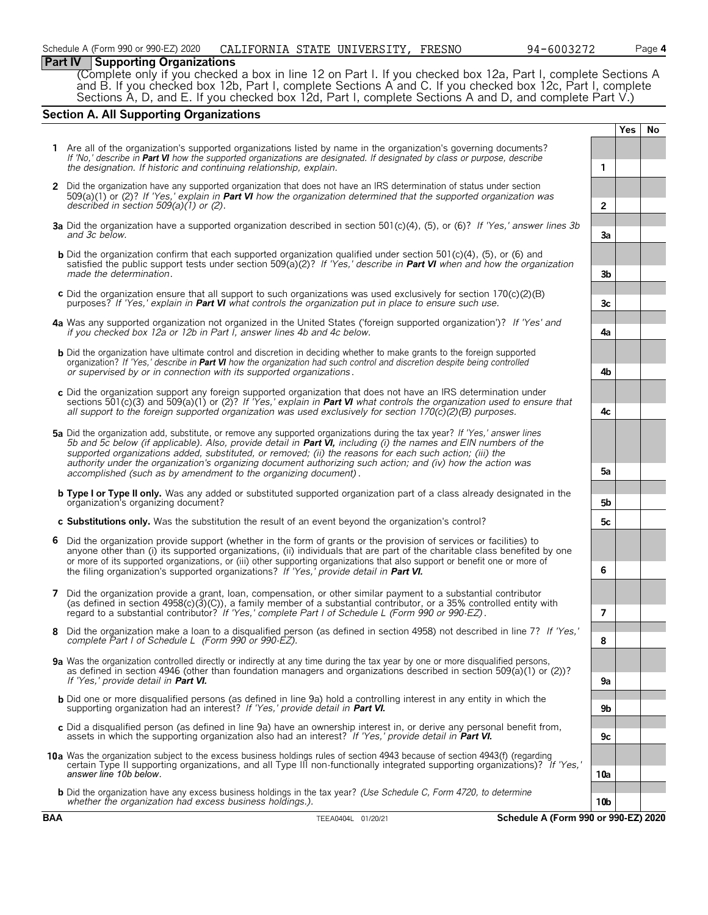## Part IV Supporting Organizations

(Complete only if you checked a box in line 12 on Part I. If you checked box 12a, Part I, complete Sections A and B. If you checked box 12b, Part I, complete Sections A and C. If you checked box 12c, Part I, complete Sections A, D, and E. If you checked box 12d, Part I, complete Sections A and D, and complete Part V.)

### Section A. All Supporting Organizations

| | | | Yes | No |
|---|---|---|---|---|
| **1** | Are all of the organization's supported organizations listed by name in the organization's governing documents? *If 'No,' describe in **Part VI** how the supported organizations are designated. If designated by class or purpose, describe the designation. If historic and continuing relationship, explain.* | 1 | | |
| **2** | Did the organization have any supported organization that does not have an IRS determination of status under section 509(a)(1) or (2)? *If 'Yes,' explain in **Part VI** how the organization determined that the supported organization was described in section 509(a)(1) or (2).* | 2 | | |
| **3a** | Did the organization have a supported organization described in section 501(c)(4), (5), or (6)? *If 'Yes,' answer lines 3b and 3c below.* | 3a | | |
| **b** | Did the organization confirm that each supported organization qualified under section 501(c)(4), (5), or (6) and satisfied the public support tests under section 509(a)(2)? *If 'Yes,' describe in **Part VI** when and how the organization made the determination.* | 3b | | |
| **c** | Did the organization ensure that all support to such organizations was used exclusively for section 170(c)(2)(B) purposes? *If 'Yes,' explain in **Part VI** what controls the organization put in place to ensure such use.* | 3c | | |
| **4a** | Was any supported organization not organized in the United States ('foreign supported organization')? *If 'Yes' and if you checked box 12a or 12b in Part I, answer lines 4b and 4c below.* | 4a | | |
| **b** | Did the organization have ultimate control and discretion in deciding whether to make grants to the foreign supported organization? *If 'Yes,' describe in **Part VI** how the organization had such control and discretion despite being controlled or supervised by or in connection with its supported organizations.* | 4b | | |
| **c** | Did the organization support any foreign supported organization that does not have an IRS determination under sections 501(c)(3) and 509(a)(1) or (2)? *If 'Yes,' explain in **Part VI** what controls the organization used to ensure that all support to the foreign supported organization was used exclusively for section 170(c)(2)(B) purposes.* | 4c | | |
| **5a** | Did the organization add, substitute, or remove any supported organizations during the tax year? *If 'Yes,' answer lines 5b and 5c below (if applicable). Also, provide detail in **Part VI,** including (i) the names and EIN numbers of the supported organizations added, substituted, or removed; (ii) the reasons for each such action; (iii) the authority under the organization's organizing document authorizing such action; and (iv) how the action was accomplished (such as by amendment to the organizing document).* | 5a | | |
| **b** | **Type I or Type II only.** Was any added or substituted supported organization part of a class already designated in the organization's organizing document? | 5b | | |
| **c** | **Substitutions only.** Was the substitution the result of an event beyond the organization's control? | 5c | | |
| **6** | Did the organization provide support (whether in the form of grants or the provision of services or facilities) to anyone other than (i) its supported organizations, (ii) individuals that are part of the charitable class benefited by one or more of its supported organizations, or (iii) other supporting organizations that also support or benefit one or more of the filing organization's supported organizations? *If 'Yes,' provide detail in **Part VI.*** | 6 | | |
| **7** | Did the organization provide a grant, loan, compensation, or other similar payment to a substantial contributor (as defined in section 4958(c)(3)(C)), a family member of a substantial contributor, or a 35% controlled entity with regard to a substantial contributor? *If 'Yes,' complete Part I of Schedule L (Form 990 or 990-EZ).* | 7 | | |
| **8** | Did the organization make a loan to a disqualified person (as defined in section 4958) not described in line 7? *If 'Yes,' complete Part I of Schedule L (Form 990 or 990-EZ).* | 8 | | |
| **9a** | Was the organization controlled directly or indirectly at any time during the tax year by one or more disqualified persons, as defined in section 4946 (other than foundation managers and organizations described in section 509(a)(1) or (2))? *If 'Yes,' provide detail in **Part VI.*** | 9a | | |
| **b** | Did one or more disqualified persons (as defined in line 9a) hold a controlling interest in any entity in which the supporting organization had an interest? *If 'Yes,' provide detail in **Part VI.*** | 9b | | |
| **c** | Did a disqualified person (as defined in line 9a) have an ownership interest in, or derive any personal benefit from, assets in which the supporting organization also had an interest? *If 'Yes,' provide detail in **Part VI.*** | 9c | | |
| **10a** | Was the organization subject to the excess business holdings rules of section 4943 because of section 4943(f) (regarding certain Type II supporting organizations, and all Type III non-functionally integrated supporting organizations)? *If 'Yes,' answer line 10b below.* | 10a | | |
| **b** | Did the organization have any excess business holdings in the tax year? *(Use Schedule C, Form 4720, to determine whether the organization had excess business holdings.).* | 10b | | |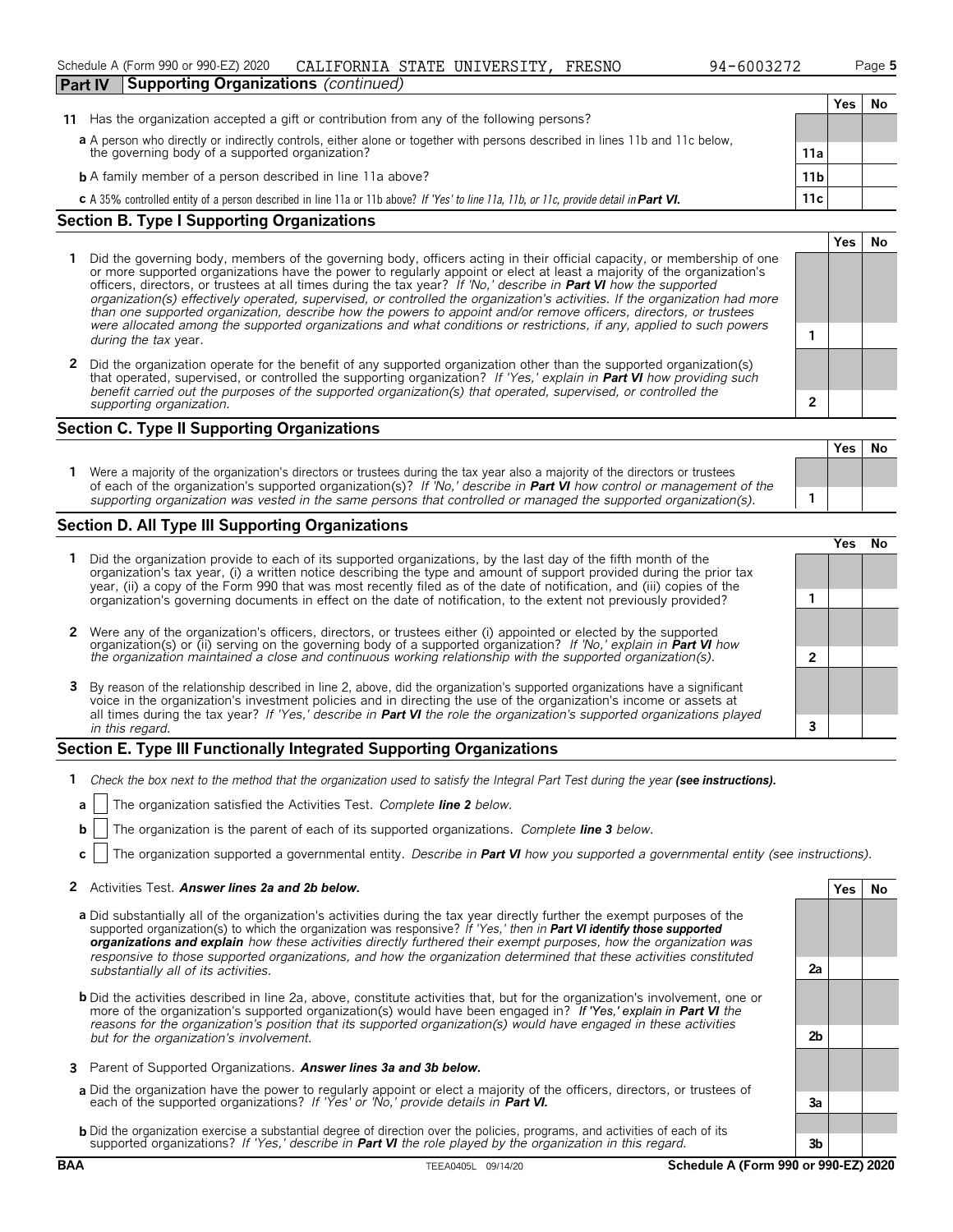Schedule A (Form 990 or 990-EZ) 2020 CALIFORNIA STATE UNIVERSITY, FRESNO 94-6003272 Page 5

**Part IV Supporting Organizations** *(continued)*

| | | Yes | No |
|---|---|---|---|
| **11** Has the organization accepted a gift or contribution from any of the following persons? | | | |
| **a** A person who directly or indirectly controls, either alone or together with persons described in lines 11b and 11c below, the governing body of a supported organization? | 11a | | |
| **b** A family member of a person described in line 11a above? | 11b | | |
| **c** A 35% controlled entity of a person described in line 11a or 11b above? *If 'Yes' to line 11a, 11b, or 11c, provide detail in* ***Part VI.*** | 11c | | |

## Section B. Type I Supporting Organizations

| | | Yes | No |
|---|---|---|---|
| **1** Did the governing body, members of the governing body, officers acting in their official capacity, or membership of one or more supported organizations have the power to regularly appoint or elect at least a majority of the organization's officers, directors, or trustees at all times during the tax year? *If 'No,' describe in* ***Part VI*** *how the supported organization(s) effectively operated, supervised, or controlled the organization's activities. If the organization had more than one supported organization, describe how the powers to appoint and/or remove officers, directors, or trustees were allocated among the supported organizations and what conditions or restrictions, if any, applied to such powers during the tax* year. | 1 | | |
| **2** Did the organization operate for the benefit of any supported organization other than the supported organization(s) that operated, supervised, or controlled the supporting organization? *If 'Yes,' explain in* ***Part VI*** *how providing such benefit carried out the purposes of the supported organization(s) that operated, supervised, or controlled the supporting organization.* | 2 | | |

## Section C. Type II Supporting Organizations

| | | Yes | No |
|---|---|---|---|
| **1** Were a majority of the organization's directors or trustees during the tax year also a majority of the directors or trustees of each of the organization's supported organization(s)? *If 'No,' describe in* ***Part VI*** *how control or management of the supporting organization was vested in the same persons that controlled or managed the supported organization(s).* | 1 | | |

## Section D. All Type III Supporting Organizations

| | | Yes | No |
|---|---|---|---|
| **1** Did the organization provide to each of its supported organizations, by the last day of the fifth month of the organization's tax year, (i) a written notice describing the type and amount of support provided during the prior tax year, (ii) a copy of the Form 990 that was most recently filed as of the date of notification, and (iii) copies of the organization's governing documents in effect on the date of notification, to the extent not previously provided? | 1 | | |
| **2** Were any of the organization's officers, directors, or trustees either (i) appointed or elected by the supported organization(s) or (ii) serving on the governing body of a supported organization? *If 'No,' explain in* ***Part VI*** *how the organization maintained a close and continuous working relationship with the supported organization(s).* | 2 | | |
| **3** By reason of the relationship described in line 2, above, did the organization's supported organizations have a significant voice in the organization's investment policies and in directing the use of the organization's income or assets at all times during the tax year? *If 'Yes,' describe in* ***Part VI*** *the role the organization's supported organizations played in this regard.* | 3 | | |

## Section E. Type III Functionally Integrated Supporting Organizations

**1** *Check the box next to the method that the organization used to satisfy the Integral Part Test during the year* ***(see instructions).***

**a** ☐ The organization satisfied the Activities Test. *Complete* ***line 2*** *below.*

**b** ☐ The organization is the parent of each of its supported organizations. *Complete* ***line 3*** *below.*

**c** ☐ The organization supported a governmental entity. *Describe in* ***Part VI*** *how you supported a governmental entity (see instructions).*

| | | Yes | No |
|---|---|---|---|
| **2** Activities Test. ***Answer lines 2a and 2b below.*** | | | |
| **a** Did substantially all of the organization's activities during the tax year directly further the exempt purposes of the supported organization(s) to which the organization was responsive? *If 'Yes,' then in* ***Part VI identify those supported organizations and explain*** *how these activities directly furthered their exempt purposes, how the organization was responsive to those supported organizations, and how the organization determined that these activities constituted substantially all of its activities.* | 2a | | |
| **b** Did the activities described in line 2a, above, constitute activities that, but for the organization's involvement, one or more of the organization's supported organization(s) would have been engaged in? *If 'Yes,' explain in* ***Part VI*** *the reasons for the organization's position that its supported organization(s) would have engaged in these activities but for the organization's involvement.* | 2b | | |
| **3** Parent of Supported Organizations. ***Answer lines 3a and 3b below.*** | | | |
| **a** Did the organization have the power to regularly appoint or elect a majority of the officers, directors, or trustees of each of the supported organizations? *If 'Yes' or 'No,' provide details in* ***Part VI.*** | 3a | | |
| **b** Did the organization exercise a substantial degree of direction over the policies, programs, and activities of each of its supported organizations? *If 'Yes,' describe in* ***Part VI*** *the role played by the organization in this regard.* | 3b | | |

BAA TEEA0405L 09/14/20 **Schedule A (Form 990 or 990-EZ) 2020**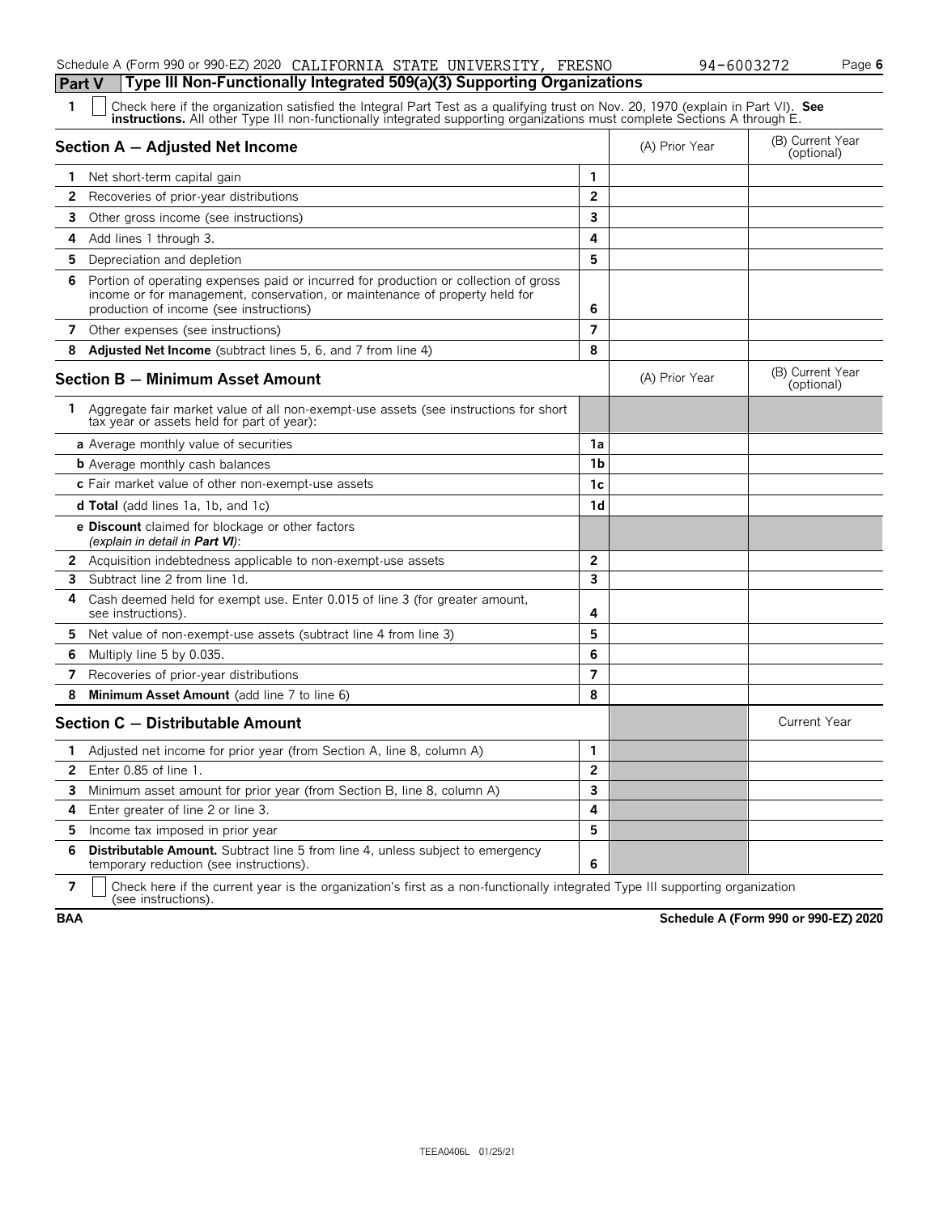Schedule A (Form 990 or 990-EZ) 2020 CALIFORNIA STATE UNIVERSITY, FRESNO 94-6003272

## Part V Type III Non-Functionally Integrated 509(a)(3) Supporting Organizations

**1** ☐ Check here if the organization satisfied the Integral Part Test as a qualifying trust on Nov. 20, 1970 (explain in Part VI). **See instructions.** All other Type III non-functionally integrated supporting organizations must complete Sections A through E.

| **Section A — Adjusted Net Income** | | (A) Prior Year | (B) Current Year (optional) |
|---|---|---|---|
| **1** Net short-term capital gain | 1 | | |
| **2** Recoveries of prior-year distributions | 2 | | |
| **3** Other gross income (see instructions) | 3 | | |
| **4** Add lines 1 through 3. | 4 | | |
| **5** Depreciation and depletion | 5 | | |
| **6** Portion of operating expenses paid or incurred for production or collection of gross income or for management, conservation, or maintenance of property held for production of income (see instructions) | 6 | | |
| **7** Other expenses (see instructions) | 7 | | |
| **8** **Adjusted Net Income** (subtract lines 5, 6, and 7 from line 4) | 8 | | |

| **Section B — Minimum Asset Amount** | | (A) Prior Year | (B) Current Year (optional) |
|---|---|---|---|
| **1** Aggregate fair market value of all non-exempt-use assets (see instructions for short tax year or assets held for part of year): | | | |
| **a** Average monthly value of securities | 1a | | |
| **b** Average monthly cash balances | 1b | | |
| **c** Fair market value of other non-exempt-use assets | 1c | | |
| **d Total** (add lines 1a, 1b, and 1c) | 1d | | |
| **e Discount** claimed for blockage or other factors *(explain in detail in **Part VI**)*: | | | |
| **2** Acquisition indebtedness applicable to non-exempt-use assets | 2 | | |
| **3** Subtract line 2 from line 1d. | 3 | | |
| **4** Cash deemed held for exempt use. Enter 0.015 of line 3 (for greater amount, see instructions). | 4 | | |
| **5** Net value of non-exempt-use assets (subtract line 4 from line 3) | 5 | | |
| **6** Multiply line 5 by 0.035. | 6 | | |
| **7** Recoveries of prior-year distributions | 7 | | |
| **8** **Minimum Asset Amount** (add line 7 to line 6) | 8 | | |

| **Section C — Distributable Amount** | | | Current Year |
|---|---|---|---|
| **1** Adjusted net income for prior year (from Section A, line 8, column A) | 1 | | |
| **2** Enter 0.85 of line 1. | 2 | | |
| **3** Minimum asset amount for prior year (from Section B, line 8, column A) | 3 | | |
| **4** Enter greater of line 2 or line 3. | 4 | | |
| **5** Income tax imposed in prior year | 5 | | |
| **6** **Distributable Amount.** Subtract line 5 from line 4, unless subject to emergency temporary reduction (see instructions). | 6 | | |

**7** ☐ Check here if the current year is the organization's first as a non-functionally integrated Type III supporting organization (see instructions).

**BAA** **Schedule A (Form 990 or 990-EZ) 2020**

TEEA0406L 01/25/21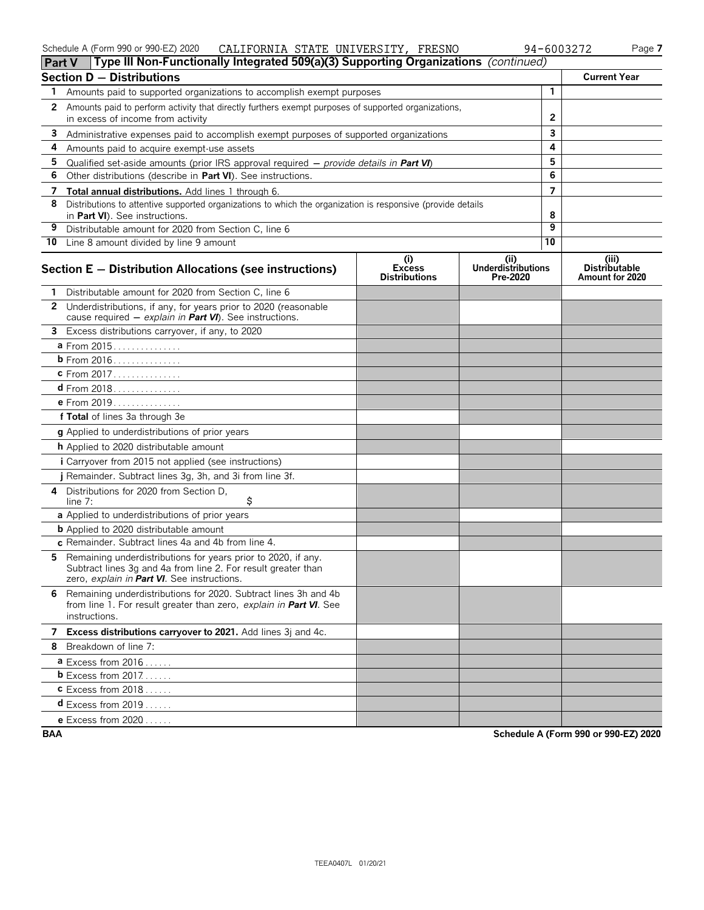Schedule A (Form 990 or 990-EZ) 2020 CALIFORNIA STATE UNIVERSITY, FRESNO 94-6003272 Page 7

**Part V** **Type III Non-Functionally Integrated 509(a)(3) Supporting Organizations** *(continued)*

| Section D — Distributions | | Current Year |
|---|---|---|
| 1 Amounts paid to supported organizations to accomplish exempt purposes | 1 | |
| 2 Amounts paid to perform activity that directly furthers exempt purposes of supported organizations, in excess of income from activity | 2 | |
| 3 Administrative expenses paid to accomplish exempt purposes of supported organizations | 3 | |
| 4 Amounts paid to acquire exempt-use assets | 4 | |
| 5 Qualified set-aside amounts (prior IRS approval required — *provide details in **Part VI***) | 5 | |
| 6 Other distributions (describe in **Part VI**). See instructions. | 6 | |
| 7 **Total annual distributions.** Add lines 1 through 6. | 7 | |
| 8 Distributions to attentive supported organizations to which the organization is responsive (provide details in **Part VI**). See instructions. | 8 | |
| 9 Distributable amount for 2020 from Section C, line 6 | 9 | |
| 10 Line 8 amount divided by line 9 amount | 10 | |

| Section E — Distribution Allocations (see instructions) | (i) Excess Distributions | (ii) Underdistributions Pre-2020 | (iii) Distributable Amount for 2020 |
|---|---|---|---|
| 1 Distributable amount for 2020 from Section C, line 6 | | | |
| 2 Underdistributions, if any, for years prior to 2020 (reasonable cause required — *explain in **Part VI***). See instructions. | | | |
| 3 Excess distributions carryover, if any, to 2020 | | | |
| a From 2015 | | | |
| b From 2016 | | | |
| c From 2017 | | | |
| d From 2018 | | | |
| e From 2019 | | | |
| f **Total** of lines 3a through 3e | | | |
| g Applied to underdistributions of prior years | | | |
| h Applied to 2020 distributable amount | | | |
| i Carryover from 2015 not applied (see instructions) | | | |
| j Remainder. Subtract lines 3g, 3h, and 3i from line 3f. | | | |
| 4 Distributions for 2020 from Section D, line 7: $ | | | |
| a Applied to underdistributions of prior years | | | |
| b Applied to 2020 distributable amount | | | |
| c Remainder. Subtract lines 4a and 4b from line 4. | | | |
| 5 Remaining underdistributions for years prior to 2020, if any. Subtract lines 3g and 4a from line 2. For result greater than zero, *explain in **Part VI***. See instructions. | | | |
| 6 Remaining underdistributions for 2020. Subtract lines 3h and 4b from line 1. For result greater than zero, *explain in **Part VI***. See instructions. | | | |
| 7 **Excess distributions carryover to 2021.** Add lines 3j and 4c. | | | |
| 8 Breakdown of line 7: | | | |
| a Excess from 2016 | | | |
| b Excess from 2017 | | | |
| c Excess from 2018 | | | |
| d Excess from 2019 | | | |
| e Excess from 2020 | | | |

BAA Schedule A (Form 990 or 990-EZ) 2020

TEEA0407L 01/20/21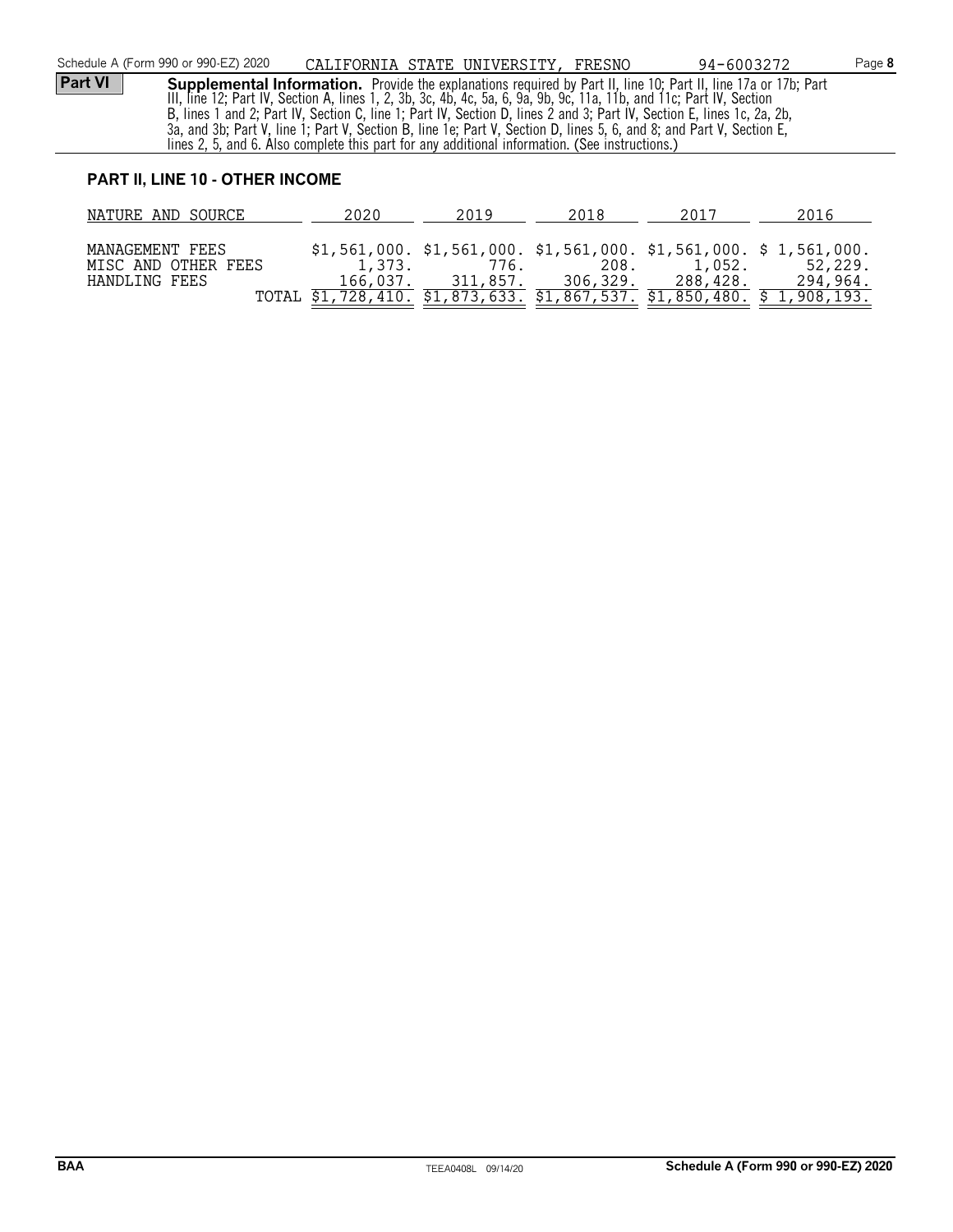Schedule A (Form 990 or 990-EZ) 2020 CALIFORNIA STATE UNIVERSITY, FRESNO 94-6003272 Page **8**

**Part VI** **Supplemental Information.** Provide the explanations required by Part II, line 10; Part II, line 17a or 17b; Part III, line 12; Part IV, Section A, lines 1, 2, 3b, 3c, 4b, 4c, 5a, 6, 9a, 9b, 9c, 11a, 11b, and 11c; Part IV, Section B, lines 1 and 2; Part IV, Section C, line 1; Part IV, Section D, lines 2 and 3; Part IV, Section E, lines 1c, 2a, 2b, 3a, and 3b; Part V, line 1; Part V, Section B, line 1e; Part V, Section D, lines 5, 6, and 8; and Part V, Section E, lines 2, 5, and 6. Also complete this part for any additional information. (See instructions.)

**PART II, LINE 10 - OTHER INCOME**

| NATURE AND SOURCE | 2020 | 2019 | 2018 | 2017 | 2016 |
|---|---|---|---|---|---|
| MANAGEMENT FEES | $1,561,000. | $1,561,000. | $1,561,000. | $1,561,000. | $ 1,561,000. |
| MISC AND OTHER FEES | 1,373. | 776. | 208. | 1,052. | 52,229. |
| HANDLING FEES | 166,037. | 311,857. | 306,329. | 288,428. | 294,964. |
| TOTAL | $1,728,410. | $1,873,633. | $1,867,537. | $1,850,480. | $ 1,908,193. |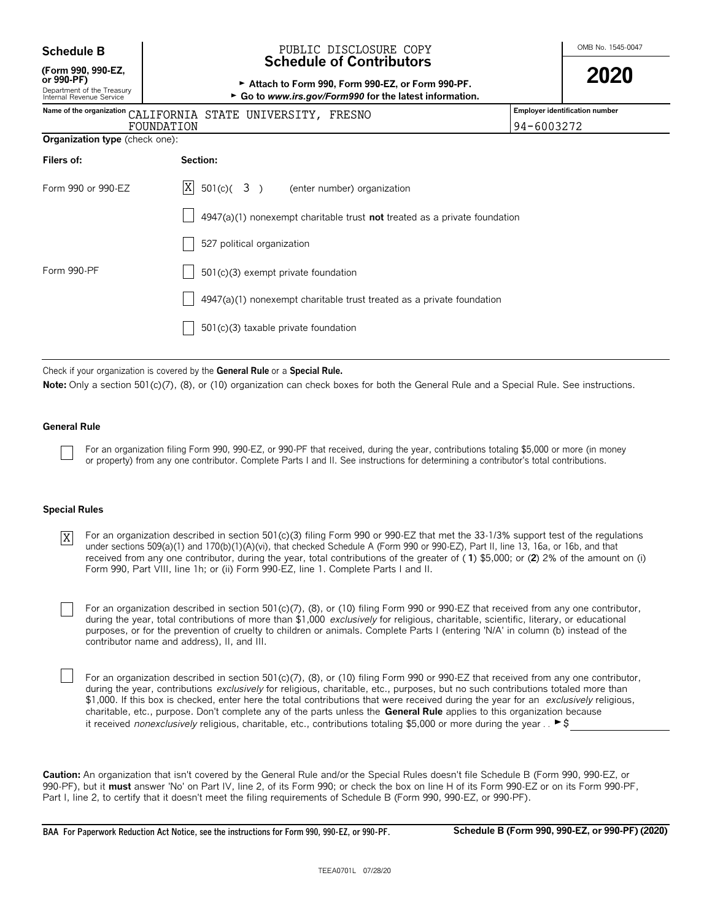**Schedule B** (Form 990, 990-EZ, or 990-PF)
Department of the Treasury
Internal Revenue Service

PUBLIC DISCLOSURE COPY

# Schedule of Contributors

► Attach to Form 990, Form 990-EZ, or Form 990-PF.
► Go to *www.irs.gov/Form990* for the latest information.

OMB No. 1545-0047

**2020**

Name of the organization: CALIFORNIA STATE UNIVERSITY, FRESNO FOUNDATION

Employer identification number: 94-6003272

**Organization type** (check one):

| Filers of: | Section: |
|---|---|
| Form 990 or 990-EZ | [X] 501(c)( 3 ) (enter number) organization |
| | [ ] 4947(a)(1) nonexempt charitable trust **not** treated as a private foundation |
| | [ ] 527 political organization |
| Form 990-PF | [ ] 501(c)(3) exempt private foundation |
| | [ ] 4947(a)(1) nonexempt charitable trust treated as a private foundation |
| | [ ] 501(c)(3) taxable private foundation |

Check if your organization is covered by the **General Rule** or a **Special Rule.**

**Note:** Only a section 501(c)(7), (8), or (10) organization can check boxes for both the General Rule and a Special Rule. See instructions.

## General Rule

[ ] For an organization filing Form 990, 990-EZ, or 990-PF that received, during the year, contributions totaling $5,000 or more (in money or property) from any one contributor. Complete Parts I and II. See instructions for determining a contributor's total contributions.

## Special Rules

[X] For an organization described in section 501(c)(3) filing Form 990 or 990-EZ that met the 33-1/3% support test of the regulations under sections 509(a)(1) and 170(b)(1)(A)(vi), that checked Schedule A (Form 990 or 990-EZ), Part II, line 13, 16a, or 16b, and that received from any one contributor, during the year, total contributions of the greater of (**1**) $5,000; or (**2**) 2% of the amount on (i) Form 990, Part VIII, line 1h; or (ii) Form 990-EZ, line 1. Complete Parts I and II.

[ ] For an organization described in section 501(c)(7), (8), or (10) filing Form 990 or 990-EZ that received from any one contributor, during the year, total contributions of more than $1,000 *exclusively* for religious, charitable, scientific, literary, or educational purposes, or for the prevention of cruelty to children or animals. Complete Parts I (entering 'N/A' in column (b) instead of the contributor name and address), II, and III.

[ ] For an organization described in section 501(c)(7), (8), or (10) filing Form 990 or 990-EZ that received from any one contributor, during the year, contributions *exclusively* for religious, charitable, etc., purposes, but no such contributions totaled more than $1,000. If this box is checked, enter here the total contributions that were received during the year for an *exclusively* religious, charitable, etc., purpose. Don't complete any of the parts unless the **General Rule** applies to this organization because it received *nonexclusively* religious, charitable, etc., contributions totaling $5,000 or more during the year . . ► $ ________

**Caution:** An organization that isn't covered by the General Rule and/or the Special Rules doesn't file Schedule B (Form 990, 990-EZ, or 990-PF), but it **must** answer 'No' on Part IV, line 2, of its Form 990; or check the box on line H of its Form 990-EZ or on its Form 990-PF, Part I, line 2, to certify that it doesn't meet the filing requirements of Schedule B (Form 990, 990-EZ, or 990-PF).

**BAA For Paperwork Reduction Act Notice, see the instructions for Form 990, 990-EZ, or 990-PF.** **Schedule B (Form 990, 990-EZ, or 990-PF) (2020)**

TEEA0701L 07/28/20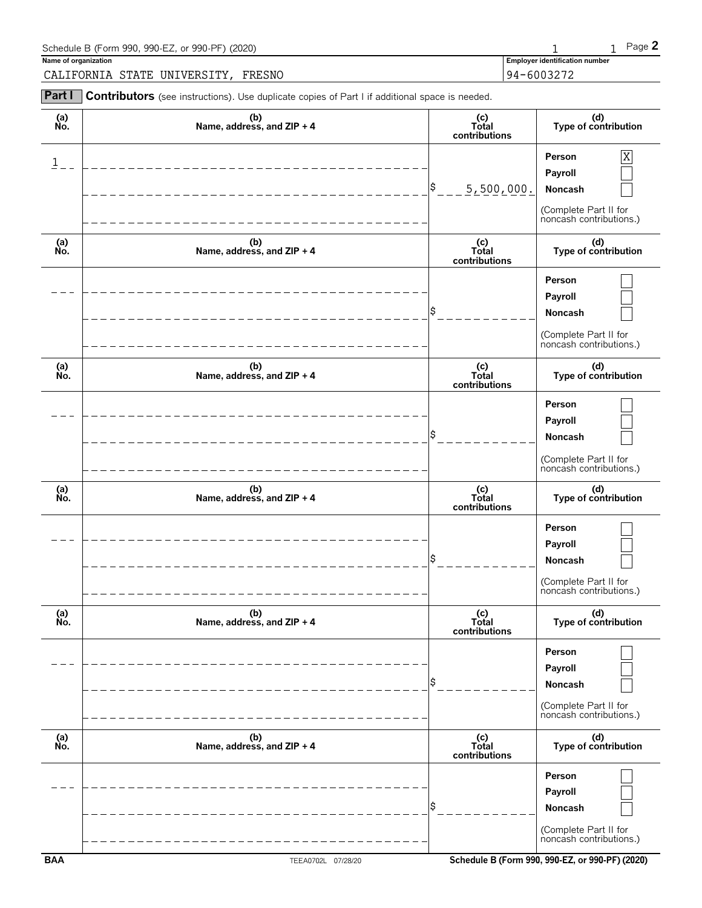Schedule B (Form 990, 990-EZ, or 990-PF) (2020) Page **2**

**Name of organization**

CALIFORNIA STATE UNIVERSITY, FRESNO

**Employer identification number**

94-6003272

**Part I** **Contributors** (see instructions). Use duplicate copies of Part I if additional space is needed.

| (a) No. | (b) Name, address, and ZIP + 4 | (c) Total contributions | (d) Type of contribution |
|---|---|---|---|
| 1 | | $ 5,500,000. | Person [X] Payroll [ ] Noncash [ ] (Complete Part II for noncash contributions.) |
| | | $ | Person [ ] Payroll [ ] Noncash [ ] (Complete Part II for noncash contributions.) |
| | | $ | Person [ ] Payroll [ ] Noncash [ ] (Complete Part II for noncash contributions.) |
| | | $ | Person [ ] Payroll [ ] Noncash [ ] (Complete Part II for noncash contributions.) |
| | | $ | Person [ ] Payroll [ ] Noncash [ ] (Complete Part II for noncash contributions.) |
| | | $ | Person [ ] Payroll [ ] Noncash [ ] (Complete Part II for noncash contributions.) |

BAA TEEA0702L 07/28/20 **Schedule B (Form 990, 990-EZ, or 990-PF) (2020)**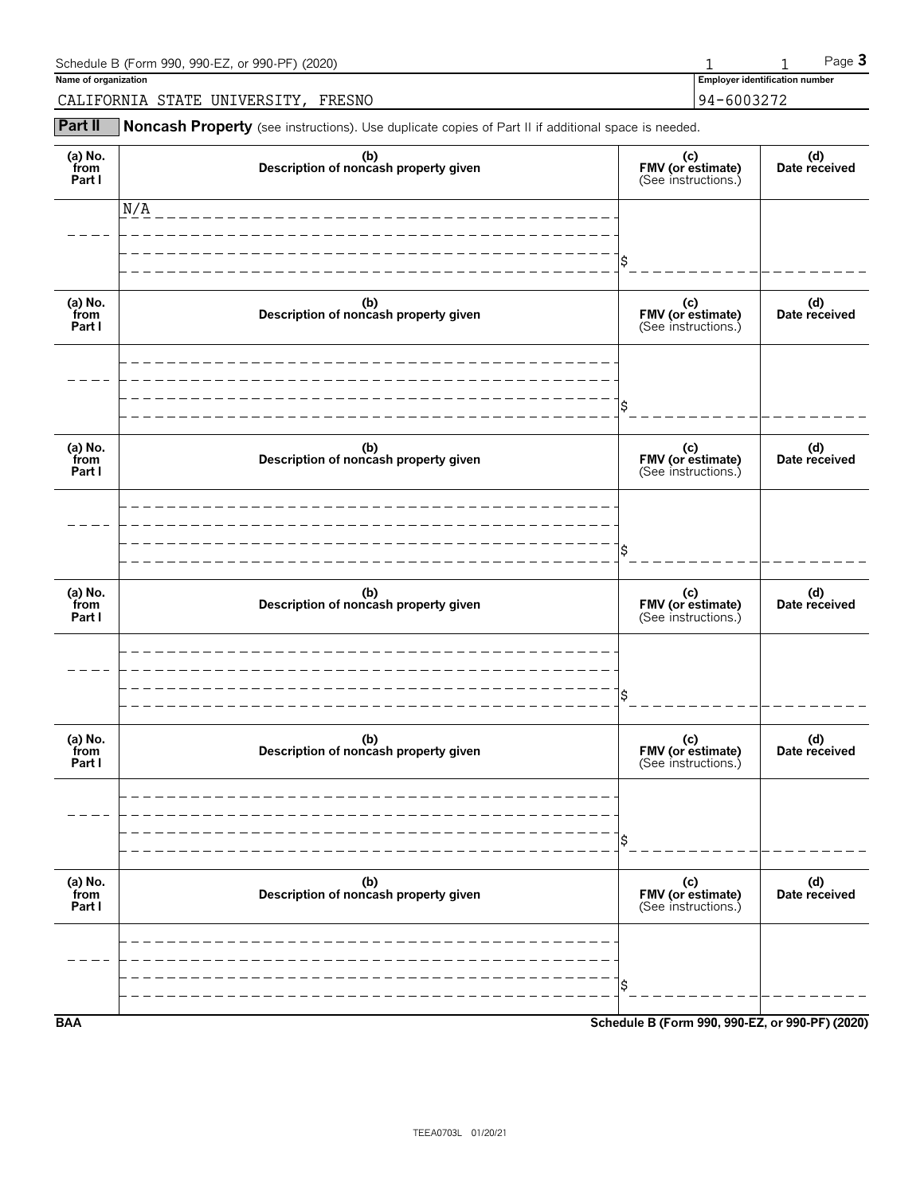Schedule B (Form 990, 990-EZ, or 990-PF) (2020) 1 1 Page **3**

**Name of organization**

CALIFORNIA STATE UNIVERSITY, FRESNO

**Employer identification number**

94-6003272

**Part II** **Noncash Property** (see instructions). Use duplicate copies of Part II if additional space is needed.

| (a) No. from Part I | (b) Description of noncash property given | (c) FMV (or estimate) (See instructions.) | (d) Date received |
|---|---|---|---|
| | N/A | $ | |

| (a) No. from Part I | (b) Description of noncash property given | (c) FMV (or estimate) (See instructions.) | (d) Date received |
|---|---|---|---|
| | | $ | |

| (a) No. from Part I | (b) Description of noncash property given | (c) FMV (or estimate) (See instructions.) | (d) Date received |
|---|---|---|---|
| | | $ | |

| (a) No. from Part I | (b) Description of noncash property given | (c) FMV (or estimate) (See instructions.) | (d) Date received |
|---|---|---|---|
| | | $ | |

| (a) No. from Part I | (b) Description of noncash property given | (c) FMV (or estimate) (See instructions.) | (d) Date received |
|---|---|---|---|
| | | $ | |

| (a) No. from Part I | (b) Description of noncash property given | (c) FMV (or estimate) (See instructions.) | (d) Date received |
|---|---|---|---|
| | | $ | |

**BAA** **Schedule B (Form 990, 990-EZ, or 990-PF) (2020)**

TEEA0703L 01/20/21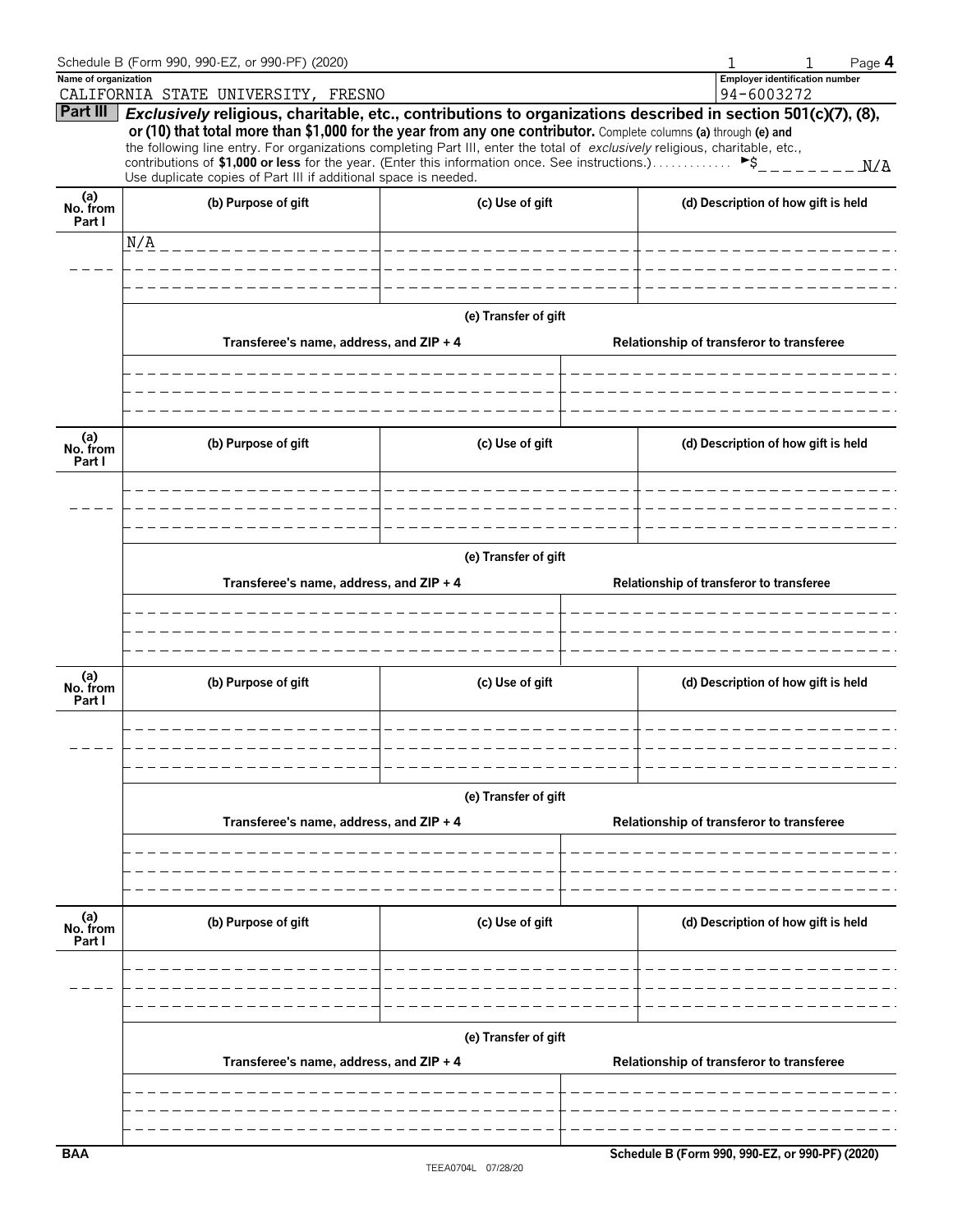Name of organization
CALIFORNIA STATE UNIVERSITY, FRESNO

Employer identification number
94-6003272

**Part III** ***Exclusively*** **religious, charitable, etc., contributions to organizations described in section 501(c)(7), (8), or (10) that total more than $1,000 for the year from any one contributor.** Complete columns **(a)** through **(e)** and the following line entry. For organizations completing Part III, enter the total of *exclusively* religious, charitable, etc., contributions of **$1,000 or less** for the year. (Enter this information once. See instructions.) . . . . . . . . . . . . ►$ N/A

Use duplicate copies of Part III if additional space is needed.

| (a) No. from Part I | (b) Purpose of gift | (c) Use of gift | (d) Description of how gift is held |
|---|---|---|---|
| | N/A | | |

**(e) Transfer of gift**

| Transferee's name, address, and ZIP + 4 | Relationship of transferor to transferee |
|---|---|
| | |

| (a) No. from Part I | (b) Purpose of gift | (c) Use of gift | (d) Description of how gift is held |
|---|---|---|---|
| | | | |

**(e) Transfer of gift**

| Transferee's name, address, and ZIP + 4 | Relationship of transferor to transferee |
|---|---|
| | |

| (a) No. from Part I | (b) Purpose of gift | (c) Use of gift | (d) Description of how gift is held |
|---|---|---|---|
| | | | |

**(e) Transfer of gift**

| Transferee's name, address, and ZIP + 4 | Relationship of transferor to transferee |
|---|---|
| | |

| (a) No. from Part I | (b) Purpose of gift | (c) Use of gift | (d) Description of how gift is held |
|---|---|---|---|
| | | | |

**(e) Transfer of gift**

| Transferee's name, address, and ZIP + 4 | Relationship of transferor to transferee |
|---|---|
| | |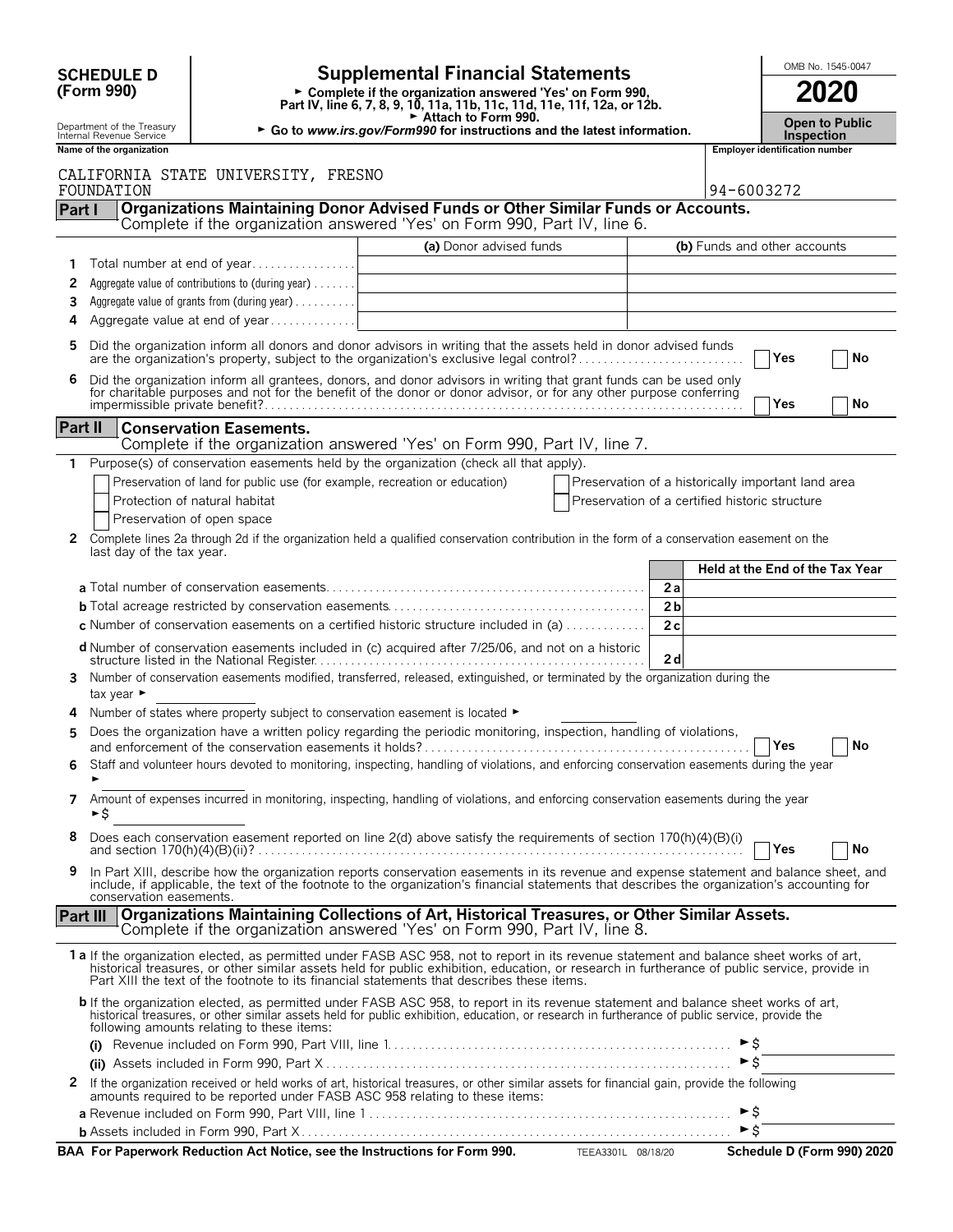**SCHEDULE D (Form 990)**

Department of the Treasury
Internal Revenue Service

# Supplemental Financial Statements

► Complete if the organization answered 'Yes' on Form 990, Part IV, line 6, 7, 8, 9, 10, 11a, 11b, 11c, 11d, 11e, 11f, 12a, or 12b.
► Attach to Form 990.
► Go to *www.irs.gov/Form990* for instructions and the latest information.

OMB No. 1545-0047

**2020**

**Open to Public Inspection**

**Name of the organization**: CALIFORNIA STATE UNIVERSITY, FRESNO FOUNDATION

**Employer identification number**: 94-6003272

## Part I — Organizations Maintaining Donor Advised Funds or Other Similar Funds or Accounts.

Complete if the organization answered 'Yes' on Form 990, Part IV, line 6.

| | | (a) Donor advised funds | (b) Funds and other accounts |
|---|---|---|---|
| 1 | Total number at end of year | | |
| 2 | Aggregate value of contributions to (during year) | | |
| 3 | Aggregate value of grants from (during year) | | |
| 4 | Aggregate value at end of year | | |

5 Did the organization inform all donors and donor advisors in writing that the assets held in donor advised funds are the organization's property, subject to the organization's exclusive legal control? ☐ Yes ☐ No

6 Did the organization inform all grantees, donors, and donor advisors in writing that grant funds can be used only for charitable purposes and not for the benefit of the donor or donor advisor, or for any other purpose conferring impermissible private benefit? ☐ Yes ☐ No

## Part II — Conservation Easements.

Complete if the organization answered 'Yes' on Form 990, Part IV, line 7.

1 Purpose(s) of conservation easements held by the organization (check all that apply).

- ☐ Preservation of land for public use (for example, recreation or education)
- ☐ Protection of natural habitat
- ☐ Preservation of open space
- ☐ Preservation of a historically important land area
- ☐ Preservation of a certified historic structure

2 Complete lines 2a through 2d if the organization held a qualified conservation contribution in the form of a conservation easement on the last day of the tax year.

| | | Held at the End of the Tax Year |
|---|---|---|
| **a** Total number of conservation easements | 2a | |
| **b** Total acreage restricted by conservation easements | 2b | |
| **c** Number of conservation easements on a certified historic structure included in (a) | 2c | |
| **d** Number of conservation easements included in (c) acquired after 7/25/06, and not on a historic structure listed in the National Register | 2d | |

3 Number of conservation easements modified, transferred, released, extinguished, or terminated by the organization during the tax year ►

4 Number of states where property subject to conservation easement is located ►

5 Does the organization have a written policy regarding the periodic monitoring, inspection, handling of violations, and enforcement of the conservation easements it holds? ☐ Yes ☐ No

6 Staff and volunteer hours devoted to monitoring, inspecting, handling of violations, and enforcing conservation easements during the year ►

7 Amount of expenses incurred in monitoring, inspecting, handling of violations, and enforcing conservation easements during the year ►$

8 Does each conservation easement reported on line 2(d) above satisfy the requirements of section 170(h)(4)(B)(i) and section 170(h)(4)(B)(ii)? ☐ Yes ☐ No

9 In Part XIII, describe how the organization reports conservation easements in its revenue and expense statement and balance sheet, and include, if applicable, the text of the footnote to the organization's financial statements that describes the organization's accounting for conservation easements.

## Part III — Organizations Maintaining Collections of Art, Historical Treasures, or Other Similar Assets.

Complete if the organization answered 'Yes' on Form 990, Part IV, line 8.

**1a** If the organization elected, as permitted under FASB ASC 958, not to report in its revenue statement and balance sheet works of art, historical treasures, or other similar assets held for public exhibition, education, or research in furtherance of public service, provide in Part XIII the text of the footnote to its financial statements that describes these items.

**b** If the organization elected, as permitted under FASB ASC 958, to report in its revenue statement and balance sheet works of art, historical treasures, or other similar assets held for public exhibition, education, or research in furtherance of public service, provide the following amounts relating to these items:

(i) Revenue included on Form 990, Part VIII, line 1 ►$

(ii) Assets included in Form 990, Part X ►$

2 If the organization received or held works of art, historical treasures, or other similar assets for financial gain, provide the following amounts required to be reported under FASB ASC 958 relating to these items:

**a** Revenue included on Form 990, Part VIII, line 1 ►$

**b** Assets included in Form 990, Part X ►$

**BAA For Paperwork Reduction Act Notice, see the Instructions for Form 990.** TEEA3301L 08/18/20 **Schedule D (Form 990) 2020**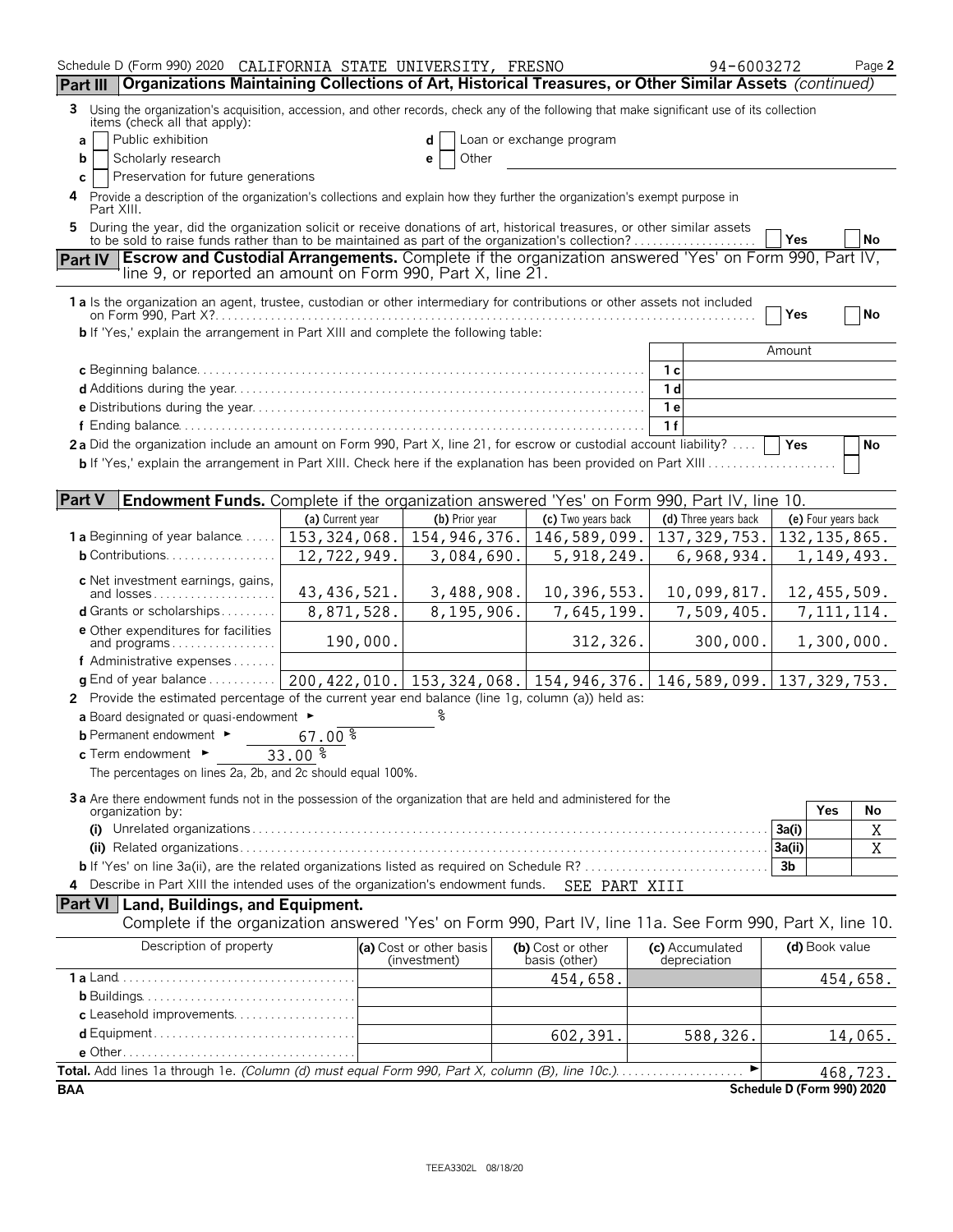Schedule D (Form 990) 2020 CALIFORNIA STATE UNIVERSITY, FRESNO 94-6003272 Page **2**

## Part III Organizations Maintaining Collections of Art, Historical Treasures, or Other Similar Assets *(continued)*

**3** Using the organization's acquisition, accession, and other records, check any of the following that make significant use of its collection items (check all that apply):

- **a** ☐ Public exhibition
- **b** ☐ Scholarly research
- **c** ☐ Preservation for future generations
- **d** ☐ Loan or exchange program
- **e** ☐ Other

**4** Provide a description of the organization's collections and explain how they further the organization's exempt purpose in Part XIII.

**5** During the year, did the organization solicit or receive donations of art, historical treasures, or other similar assets to be sold to raise funds rather than to be maintained as part of the organization's collection? ☐ Yes ☐ No

## Part IV Escrow and Custodial Arrangements. Complete if the organization answered 'Yes' on Form 990, Part IV, line 9, or reported an amount on Form 990, Part X, line 21.

**1 a** Is the organization an agent, trustee, custodian or other intermediary for contributions or other assets not included on Form 990, Part X? ☐ Yes ☐ No

**b** If 'Yes,' explain the arrangement in Part XIII and complete the following table:

| | | Amount |
|---|---|---|
| **c** Beginning balance | 1 c | |
| **d** Additions during the year | 1 d | |
| **e** Distributions during the year | 1 e | |
| **f** Ending balance | 1 f | |

**2 a** Did the organization include an amount on Form 990, Part X, line 21, for escrow or custodial account liability? ☐ Yes ☐ No

**b** If 'Yes,' explain the arrangement in Part XIII. Check here if the explanation has been provided on Part XIII ☐

## Part V Endowment Funds. Complete if the organization answered 'Yes' on Form 990, Part IV, line 10.

| | (a) Current year | (b) Prior year | (c) Two years back | (d) Three years back | (e) Four years back |
|---|---|---|---|---|---|
| **1 a** Beginning of year balance | 153,324,068. | 154,946,376. | 146,589,099. | 137,329,753. | 132,135,865. |
| **b** Contributions | 12,722,949. | 3,084,690. | 5,918,249. | 6,968,934. | 1,149,493. |
| **c** Net investment earnings, gains, and losses | 43,436,521. | 3,488,908. | 10,396,553. | 10,099,817. | 12,455,509. |
| **d** Grants or scholarships | 8,871,528. | 8,195,906. | 7,645,199. | 7,509,405. | 7,111,114. |
| **e** Other expenditures for facilities and programs | 190,000. | | 312,326. | 300,000. | 1,300,000. |
| **f** Administrative expenses | | | | | |
| **g** End of year balance | 200,422,010. | 153,324,068. | 154,946,376. | 146,589,099. | 137,329,753. |

**2** Provide the estimated percentage of the current year end balance (line 1g, column (a)) held as:

**a** Board designated or quasi-endowment ► %

**b** Permanent endowment ► 67.00 %

**c** Term endowment ► 33.00 %

The percentages on lines 2a, 2b, and 2c should equal 100%.

**3 a** Are there endowment funds not in the possession of the organization that are held and administered for the organization by:

| | | Yes | No |
|---|---|---|---|
| **(i)** Unrelated organizations | 3a(i) | | X |
| **(ii)** Related organizations | 3a(ii) | | X |
| **b** If 'Yes' on line 3a(ii), are the related organizations listed as required on Schedule R? | 3b | | |

**4** Describe in Part XIII the intended uses of the organization's endowment funds. SEE PART XIII

## Part VI Land, Buildings, and Equipment.

Complete if the organization answered 'Yes' on Form 990, Part IV, line 11a. See Form 990, Part X, line 10.

| Description of property | (a) Cost or other basis (investment) | (b) Cost or other basis (other) | (c) Accumulated depreciation | (d) Book value |
|---|---|---|---|---|
| **1 a** Land | | 454,658. | | 454,658. |
| **b** Buildings | | | | |
| **c** Leasehold improvements | | | | |
| **d** Equipment | | 602,391. | 588,326. | 14,065. |
| **e** Other | | | | |
| **Total.** Add lines 1a through 1e. *(Column (d) must equal Form 990, Part X, column (B), line 10c.)* | | | | 468,723. |

BAA Schedule D (Form 990) 2020

TEEA3302L 08/18/20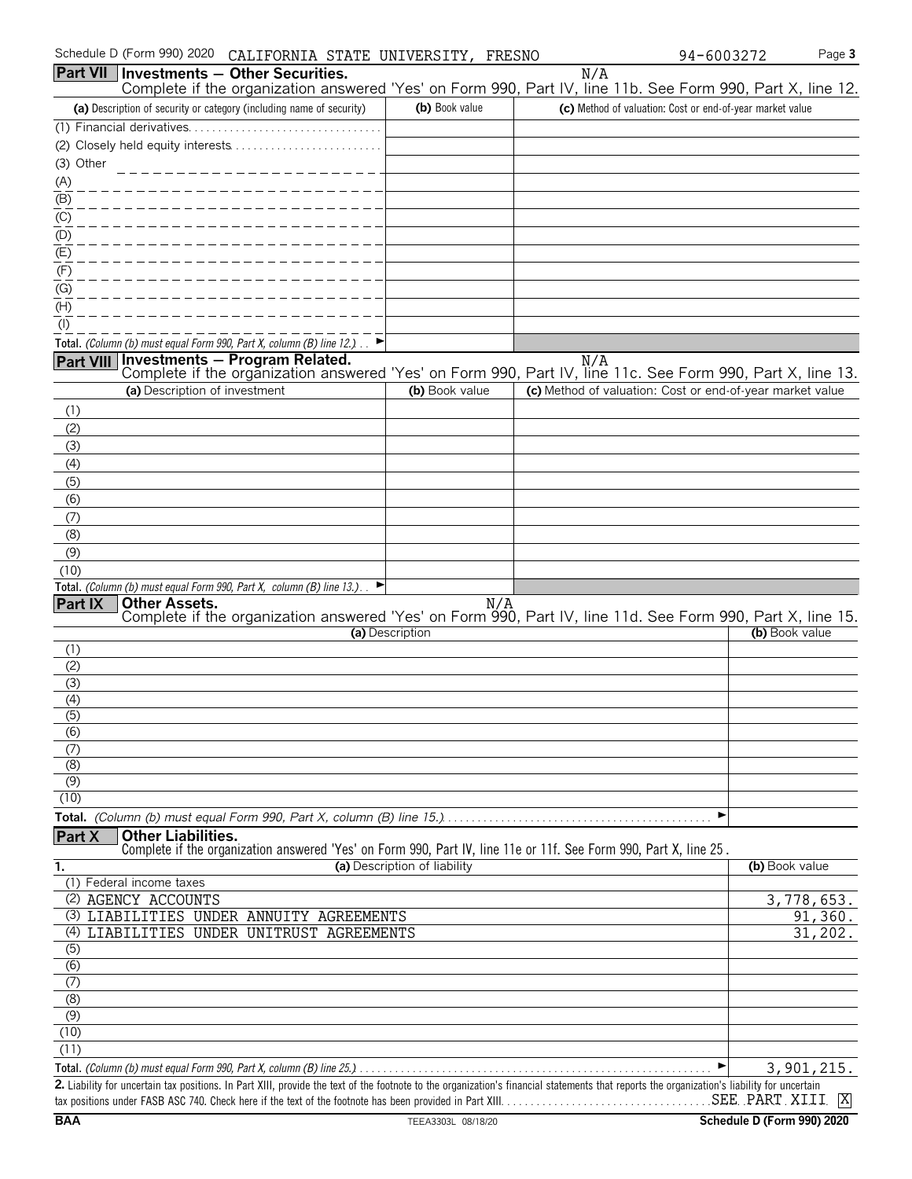Schedule D (Form 990) 2020 CALIFORNIA STATE UNIVERSITY, FRESNO 94-6003272 Page **3**

**Part VII Investments — Other Securities.** N/A

Complete if the organization answered 'Yes' on Form 990, Part IV, line 11b. See Form 990, Part X, line 12.

| (a) Description of security or category (including name of security) | (b) Book value | (c) Method of valuation: Cost or end-of-year market value |
|---|---|---|
| (1) Financial derivatives | | |
| (2) Closely held equity interests | | |
| (3) Other | | |
| (A) | | |
| (B) | | |
| (C) | | |
| (D) | | |
| (E) | | |
| (F) | | |
| (G) | | |
| (H) | | |
| (I) | | |
| **Total.** *(Column (b) must equal Form 990, Part X, column (B) line 12.)* ► | | |

**Part VIII Investments — Program Related.** N/A

Complete if the organization answered 'Yes' on Form 990, Part IV, line 11c. See Form 990, Part X, line 13.

| (a) Description of investment | (b) Book value | (c) Method of valuation: Cost or end-of-year market value |
|---|---|---|
| (1) | | |
| (2) | | |
| (3) | | |
| (4) | | |
| (5) | | |
| (6) | | |
| (7) | | |
| (8) | | |
| (9) | | |
| (10) | | |
| **Total.** *(Column (b) must equal Form 990, Part X, column (B) line 13.)* ► | | |

**Part IX Other Assets.** N/A

Complete if the organization answered 'Yes' on Form 990, Part IV, line 11d. See Form 990, Part X, line 15.

| (a) Description | (b) Book value |
|---|---|
| (1) | |
| (2) | |
| (3) | |
| (4) | |
| (5) | |
| (6) | |
| (7) | |
| (8) | |
| (9) | |
| (10) | |
| **Total.** *(Column (b) must equal Form 990, Part X, column (B) line 15.)* ► | |

**Part X Other Liabilities.**

Complete if the organization answered 'Yes' on Form 990, Part IV, line 11e or 11f. See Form 990, Part X, line 25.

| 1. (a) Description of liability | (b) Book value |
|---|---|
| (1) Federal income taxes | |
| (2) AGENCY ACCOUNTS | 3,778,653. |
| (3) LIABILITIES UNDER ANNUITY AGREEMENTS | 91,360. |
| (4) LIABILITIES UNDER UNITRUST AGREEMENTS | 31,202. |
| (5) | |
| (6) | |
| (7) | |
| (8) | |
| (9) | |
| (10) | |
| (11) | |
| **Total.** *(Column (b) must equal Form 990, Part X, column (B) line 25.)* ► | 3,901,215. |

**2.** Liability for uncertain tax positions. In Part XIII, provide the text of the footnote to the organization's financial statements that reports the organization's liability for uncertain tax positions under FASB ASC 740. Check here if the text of the footnote has been provided in Part XIII. SEE PART XIII [X]

BAA TEEA3303L 08/18/20 **Schedule D (Form 990) 2020**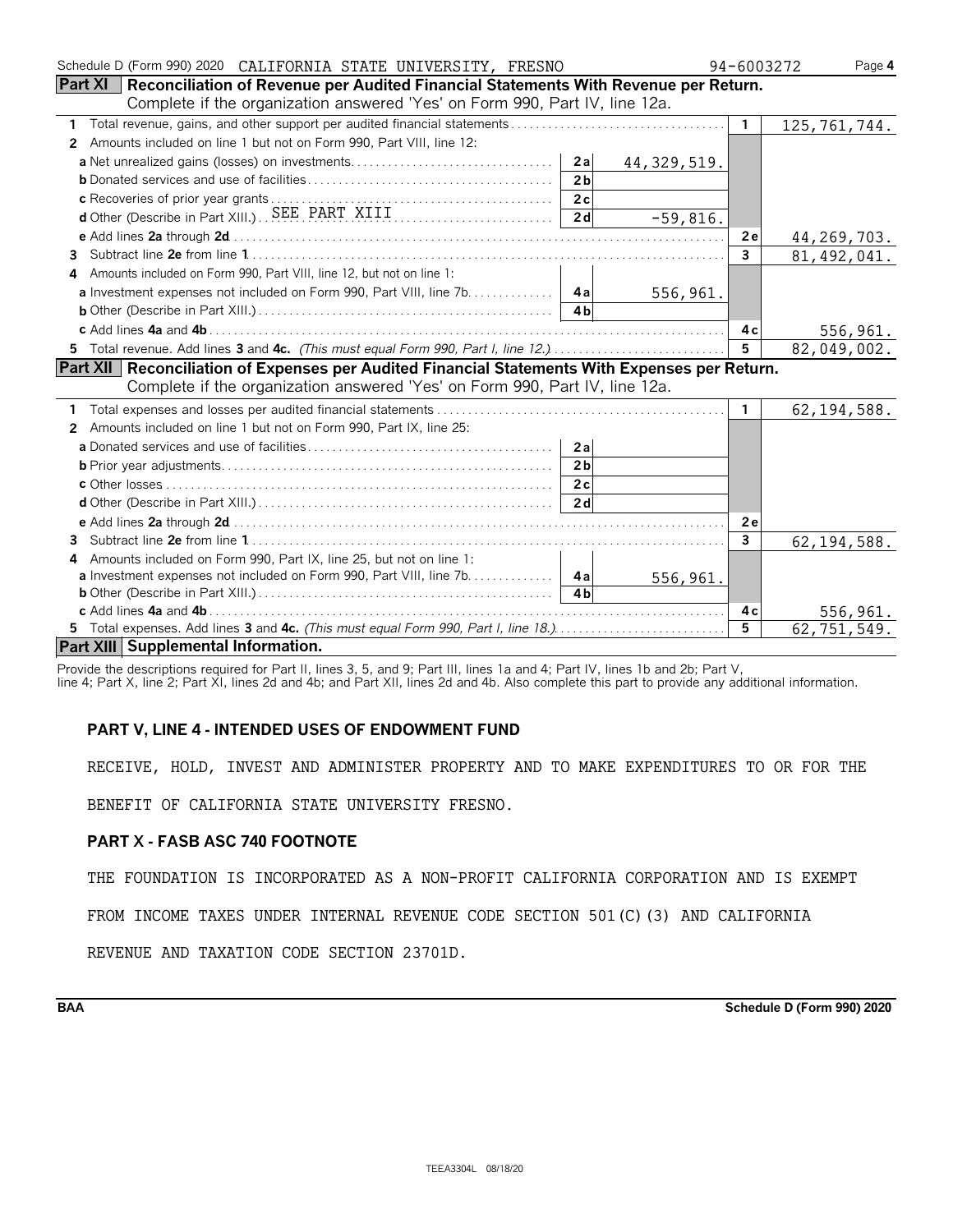Schedule D (Form 990) 2020 CALIFORNIA STATE UNIVERSITY, FRESNO 94-6003272 Page 4

**Part XI Reconciliation of Revenue per Audited Financial Statements With Revenue per Return.**
Complete if the organization answered 'Yes' on Form 990, Part IV, line 12a.

| | | | | |
|---|---|---|---|---|
| **1** Total revenue, gains, and other support per audited financial statements | | | 1 | 125,761,744. |
| **2** Amounts included on line 1 but not on Form 990, Part VIII, line 12: | | | | |
| **a** Net unrealized gains (losses) on investments | 2a | 44,329,519. | | |
| **b** Donated services and use of facilities | 2b | | | |
| **c** Recoveries of prior year grants | 2c | | | |
| **d** Other (Describe in Part XIII.) SEE PART XIII | 2d | -59,816. | | |
| **e** Add lines **2a** through **2d** | | | 2e | 44,269,703. |
| **3** Subtract line **2e** from line **1** | | | 3 | 81,492,041. |
| **4** Amounts included on Form 990, Part VIII, line 12, but not on line 1: | | | | |
| **a** Investment expenses not included on Form 990, Part VIII, line 7b | 4a | 556,961. | | |
| **b** Other (Describe in Part XIII.) | 4b | | | |
| **c** Add lines **4a** and **4b** | | | 4c | 556,961. |
| **5** Total revenue. Add lines **3** and **4c.** *(This must equal Form 990, Part I, line 12.)* | | | 5 | 82,049,002. |

**Part XII Reconciliation of Expenses per Audited Financial Statements With Expenses per Return.**
Complete if the organization answered 'Yes' on Form 990, Part IV, line 12a.

| | | | | |
|---|---|---|---|---|
| **1** Total expenses and losses per audited financial statements | | | 1 | 62,194,588. |
| **2** Amounts included on line 1 but not on Form 990, Part IX, line 25: | | | | |
| **a** Donated services and use of facilities | 2a | | | |
| **b** Prior year adjustments | 2b | | | |
| **c** Other losses | 2c | | | |
| **d** Other (Describe in Part XIII.) | 2d | | | |
| **e** Add lines **2a** through **2d** | | | 2e | |
| **3** Subtract line **2e** from line **1** | | | 3 | 62,194,588. |
| **4** Amounts included on Form 990, Part IX, line 25, but not on line 1: | | | | |
| **a** Investment expenses not included on Form 990, Part VIII, line 7b | 4a | 556,961. | | |
| **b** Other (Describe in Part XIII.) | 4b | | | |
| **c** Add lines **4a** and **4b** | | | 4c | 556,961. |
| **5** Total expenses. Add lines **3** and **4c.** *(This must equal Form 990, Part I, line 18.)* | | | 5 | 62,751,549. |

**Part XIII Supplemental Information.**

Provide the descriptions required for Part II, lines 3, 5, and 9; Part III, lines 1a and 4; Part IV, lines 1b and 2b; Part V, line 4; Part X, line 2; Part XI, lines 2d and 4b; and Part XII, lines 2d and 4b. Also complete this part to provide any additional information.

**PART V, LINE 4 - INTENDED USES OF ENDOWMENT FUND**

RECEIVE, HOLD, INVEST AND ADMINISTER PROPERTY AND TO MAKE EXPENDITURES TO OR FOR THE BENEFIT OF CALIFORNIA STATE UNIVERSITY FRESNO.

**PART X - FASB ASC 740 FOOTNOTE**

THE FOUNDATION IS INCORPORATED AS A NON-PROFIT CALIFORNIA CORPORATION AND IS EXEMPT FROM INCOME TAXES UNDER INTERNAL REVENUE CODE SECTION 501(C)(3) AND CALIFORNIA REVENUE AND TAXATION CODE SECTION 23701D.

BAA Schedule D (Form 990) 2020

TEEA3304L 08/18/20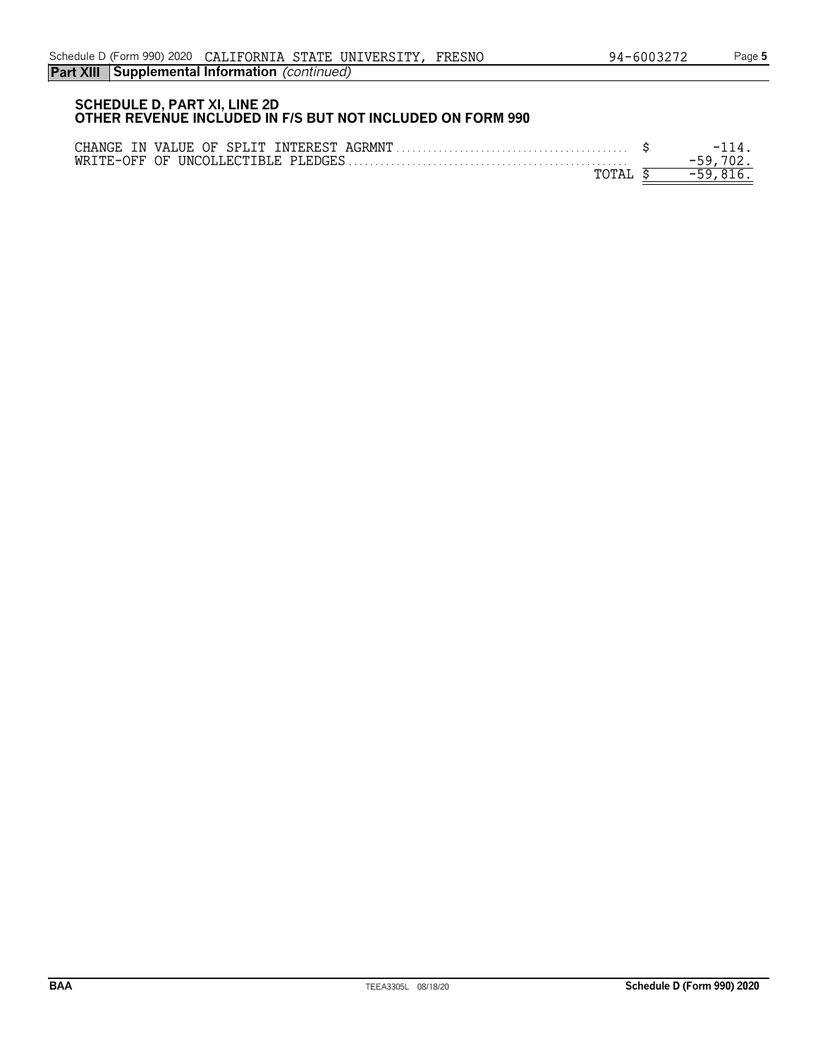**Part XIII Supplemental Information** *(continued)*

## SCHEDULE D, PART XI, LINE 2D
## OTHER REVENUE INCLUDED IN F/S BUT NOT INCLUDED ON FORM 990

| | |
|---|---|
| CHANGE IN VALUE OF SPLIT INTEREST AGRMNT | $ -114. |
| WRITE-OFF OF UNCOLLECTIBLE PLEDGES | -59,702. |
| TOTAL | $ -59,816. |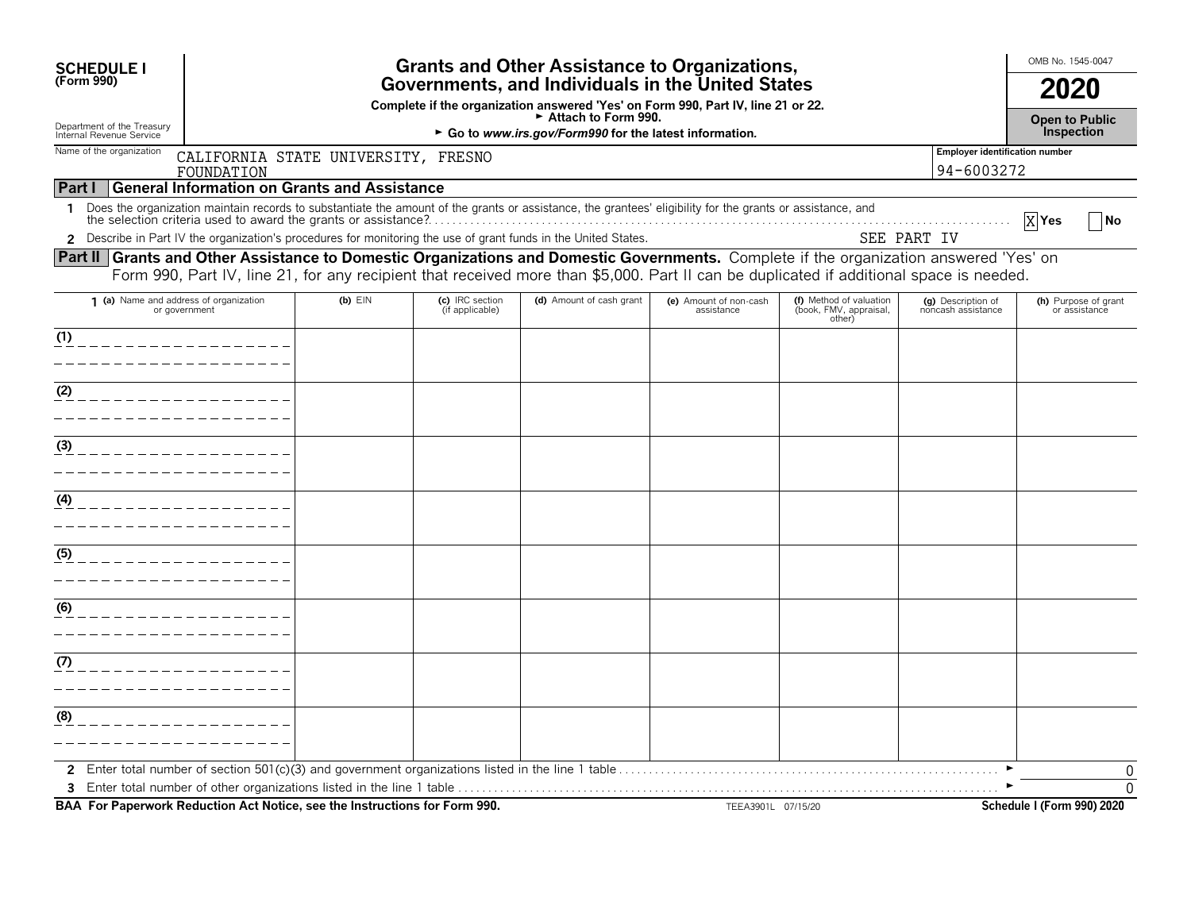**SCHEDULE I**
**(Form 990)**

Department of the Treasury
Internal Revenue Service

# Grants and Other Assistance to Organizations, Governments, and Individuals in the United States

**Complete if the organization answered 'Yes' on Form 990, Part IV, line 21 or 22.**
**► Attach to Form 990.**
**► Go to *www.irs.gov/Form990* for the latest information.**

OMB No. 1545-0047

**2020**

**Open to Public Inspection**

Name of the organization: CALIFORNIA STATE UNIVERSITY, FRESNO FOUNDATION

Employer identification number: 94-6003272

## Part I — General Information on Grants and Assistance

1 Does the organization maintain records to substantiate the amount of the grants or assistance, the grantees' eligibility for the grants or assistance, and the selection criteria used to award the grants or assistance? [X] Yes [ ] No

2 Describe in Part IV the organization's procedures for monitoring the use of grant funds in the United States. SEE PART IV

## Part II — Grants and Other Assistance to Domestic Organizations and Domestic Governments.

Complete if the organization answered 'Yes' on Form 990, Part IV, line 21, for any recipient that received more than $5,000. Part II can be duplicated if additional space is needed.

| 1 (a) Name and address of organization or government | (b) EIN | (c) IRC section (if applicable) | (d) Amount of cash grant | (e) Amount of non-cash assistance | (f) Method of valuation (book, FMV, appraisal, other) | (g) Description of noncash assistance | (h) Purpose of grant or assistance |
|---|---|---|---|---|---|---|---|
| (1) | | | | | | | |
| (2) | | | | | | | |
| (3) | | | | | | | |
| (4) | | | | | | | |
| (5) | | | | | | | |
| (6) | | | | | | | |
| (7) | | | | | | | |
| (8) | | | | | | | |

2 Enter total number of section 501(c)(3) and government organizations listed in the line 1 table ► 0

3 Enter total number of other organizations listed in the line 1 table ► 0

**BAA For Paperwork Reduction Act Notice, see the Instructions for Form 990.** TEEA3901L 07/15/20 **Schedule I (Form 990) 2020**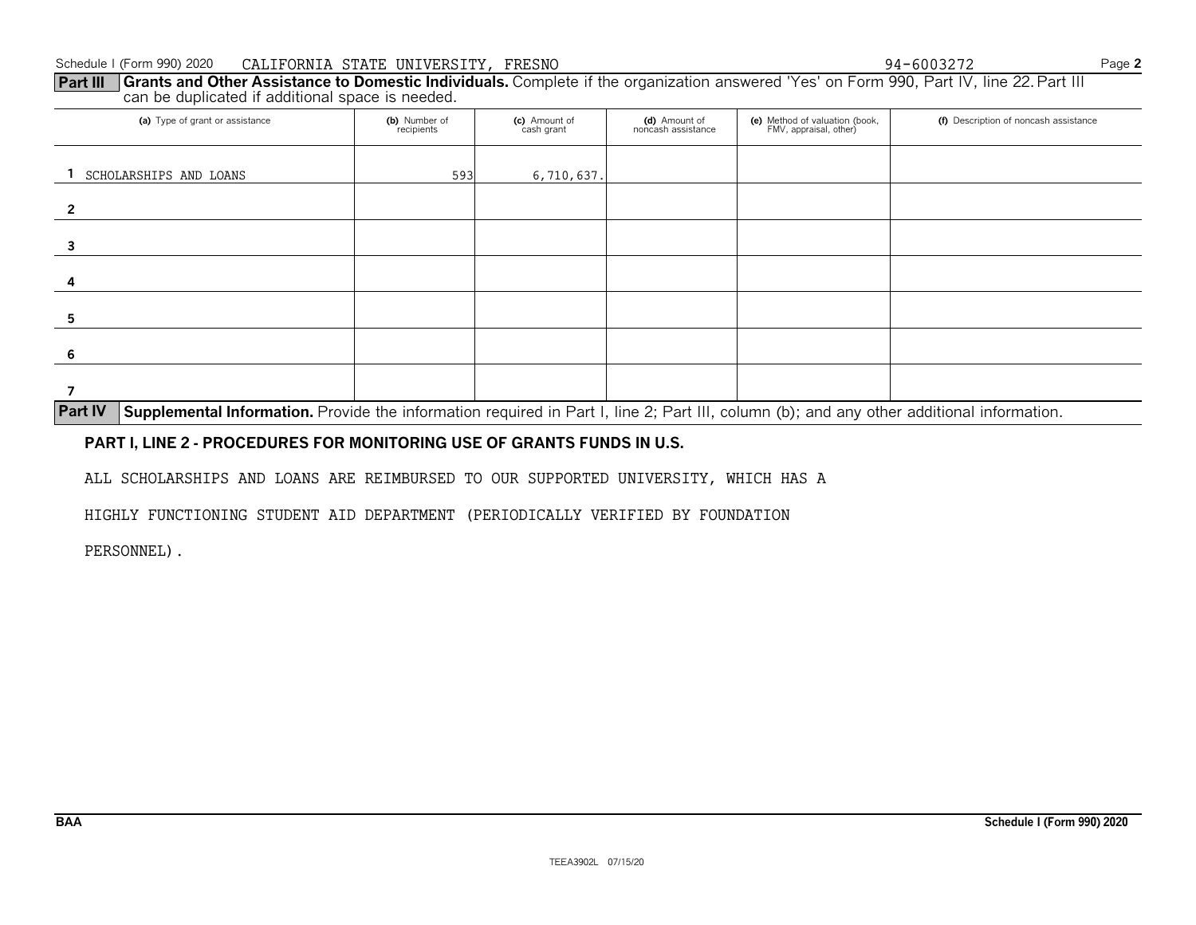Schedule I (Form 990) 2020 CALIFORNIA STATE UNIVERSITY, FRESNO 94-6003272

**Part III** **Grants and Other Assistance to Domestic Individuals.** Complete if the organization answered 'Yes' on Form 990, Part IV, line 22. Part III can be duplicated if additional space is needed.

| | (a) Type of grant or assistance | (b) Number of recipients | (c) Amount of cash grant | (d) Amount of noncash assistance | (e) Method of valuation (book, FMV, appraisal, other) | (f) Description of noncash assistance |
|---|---|---|---|---|---|---|
| 1 | SCHOLARSHIPS AND LOANS | 593 | 6,710,637. | | | |
| 2 | | | | | | |
| 3 | | | | | | |
| 4 | | | | | | |
| 5 | | | | | | |
| 6 | | | | | | |
| 7 | | | | | | |

**Part IV** **Supplemental Information.** Provide the information required in Part I, line 2; Part III, column (b); and any other additional information.

**PART I, LINE 2 - PROCEDURES FOR MONITORING USE OF GRANTS FUNDS IN U.S.**

ALL SCHOLARSHIPS AND LOANS ARE REIMBURSED TO OUR SUPPORTED UNIVERSITY, WHICH HAS A HIGHLY FUNCTIONING STUDENT AID DEPARTMENT (PERIODICALLY VERIFIED BY FOUNDATION PERSONNEL).

BAA **Schedule I (Form 990) 2020**

TEEA3902L 07/15/20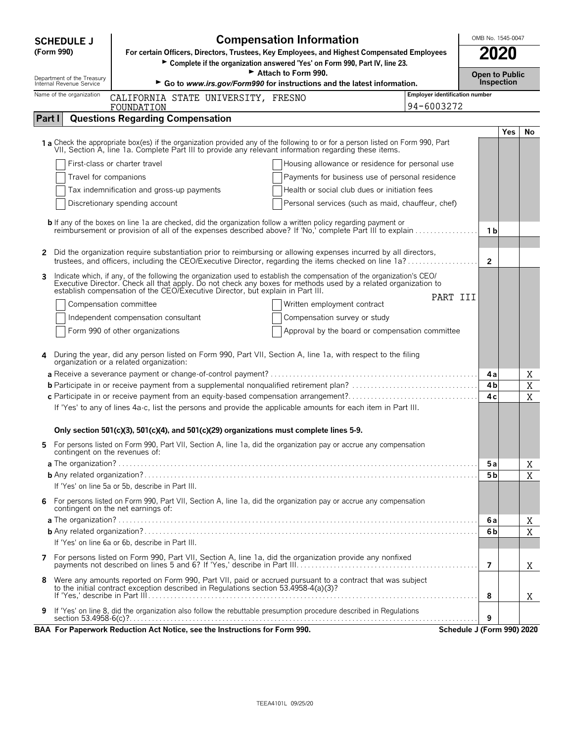**SCHEDULE J (Form 990)**

Department of the Treasury
Internal Revenue Service

# Compensation Information

**For certain Officers, Directors, Trustees, Key Employees, and Highest Compensated Employees**

► **Complete if the organization answered 'Yes' on Form 990, Part IV, line 23.**

► **Attach to Form 990.**

► **Go to www.irs.gov/Form990 for instructions and the latest information.**

OMB No. 1545-0047

**2020**

**Open to Public Inspection**

Name of the organization: CALIFORNIA STATE UNIVERSITY, FRESNO FOUNDATION

Employer identification number: 94-6003272

## Part I — Questions Regarding Compensation

| | | | Yes | No |
|---|---|---|---|---|
| **1a** | Check the appropriate box(es) if the organization provided any of the following to or for a person listed on Form 990, Part VII, Section A, line 1a. Complete Part III to provide any relevant information regarding these items. | | | |
| | ☐ First-class or charter travel ☐ Housing allowance or residence for personal use | | | |
| | ☐ Travel for companions ☐ Payments for business use of personal residence | | | |
| | ☐ Tax indemnification and gross-up payments ☐ Health or social club dues or initiation fees | | | |
| | ☐ Discretionary spending account ☐ Personal services (such as maid, chauffeur, chef) | | | |
| **b** | If any of the boxes on line 1a are checked, did the organization follow a written policy regarding payment or reimbursement or provision of all of the expenses described above? If 'No,' complete Part III to explain | 1b | | |
| **2** | Did the organization require substantiation prior to reimbursing or allowing expenses incurred by all directors, trustees, and officers, including the CEO/Executive Director, regarding the items checked on line 1a? | 2 | | |
| **3** | Indicate which, if any, of the following the organization used to establish the compensation of the organization's CEO/Executive Director. Check all that apply. Do not check any boxes for methods used by a related organization to establish compensation of the CEO/Executive Director, but explain in Part III. PART III | | | |
| | ☐ Compensation committee ☐ Written employment contract | | | |
| | ☐ Independent compensation consultant ☐ Compensation survey or study | | | |
| | ☐ Form 990 of other organizations ☐ Approval by the board or compensation committee | | | |
| **4** | During the year, did any person listed on Form 990, Part VII, Section A, line 1a, with respect to the filing organization or a related organization: | | | |
| **a** | Receive a severance payment or change-of-control payment? | 4a | | X |
| **b** | Participate in or receive payment from a supplemental nonqualified retirement plan? | 4b | | X |
| **c** | Participate in or receive payment from an equity-based compensation arrangement? | 4c | | X |
| | If 'Yes' to any of lines 4a-c, list the persons and provide the applicable amounts for each item in Part III. | | | |
| | **Only section 501(c)(3), 501(c)(4), and 501(c)(29) organizations must complete lines 5-9.** | | | |
| **5** | For persons listed on Form 990, Part VII, Section A, line 1a, did the organization pay or accrue any compensation contingent on the revenues of: | | | |
| **a** | The organization? | 5a | | X |
| **b** | Any related organization? | 5b | | X |
| | If 'Yes' on line 5a or 5b, describe in Part III. | | | |
| **6** | For persons listed on Form 990, Part VII, Section A, line 1a, did the organization pay or accrue any compensation contingent on the net earnings of: | | | |
| **a** | The organization? | 6a | | X |
| **b** | Any related organization? | 6b | | X |
| | If 'Yes' on line 6a or 6b, describe in Part III. | | | |
| **7** | For persons listed on Form 990, Part VII, Section A, line 1a, did the organization provide any nonfixed payments not described on lines 5 and 6? If 'Yes,' describe in Part III | 7 | | X |
| **8** | Were any amounts reported on Form 990, Part VII, paid or accrued pursuant to a contract that was subject to the initial contract exception described in Regulations section 53.4958-4(a)(3)? If 'Yes,' describe in Part III | 8 | | X |
| **9** | If 'Yes' on line 8, did the organization also follow the rebuttable presumption procedure described in Regulations section 53.4958-6(c)? | 9 | | |

**BAA For Paperwork Reduction Act Notice, see the Instructions for Form 990.** **Schedule J (Form 990) 2020**

TEEA4101L 09/25/20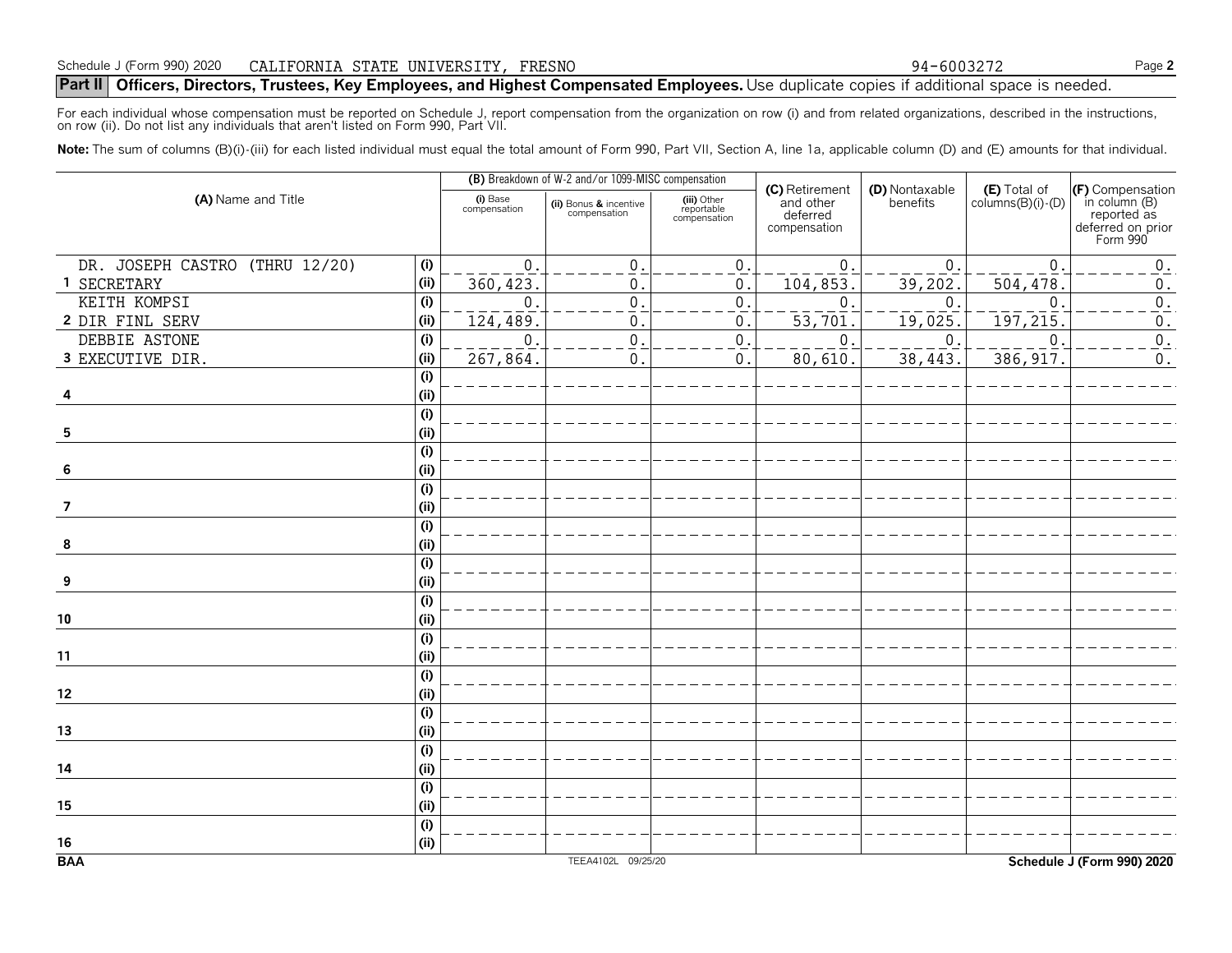Schedule J (Form 990) 2020 CALIFORNIA STATE UNIVERSITY, FRESNO 94-6003272 Page 2

## Part II Officers, Directors, Trustees, Key Employees, and Highest Compensated Employees. Use duplicate copies if additional space is needed.

For each individual whose compensation must be reported on Schedule J, report compensation from the organization on row (i) and from related organizations, described in the instructions, on row (ii). Do not list any individuals that aren't listed on Form 990, Part VII.

**Note:** The sum of columns (B)(i)-(iii) for each listed individual must equal the total amount of Form 990, Part VII, Section A, line 1a, applicable column (D) and (E) amounts for that individual.

| (A) Name and Title | | (B) Breakdown of W-2 and/or 1099-MISC compensation | | | (C) Retirement and other deferred compensation | (D) Nontaxable benefits | (E) Total of columns(B)(i)-(D) | (F) Compensation in column (B) reported as deferred on prior Form 990 |
|---|---|---|---|---|---|---|---|---|
| | | (i) Base compensation | (ii) Bonus & incentive compensation | (iii) Other reportable compensation | | | | |
| 1 DR. JOSEPH CASTRO (THRU 12/20) SECRETARY | (i) | 0. | 0. | 0. | 0. | 0. | 0. | 0. |
| | (ii) | 360,423. | 0. | 0. | 104,853. | 39,202. | 504,478. | 0. |
| 2 KEITH KOMPSI DIR FINL SERV | (i) | 0. | 0. | 0. | 0. | 0. | 0. | 0. |
| | (ii) | 124,489. | 0. | 0. | 53,701. | 19,025. | 197,215. | 0. |
| 3 DEBBIE ASTONE EXECUTIVE DIR. | (i) | 0. | 0. | 0. | 0. | 0. | 0. | 0. |
| | (ii) | 267,864. | 0. | 0. | 80,610. | 38,443. | 386,917. | 0. |
| 4 | (i) | | | | | | | |
| | (ii) | | | | | | | |
| 5 | (i) | | | | | | | |
| | (ii) | | | | | | | |
| 6 | (i) | | | | | | | |
| | (ii) | | | | | | | |
| 7 | (i) | | | | | | | |
| | (ii) | | | | | | | |
| 8 | (i) | | | | | | | |
| | (ii) | | | | | | | |
| 9 | (i) | | | | | | | |
| | (ii) | | | | | | | |
| 10 | (i) | | | | | | | |
| | (ii) | | | | | | | |
| 11 | (i) | | | | | | | |
| | (ii) | | | | | | | |
| 12 | (i) | | | | | | | |
| | (ii) | | | | | | | |
| 13 | (i) | | | | | | | |
| | (ii) | | | | | | | |
| 14 | (i) | | | | | | | |
| | (ii) | | | | | | | |
| 15 | (i) | | | | | | | |
| | (ii) | | | | | | | |
| 16 | (i) | | | | | | | |
| | (ii) | | | | | | | |

BAA TEEA4102L 09/25/20 Schedule J (Form 990) 2020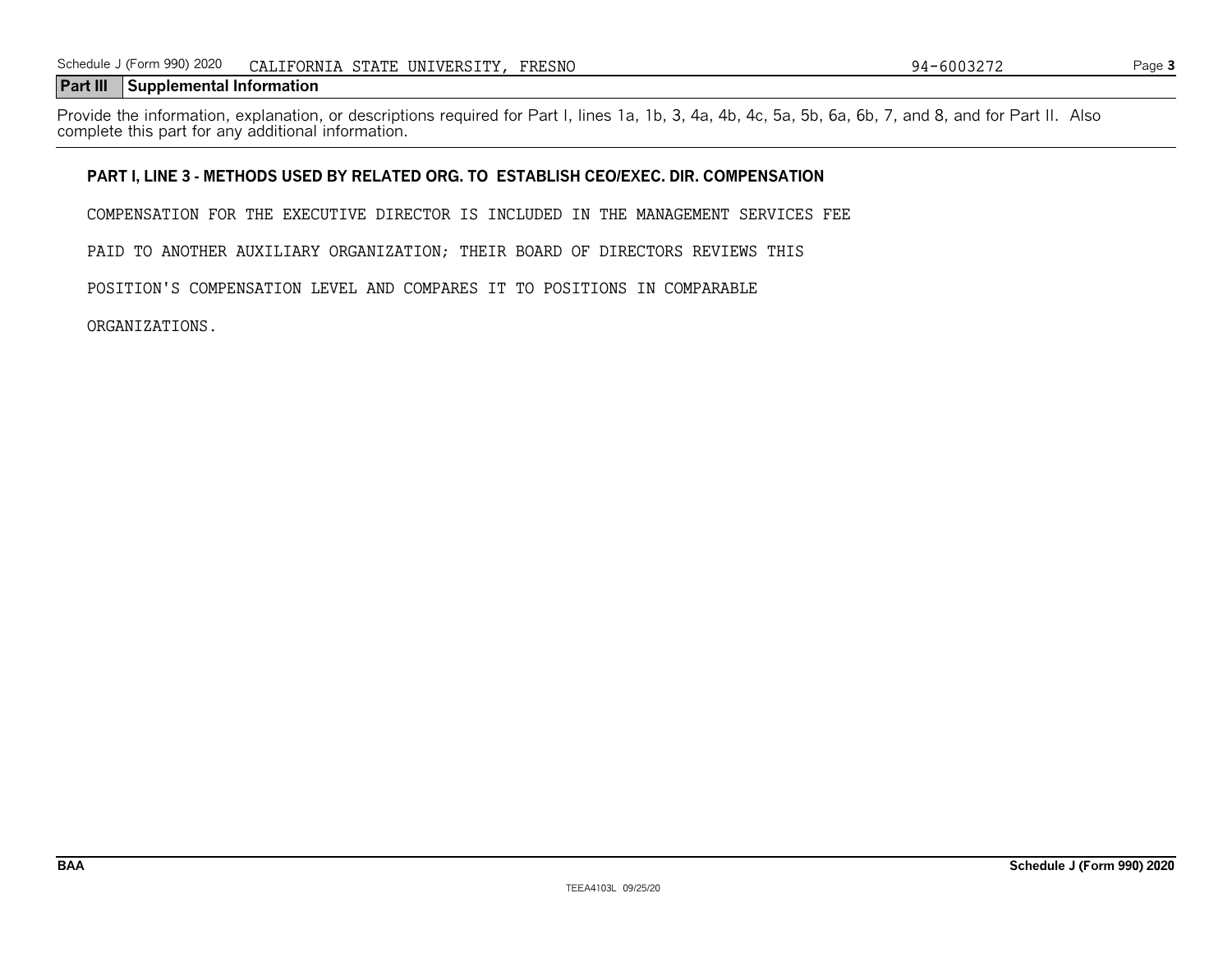Schedule J (Form 990) 2020 CALIFORNIA STATE UNIVERSITY, FRESNO 94-6003272

## Part III Supplemental Information

Provide the information, explanation, or descriptions required for Part I, lines 1a, 1b, 3, 4a, 4b, 4c, 5a, 5b, 6a, 6b, 7, and 8, and for Part II. Also complete this part for any additional information.

**PART I, LINE 3 - METHODS USED BY RELATED ORG. TO ESTABLISH CEO/EXEC. DIR. COMPENSATION**

COMPENSATION FOR THE EXECUTIVE DIRECTOR IS INCLUDED IN THE MANAGEMENT SERVICES FEE PAID TO ANOTHER AUXILIARY ORGANIZATION; THEIR BOARD OF DIRECTORS REVIEWS THIS POSITION'S COMPENSATION LEVEL AND COMPARES IT TO POSITIONS IN COMPARABLE ORGANIZATIONS.

BAA Schedule J (Form 990) 2020

TEEA4103L 09/25/20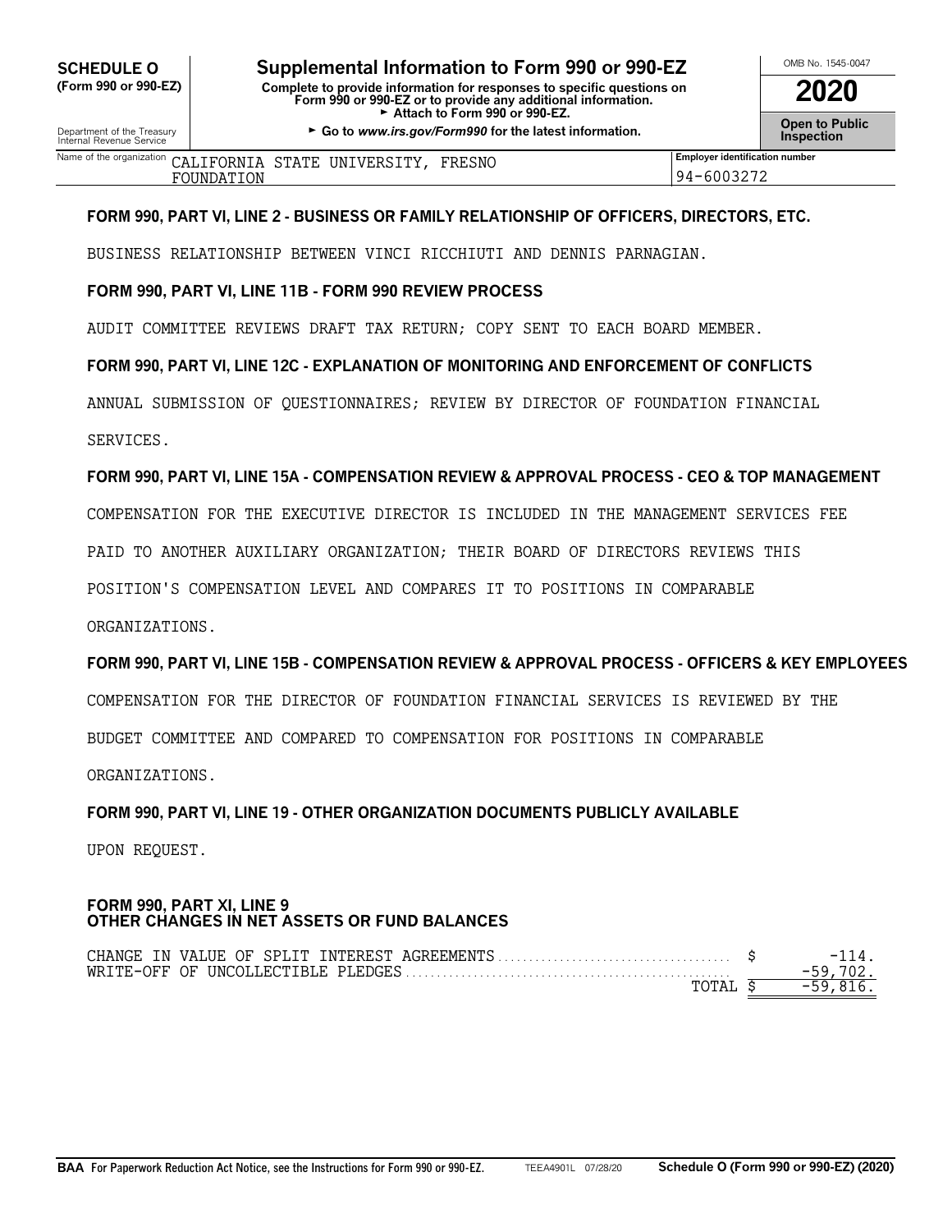**SCHEDULE O** (Form 990 or 990-EZ)

Department of the Treasury
Internal Revenue Service

# Supplemental Information to Form 990 or 990-EZ

**Complete to provide information for responses to specific questions on Form 990 or 990-EZ or to provide any additional information.**
► **Attach to Form 990 or 990-EZ.**
► **Go to *www.irs.gov/Form990* for the latest information.**

OMB No. 1545-0047

**2020**

**Open to Public Inspection**

| Name of the organization | Employer identification number |
| --- | --- |
| CALIFORNIA STATE UNIVERSITY, FRESNO FOUNDATION | 94-6003272 |

**FORM 990, PART VI, LINE 2 - BUSINESS OR FAMILY RELATIONSHIP OF OFFICERS, DIRECTORS, ETC.**

BUSINESS RELATIONSHIP BETWEEN VINCI RICCHIUTI AND DENNIS PARNAGIAN.

**FORM 990, PART VI, LINE 11B - FORM 990 REVIEW PROCESS**

AUDIT COMMITTEE REVIEWS DRAFT TAX RETURN; COPY SENT TO EACH BOARD MEMBER.

**FORM 990, PART VI, LINE 12C - EXPLANATION OF MONITORING AND ENFORCEMENT OF CONFLICTS**

ANNUAL SUBMISSION OF QUESTIONNAIRES; REVIEW BY DIRECTOR OF FOUNDATION FINANCIAL SERVICES.

**FORM 990, PART VI, LINE 15A - COMPENSATION REVIEW & APPROVAL PROCESS - CEO & TOP MANAGEMENT**

COMPENSATION FOR THE EXECUTIVE DIRECTOR IS INCLUDED IN THE MANAGEMENT SERVICES FEE PAID TO ANOTHER AUXILIARY ORGANIZATION; THEIR BOARD OF DIRECTORS REVIEWS THIS POSITION'S COMPENSATION LEVEL AND COMPARES IT TO POSITIONS IN COMPARABLE ORGANIZATIONS.

**FORM 990, PART VI, LINE 15B - COMPENSATION REVIEW & APPROVAL PROCESS - OFFICERS & KEY EMPLOYEES**

COMPENSATION FOR THE DIRECTOR OF FOUNDATION FINANCIAL SERVICES IS REVIEWED BY THE BUDGET COMMITTEE AND COMPARED TO COMPENSATION FOR POSITIONS IN COMPARABLE ORGANIZATIONS.

**FORM 990, PART VI, LINE 19 - OTHER ORGANIZATION DOCUMENTS PUBLICLY AVAILABLE**

UPON REQUEST.

**FORM 990, PART XI, LINE 9**
**OTHER CHANGES IN NET ASSETS OR FUND BALANCES**

| | |
| --- | --- |
| CHANGE IN VALUE OF SPLIT INTEREST AGREEMENTS | $ -114. |
| WRITE-OFF OF UNCOLLECTIBLE PLEDGES | -59,702. |
| TOTAL | $ -59,816. |

**BAA** For Paperwork Reduction Act Notice, see the Instructions for Form 990 or 990-EZ. TEEA4901L 07/28/20 **Schedule O (Form 990 or 990-EZ) (2020)**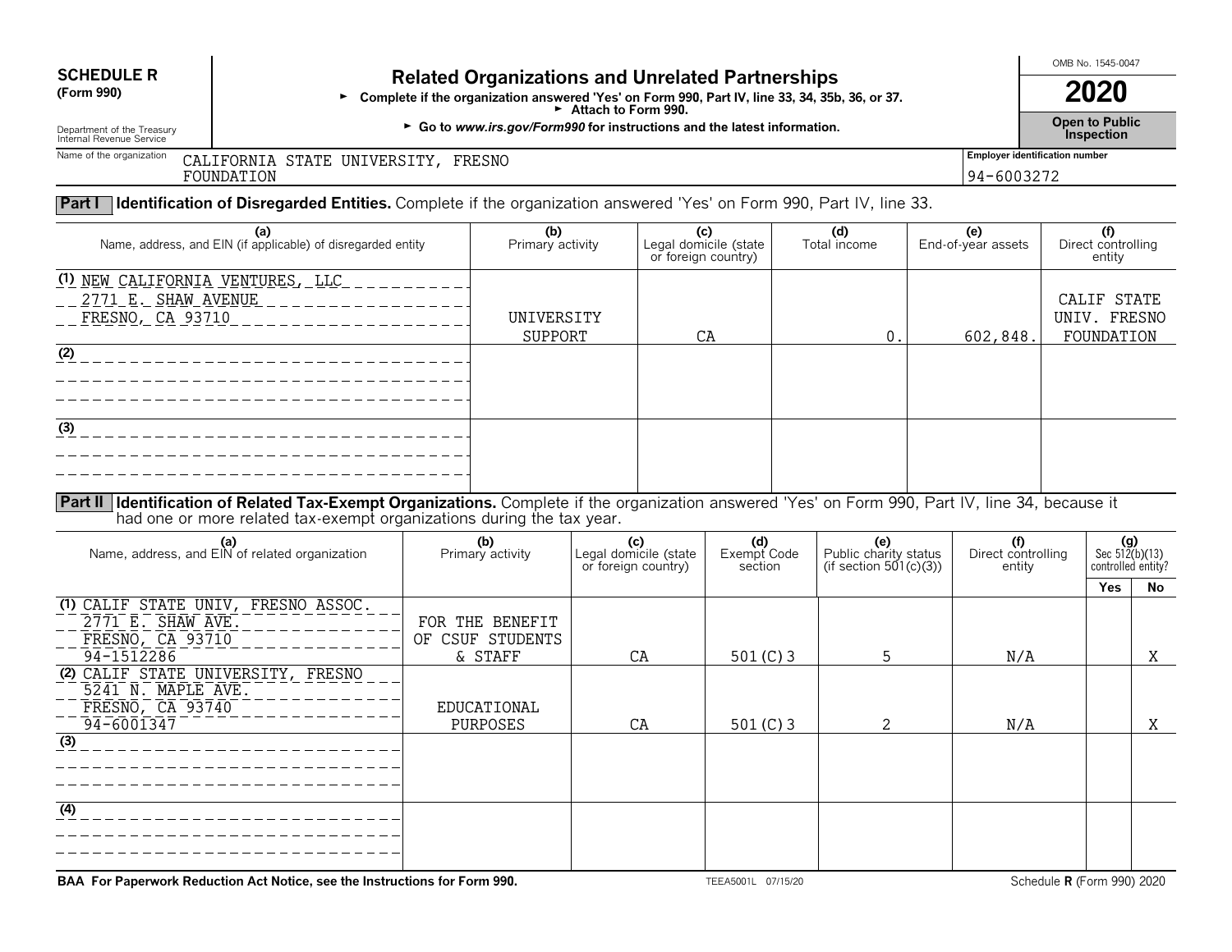**SCHEDULE R (Form 990)**

Department of the Treasury
Internal Revenue Service

# Related Organizations and Unrelated Partnerships

► Complete if the organization answered 'Yes' on Form 990, Part IV, line 33, 34, 35b, 36, or 37.
► Attach to Form 990.
► Go to *www.irs.gov/Form990* for instructions and the latest information.

OMB No. 1545-0047

**2020**

**Open to Public Inspection**

Name of the organization: CALIFORNIA STATE UNIVERSITY, FRESNO FOUNDATION

Employer identification number: 94-6003272

## Part I Identification of Disregarded Entities. Complete if the organization answered 'Yes' on Form 990, Part IV, line 33.

| (a) Name, address, and EIN (if applicable) of disregarded entity | (b) Primary activity | (c) Legal domicile (state or foreign country) | (d) Total income | (e) End-of-year assets | (f) Direct controlling entity |
|---|---|---|---|---|---|
| (1) NEW CALIFORNIA VENTURES, LLC 2771 E. SHAW AVENUE FRESNO, CA 93710 | UNIVERSITY SUPPORT | CA | 0. | 602,848. | CALIF STATE UNIV. FRESNO FOUNDATION |
| (2) | | | | | |
| (3) | | | | | |

## Part II Identification of Related Tax-Exempt Organizations. Complete if the organization answered 'Yes' on Form 990, Part IV, line 34, because it had one or more related tax-exempt organizations during the tax year.

| (a) Name, address, and EIN of related organization | (b) Primary activity | (c) Legal domicile (state or foreign country) | (d) Exempt Code section | (e) Public charity status (if section 501(c)(3)) | (f) Direct controlling entity | (g) Sec 512(b)(13) controlled entity? Yes | No |
|---|---|---|---|---|---|---|---|
| (1) CALIF STATE UNIV, FRESNO ASSOC. 2771 E. SHAW AVE. FRESNO, CA 93710 94-1512286 | FOR THE BENEFIT OF CSUF STUDENTS & STAFF | CA | 501(C)3 | 5 | N/A | | X |
| (2) CALIF STATE UNIVERSITY, FRESNO 5241 N. MAPLE AVE. FRESNO, CA 93740 94-6001347 | EDUCATIONAL PURPOSES | CA | 501(C)3 | 2 | N/A | | X |
| (3) | | | | | | | |
| (4) | | | | | | | |

**BAA For Paperwork Reduction Act Notice, see the Instructions for Form 990.** TEEA5001L 07/15/20 Schedule **R** (Form 990) 2020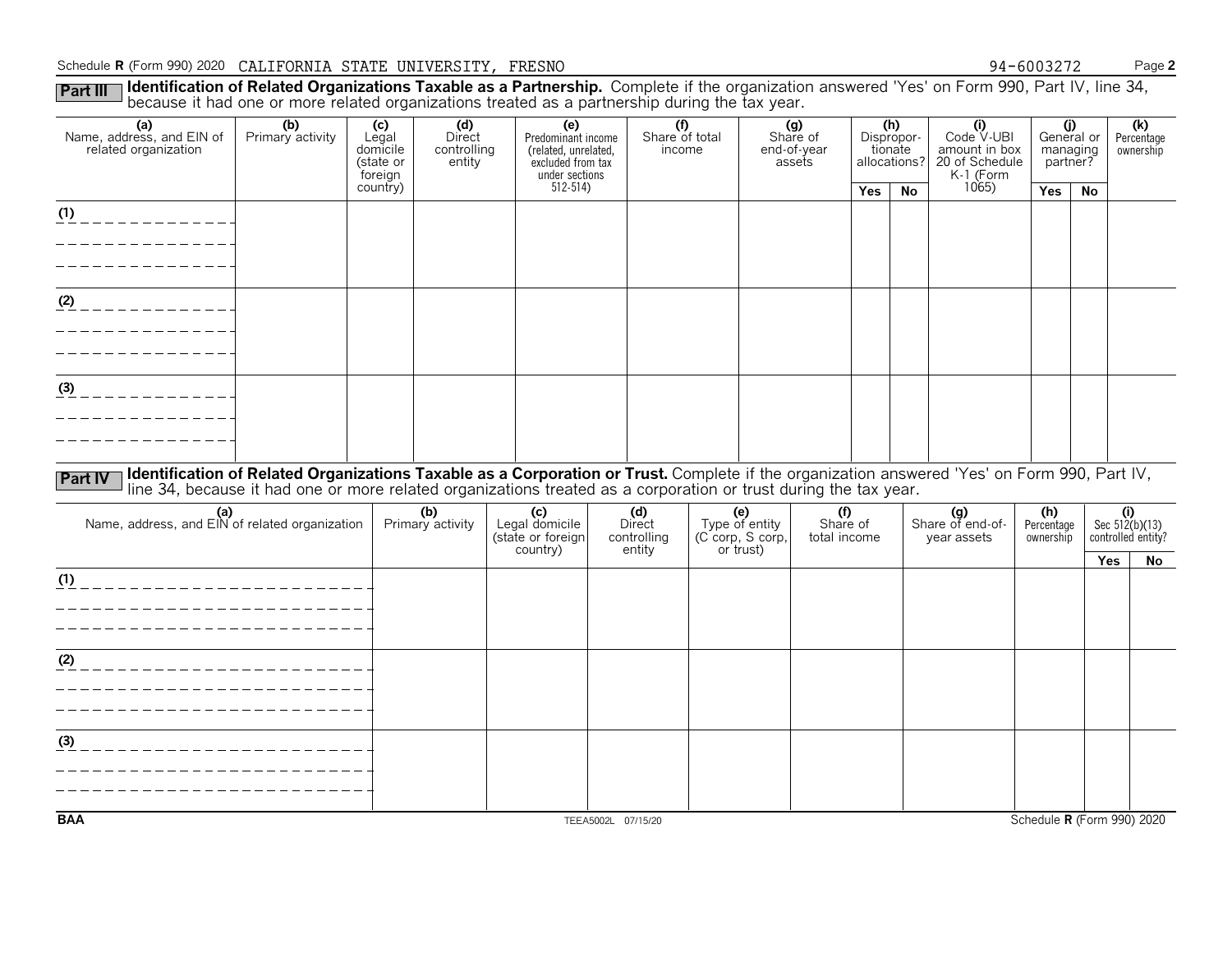Schedule **R** (Form 990) 2020 CALIFORNIA STATE UNIVERSITY, FRESNO 94-6003272

**Part III** **Identification of Related Organizations Taxable as a Partnership.** Complete if the organization answered 'Yes' on Form 990, Part IV, line 34, because it had one or more related organizations treated as a partnership during the tax year.

| (a) Name, address, and EIN of related organization | (b) Primary activity | (c) Legal domicile (state or foreign country) | (d) Direct controlling entity | (e) Predominant income (related, unrelated, excluded from tax under sections 512-514) | (f) Share of total income | (g) Share of end-of-year assets | (h) Dispropor-tionate allocations? | | (i) Code V-UBI amount in box 20 of Schedule K-1 (Form 1065) | (j) General or managing partner? | | (k) Percentage ownership |
|---|---|---|---|---|---|---|---|---|---|---|---|---|
| | | | | | | | Yes | No | | Yes | No | |
| (1) | | | | | | | | | | | | |
| (2) | | | | | | | | | | | | |
| (3) | | | | | | | | | | | | |

**Part IV** **Identification of Related Organizations Taxable as a Corporation or Trust.** Complete if the organization answered 'Yes' on Form 990, Part IV, line 34, because it had one or more related organizations treated as a corporation or trust during the tax year.

| (a) Name, address, and EIN of related organization | (b) Primary activity | (c) Legal domicile (state or foreign country) | (d) Direct controlling entity | (e) Type of entity (C corp, S corp, or trust) | (f) Share of total income | (g) Share of end-of-year assets | (h) Percentage ownership | (i) Sec 512(b)(13) controlled entity? | |
|---|---|---|---|---|---|---|---|---|---|
| | | | | | | | | Yes | No |
| (1) | | | | | | | | | |
| (2) | | | | | | | | | |
| (3) | | | | | | | | | |

BAA TEEA5002L 07/15/20 Schedule **R** (Form 990) 2020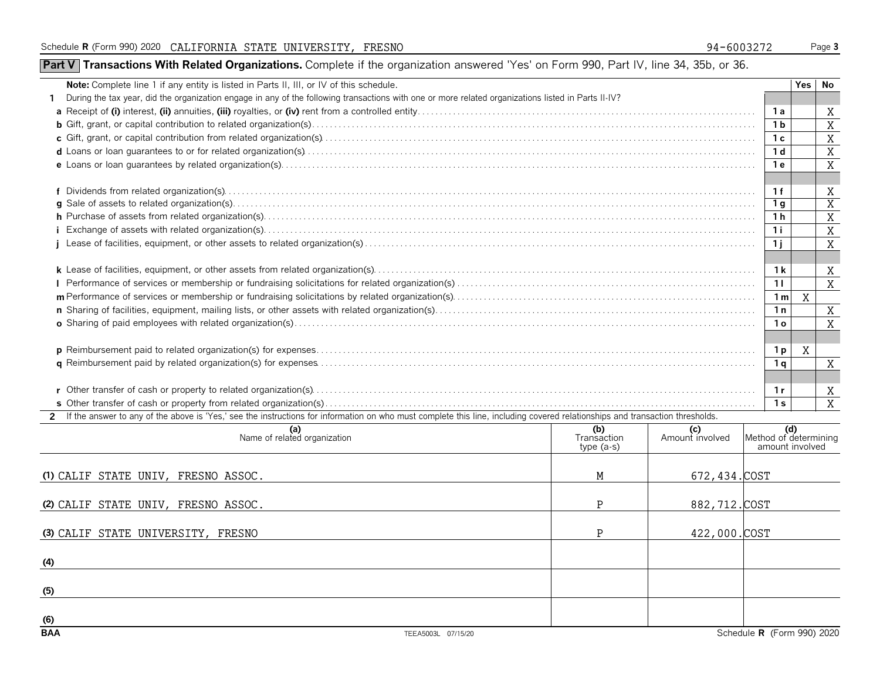Schedule **R** (Form 990) 2020 CALIFORNIA STATE UNIVERSITY, FRESNO 94-6003272

## Part V Transactions With Related Organizations. 
Complete if the organization answered 'Yes' on Form 990, Part IV, line 34, 35b, or 36.

| **Note:** Complete line 1 if any entity is listed in Parts II, III, or IV of this schedule. | | Yes | No |
|---|---|---|---|
| **1** During the tax year, did the organization engage in any of the following transactions with one or more related organizations listed in Parts II-IV? | | | |
| **a** Receipt of **(i)** interest, **(ii)** annuities, **(iii)** royalties, or **(iv)** rent from a controlled entity | 1a | | X |
| **b** Gift, grant, or capital contribution to related organization(s) | 1b | | X |
| **c** Gift, grant, or capital contribution from related organization(s) | 1c | | X |
| **d** Loans or loan guarantees to or for related organization(s) | 1d | | X |
| **e** Loans or loan guarantees by related organization(s) | 1e | | X |
| **f** Dividends from related organization(s) | 1f | | X |
| **g** Sale of assets to related organization(s) | 1g | | X |
| **h** Purchase of assets from related organization(s) | 1h | | X |
| **i** Exchange of assets with related organization(s) | 1i | | X |
| **j** Lease of facilities, equipment, or other assets to related organization(s) | 1j | | X |
| **k** Lease of facilities, equipment, or other assets from related organization(s) | 1k | | X |
| **l** Performance of services or membership or fundraising solicitations for related organization(s) | 1l | | X |
| **m** Performance of services or membership or fundraising solicitations by related organization(s) | 1m | X | |
| **n** Sharing of facilities, equipment, mailing lists, or other assets with related organization(s) | 1n | | X |
| **o** Sharing of paid employees with related organization(s) | 1o | | X |
| **p** Reimbursement paid to related organization(s) for expenses | 1p | X | |
| **q** Reimbursement paid by related organization(s) for expenses | 1q | | X |
| **r** Other transfer of cash or property to related organization(s) | 1r | | X |
| **s** Other transfer of cash or property from related organization(s) | 1s | | X |

**2** If the answer to any of the above is 'Yes,' see the instructions for information on who must complete this line, including covered relationships and transaction thresholds.

| | (a) Name of related organization | (b) Transaction type (a-s) | (c) Amount involved | (d) Method of determining amount involved |
|---|---|---|---|---|
| (1) | CALIF STATE UNIV, FRESNO ASSOC. | M | 672,434. | COST |
| (2) | CALIF STATE UNIV, FRESNO ASSOC. | P | 882,712. | COST |
| (3) | CALIF STATE UNIVERSITY, FRESNO | P | 422,000. | COST |
| (4) | | | | |
| (5) | | | | |
| (6) | | | | |

BAA TEEA5003L 07/15/20 Schedule **R** (Form 990) 2020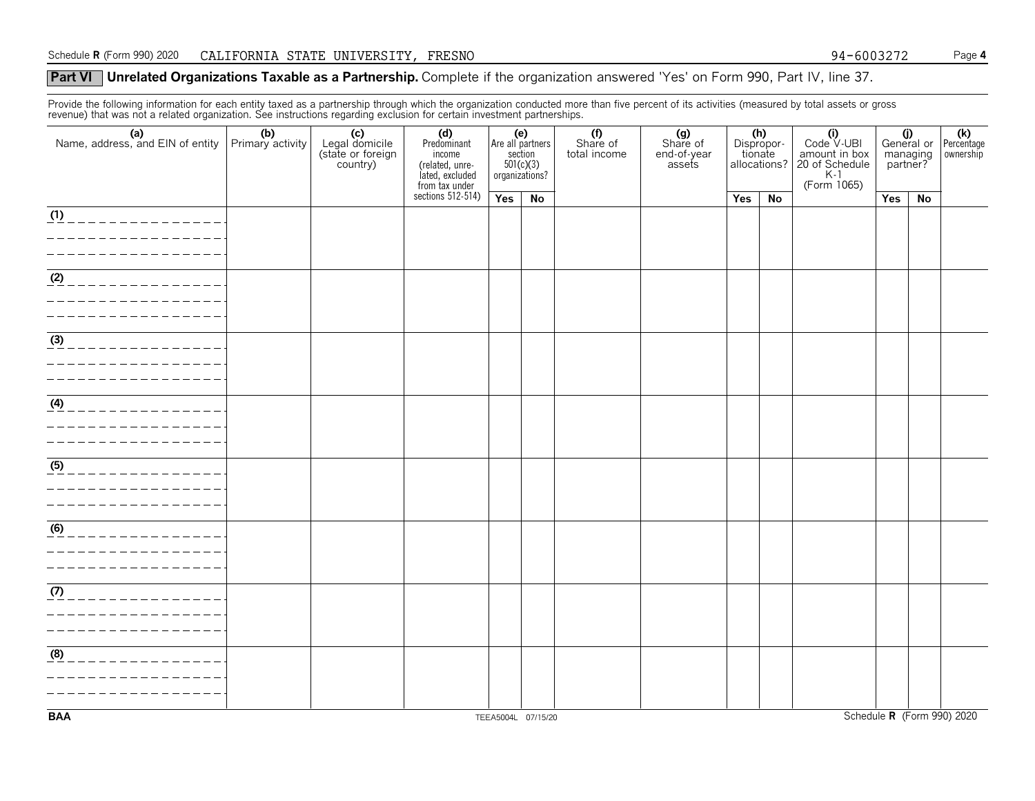## Part VI Unrelated Organizations Taxable as a Partnership. Complete if the organization answered 'Yes' on Form 990, Part IV, line 37.

Provide the following information for each entity taxed as a partnership through which the organization conducted more than five percent of its activities (measured by total assets or gross revenue) that was not a related organization. See instructions regarding exclusion for certain investment partnerships.

| (a) Name, address, and EIN of entity | (b) Primary activity | (c) Legal domicile (state or foreign country) | (d) Predominant income (related, unrelated, excluded from tax under sections 512-514) | (e) Are all partners section 501(c)(3) organizations? | | (f) Share of total income | (g) Share of end-of-year assets | (h) Disproportionate allocations? | | (i) Code V-UBI amount in box 20 of Schedule K-1 (Form 1065) | (j) General or managing partner? | | (k) Percentage ownership |
|---|---|---|---|---|---|---|---|---|---|---|---|---|---|
| | | | | Yes | No | | | Yes | No | | Yes | No | |
| (1) | | | | | | | | | | | | | |
| (2) | | | | | | | | | | | | | |
| (3) | | | | | | | | | | | | | |
| (4) | | | | | | | | | | | | | |
| (5) | | | | | | | | | | | | | |
| (6) | | | | | | | | | | | | | |
| (7) | | | | | | | | | | | | | |
| (8) | | | | | | | | | | | | | |

BAA TEEA5004L 07/15/20 Schedule R (Form 990) 2020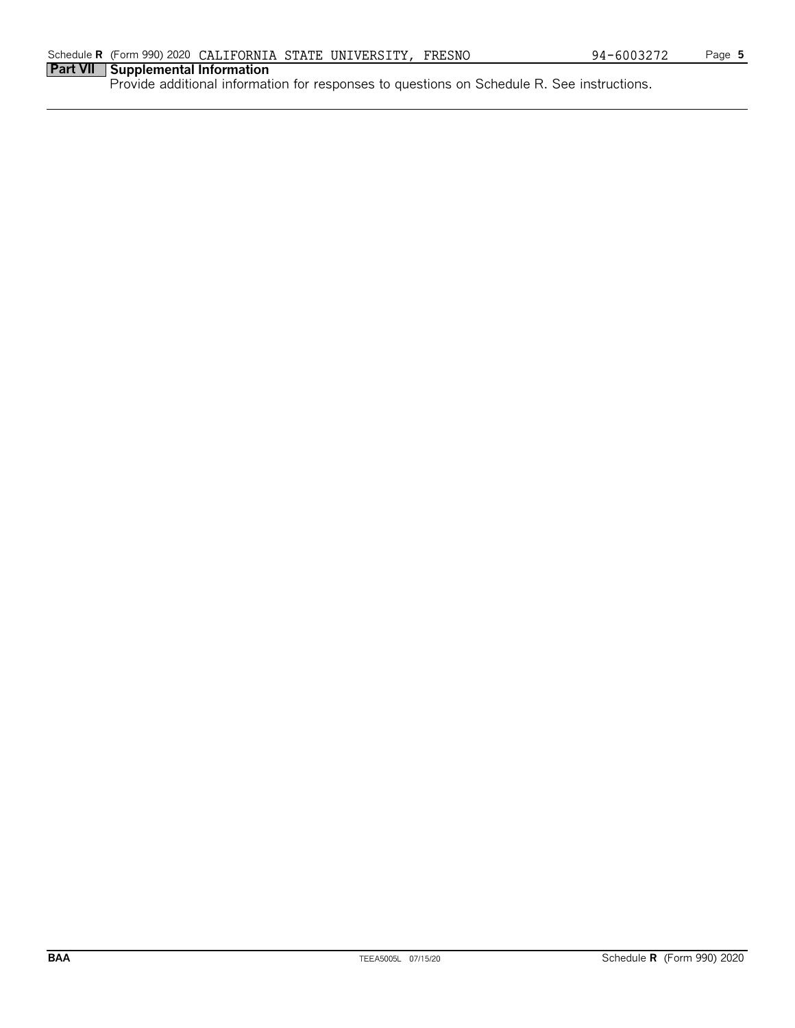## Part VII Supplemental Information

Provide additional information for responses to questions on Schedule R. See instructions.